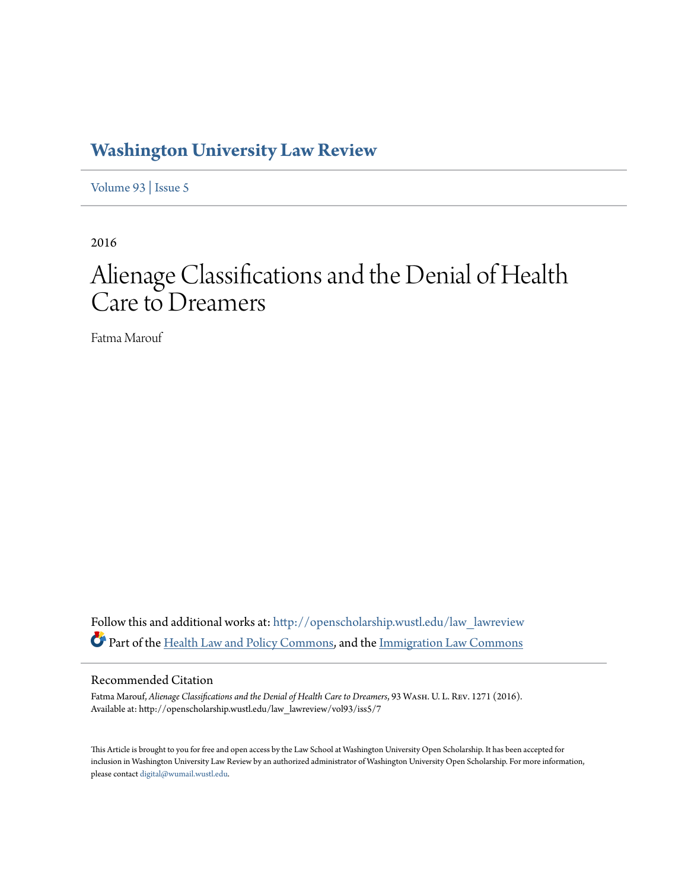# Washington University Law Review

Volume 93 | Issue 5

2016

# Alienage Classifications and the Denial of Health Care to Dreamers

Fatma Marouf

Follow this and additional works at: http://openscholarship.wustl.edu/law_lawreview

Part of the Health Law and Policy Commons, and the Immigration Law Commons

## Recommended Citation

Fatma Marouf, *Alienage Classifications and the Denial of Health Care to Dreamers*, 93 Wash. U. L. Rev. 1271 (2016).
Available at: http://openscholarship.wustl.edu/law_lawreview/vol93/iss5/7

This Article is brought to you for free and open access by the Law School at Washington University Open Scholarship. It has been accepted for inclusion in Washington University Law Review by an authorized administrator of Washington University Open Scholarship. For more information, please contact digital@wumail.wustl.edu.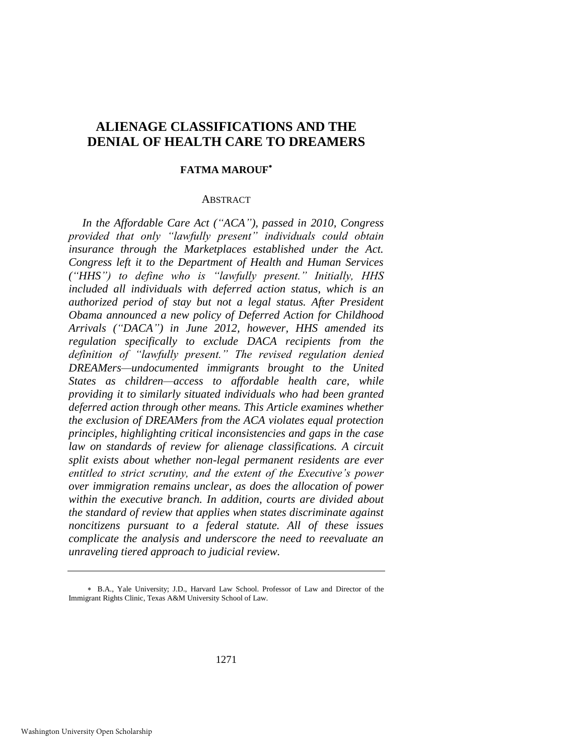# ALIENAGE CLASSIFICATIONS AND THE DENIAL OF HEALTH CARE TO DREAMERS

**FATMA MAROUF[*]**

ABSTRACT

*In the Affordable Care Act ("ACA"), passed in 2010, Congress provided that only "lawfully present" individuals could obtain insurance through the Marketplaces established under the Act. Congress left it to the Department of Health and Human Services ("HHS") to define who is "lawfully present." Initially, HHS included all individuals with deferred action status, which is an authorized period of stay but not a legal status. After President Obama announced a new policy of Deferred Action for Childhood Arrivals ("DACA") in June 2012, however, HHS amended its regulation specifically to exclude DACA recipients from the definition of "lawfully present." The revised regulation denied DREAMers—undocumented immigrants brought to the United States as children—access to affordable health care, while providing it to similarly situated individuals who had been granted deferred action through other means. This Article examines whether the exclusion of DREAMers from the ACA violates equal protection principles, highlighting critical inconsistencies and gaps in the case law on standards of review for alienage classifications. A circuit split exists about whether non-legal permanent residents are ever entitled to strict scrutiny, and the extent of the Executive's power over immigration remains unclear, as does the allocation of power within the executive branch. In addition, courts are divided about the standard of review that applies when states discriminate against noncitizens pursuant to a federal statute. All of these issues complicate the analysis and underscore the need to reevaluate an unraveling tiered approach to judicial review.*

---

[*] B.A., Yale University; J.D., Harvard Law School. Professor of Law and Director of the Immigrant Rights Clinic, Texas A&M University School of Law.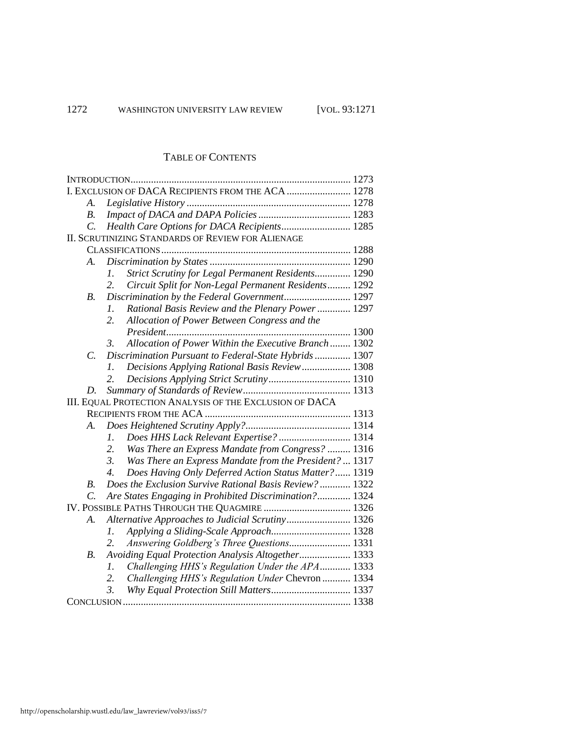## TABLE OF CONTENTS

INTRODUCTION ..................................................................................... 1273

I. EXCLUSION OF DACA RECIPIENTS FROM THE ACA ......................... 1278

- A. *Legislative History* ................................................................ 1278
- B. *Impact of DACA and DAPA Policies* .................................... 1283
- C. *Health Care Options for DACA Recipients* ........................... 1285

II. SCRUTINIZING STANDARDS OF REVIEW FOR ALIENAGE CLASSIFICATIONS .......................................................................... 1288

- A. *Discrimination by States* ....................................................... 1290
  1. *Strict Scrutiny for Legal Permanent Residents* ............. 1290
  2. *Circuit Split for Non-Legal Permanent Residents* ......... 1292
- B. *Discrimination by the Federal Government* .......................... 1297
  1. *Rational Basis Review and the Plenary Power* ............. 1297
  2. *Allocation of Power Between Congress and the President* ........................................................................ 1300
  3. *Allocation of Power Within the Executive Branch* ........ 1302
- C. *Discrimination Pursuant to Federal-State Hybrids* .............. 1307
  1. *Decisions Applying Rational Basis Review* ................... 1308
  2. *Decisions Applying Strict Scrutiny* ................................ 1310
- D. *Summary of Standards of Review* .......................................... 1313

III. EQUAL PROTECTION ANALYSIS OF THE EXCLUSION OF DACA RECIPIENTS FROM THE ACA ......................................................... 1313

- A. *Does Heightened Scrutiny Apply?* ......................................... 1314
  1. *Does HHS Lack Relevant Expertise?* ............................ 1314
  2. *Was There an Express Mandate from Congress?* ......... 1316
  3. *Was There an Express Mandate from the President?* ... 1317
  4. *Does Having Only Deferred Action Status Matter?* ...... 1319
- B. *Does the Exclusion Survive Rational Basis Review?* ............ 1322
- C. *Are States Engaging in Prohibited Discrimination?* ............. 1324

IV. POSSIBLE PATHS THROUGH THE QUAGMIRE .................................. 1326

- A. *Alternative Approaches to Judicial Scrutiny* ......................... 1326
  1. *Applying a Sliding-Scale Approach* ............................... 1328
  2. *Answering Goldberg's Three Questions* ........................ 1331
- B. *Avoiding Equal Protection Analysis Altogether* .................... 1333
  1. *Challenging HHS's Regulation Under the APA* ............ 1333
  2. *Challenging HHS's Regulation Under* Chevron ........... 1334
  3. *Why Equal Protection Still Matters* ............................... 1337

CONCLUSION ......................................................................................... 1338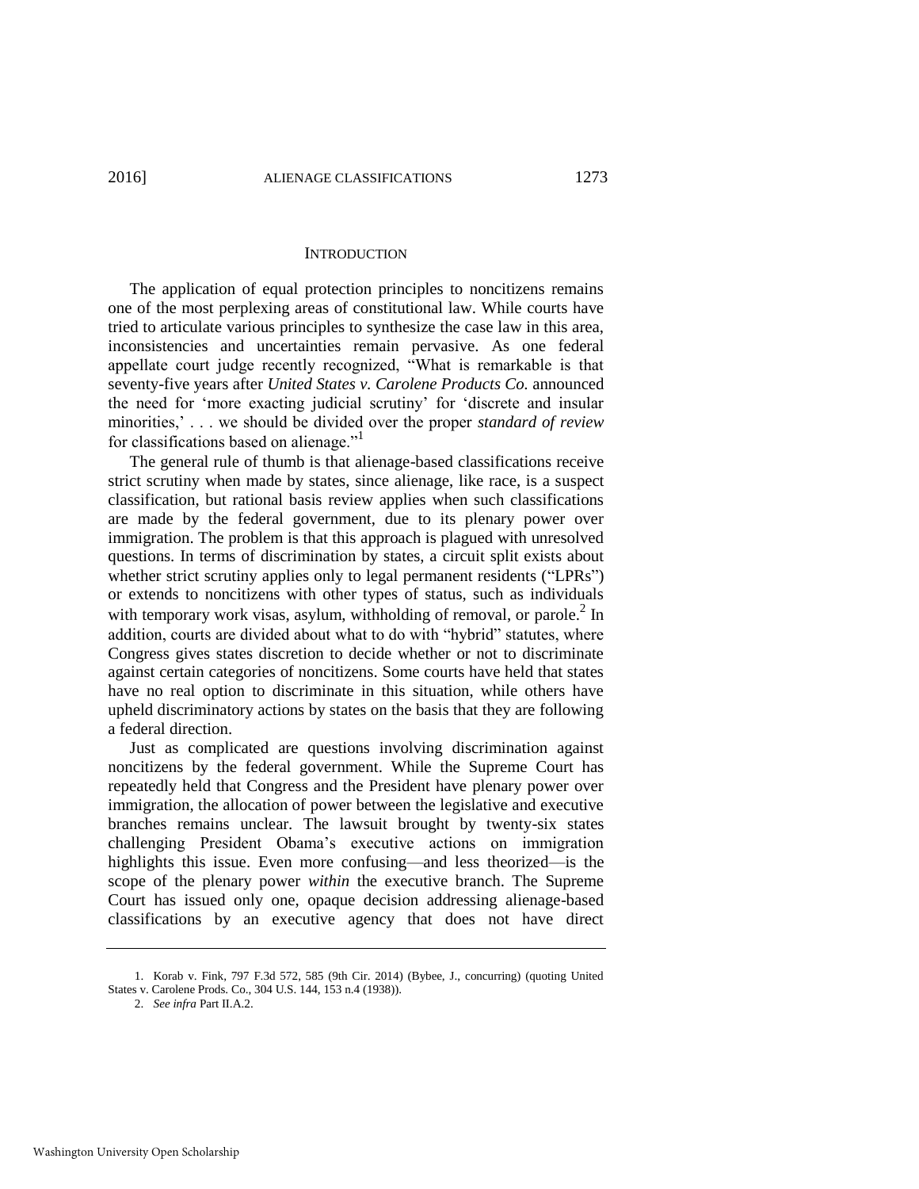## INTRODUCTION

The application of equal protection principles to noncitizens remains one of the most perplexing areas of constitutional law. While courts have tried to articulate various principles to synthesize the case law in this area, inconsistencies and uncertainties remain pervasive. As one federal appellate court judge recently recognized, "What is remarkable is that seventy-five years after *United States v. Carolene Products Co.* announced the need for 'more exacting judicial scrutiny' for 'discrete and insular minorities,' . . . we should be divided over the proper *standard of review* for classifications based on alienage."[1]

The general rule of thumb is that alienage-based classifications receive strict scrutiny when made by states, since alienage, like race, is a suspect classification, but rational basis review applies when such classifications are made by the federal government, due to its plenary power over immigration. The problem is that this approach is plagued with unresolved questions. In terms of discrimination by states, a circuit split exists about whether strict scrutiny applies only to legal permanent residents ("LPRs") or extends to noncitizens with other types of status, such as individuals with temporary work visas, asylum, withholding of removal, or parole.[2] In addition, courts are divided about what to do with "hybrid" statutes, where Congress gives states discretion to decide whether or not to discriminate against certain categories of noncitizens. Some courts have held that states have no real option to discriminate in this situation, while others have upheld discriminatory actions by states on the basis that they are following a federal direction.

Just as complicated are questions involving discrimination against noncitizens by the federal government. While the Supreme Court has repeatedly held that Congress and the President have plenary power over immigration, the allocation of power between the legislative and executive branches remains unclear. The lawsuit brought by twenty-six states challenging President Obama's executive actions on immigration highlights this issue. Even more confusing—and less theorized—is the scope of the plenary power *within* the executive branch. The Supreme Court has issued only one, opaque decision addressing alienage-based classifications by an executive agency that does not have direct

---

1. Korab v. Fink, 797 F.3d 572, 585 (9th Cir. 2014) (Bybee, J., concurring) (quoting United States v. Carolene Prods. Co., 304 U.S. 144, 153 n.4 (1938)).

2. *See infra* Part II.A.2.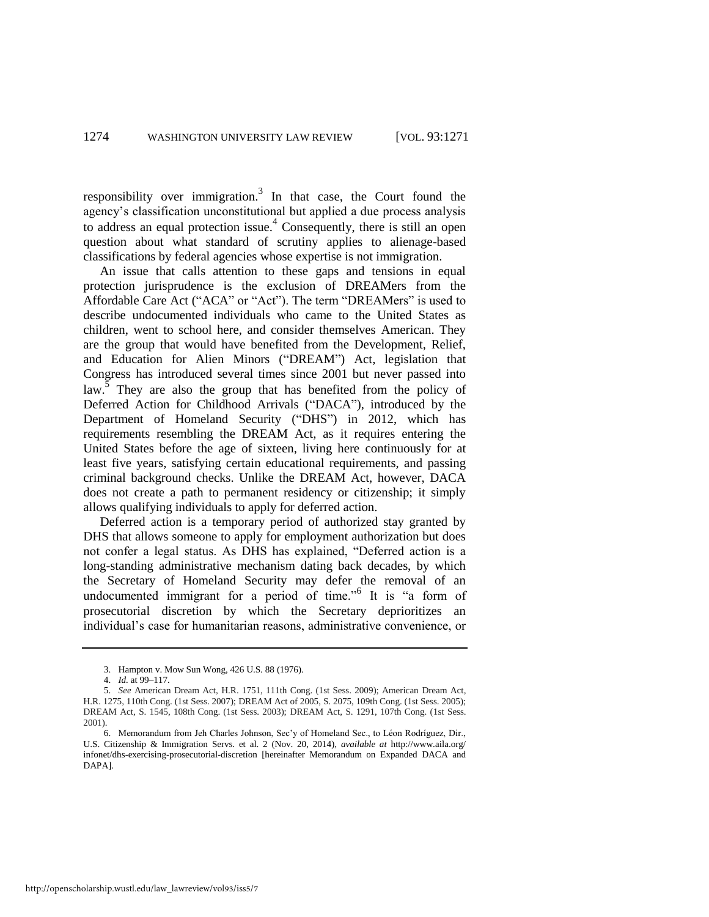responsibility over immigration.[3] In that case, the Court found the agency's classification unconstitutional but applied a due process analysis to address an equal protection issue.[4] Consequently, there is still an open question about what standard of scrutiny applies to alienage-based classifications by federal agencies whose expertise is not immigration.

An issue that calls attention to these gaps and tensions in equal protection jurisprudence is the exclusion of DREAMers from the Affordable Care Act ("ACA" or "Act"). The term "DREAMers" is used to describe undocumented individuals who came to the United States as children, went to school here, and consider themselves American. They are the group that would have benefited from the Development, Relief, and Education for Alien Minors ("DREAM") Act, legislation that Congress has introduced several times since 2001 but never passed into law.[5] They are also the group that has benefited from the policy of Deferred Action for Childhood Arrivals ("DACA"), introduced by the Department of Homeland Security ("DHS") in 2012, which has requirements resembling the DREAM Act, as it requires entering the United States before the age of sixteen, living here continuously for at least five years, satisfying certain educational requirements, and passing criminal background checks. Unlike the DREAM Act, however, DACA does not create a path to permanent residency or citizenship; it simply allows qualifying individuals to apply for deferred action.

Deferred action is a temporary period of authorized stay granted by DHS that allows someone to apply for employment authorization but does not confer a legal status. As DHS has explained, "Deferred action is a long-standing administrative mechanism dating back decades, by which the Secretary of Homeland Security may defer the removal of an undocumented immigrant for a period of time."[6] It is "a form of prosecutorial discretion by which the Secretary deprioritizes an individual's case for humanitarian reasons, administrative convenience, or

---

3. Hampton v. Mow Sun Wong, 426 U.S. 88 (1976).

4. *Id.* at 99–117.

5. *See* American Dream Act, H.R. 1751, 111th Cong. (1st Sess. 2009); American Dream Act, H.R. 1275, 110th Cong. (1st Sess. 2007); DREAM Act of 2005, S. 2075, 109th Cong. (1st Sess. 2005); DREAM Act, S. 1545, 108th Cong. (1st Sess. 2003); DREAM Act, S. 1291, 107th Cong. (1st Sess. 2001).

6. Memorandum from Jeh Charles Johnson, Sec'y of Homeland Sec., to Léon Rodríguez, Dir., U.S. Citizenship & Immigration Servs. et al. 2 (Nov. 20, 2014), *available at* http://www.aila.org/infonet/dhs-exercising-prosecutorial-discretion [hereinafter Memorandum on Expanded DACA and DAPA].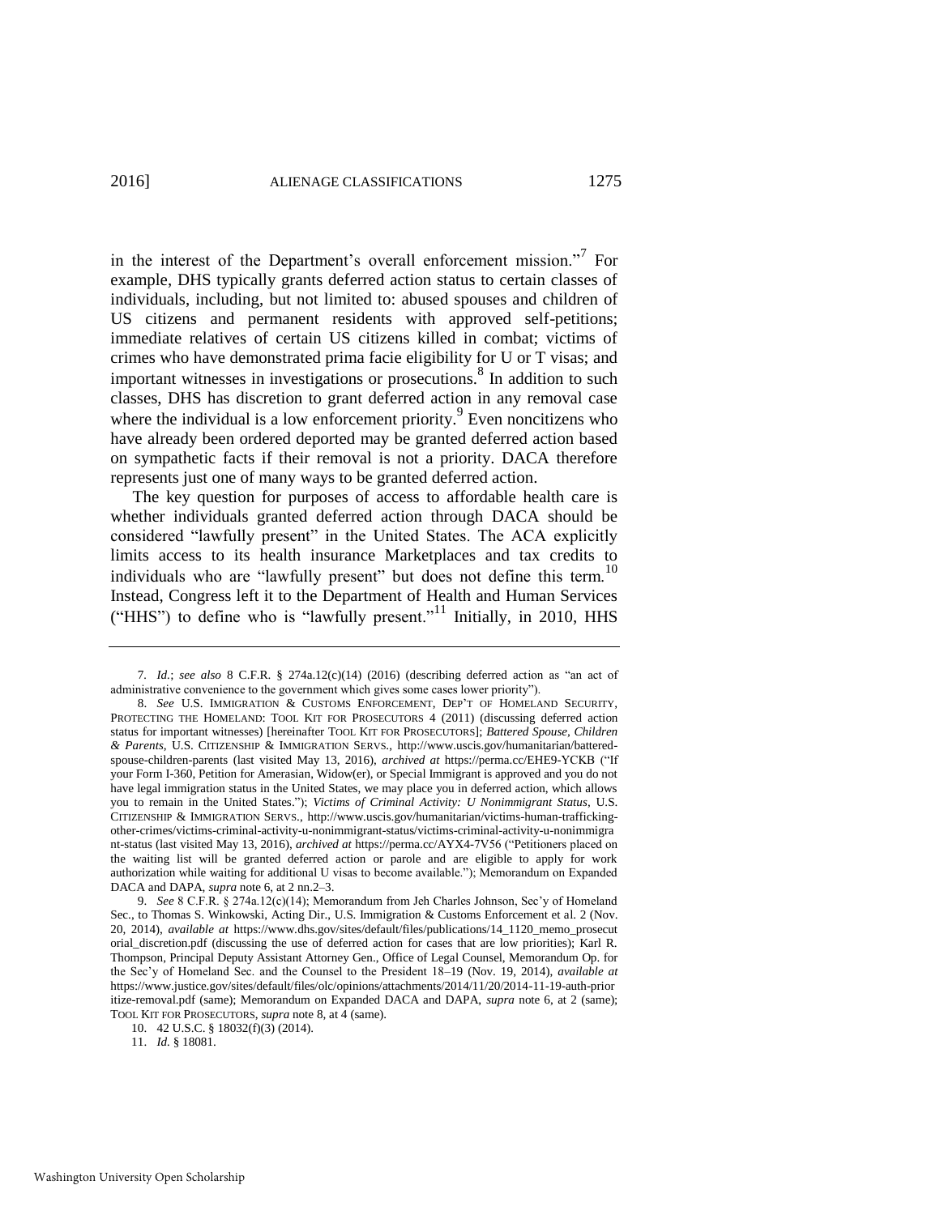in the interest of the Department's overall enforcement mission."[7] For example, DHS typically grants deferred action status to certain classes of individuals, including, but not limited to: abused spouses and children of US citizens and permanent residents with approved self-petitions; immediate relatives of certain US citizens killed in combat; victims of crimes who have demonstrated prima facie eligibility for U or T visas; and important witnesses in investigations or prosecutions.[8] In addition to such classes, DHS has discretion to grant deferred action in any removal case where the individual is a low enforcement priority.[9] Even noncitizens who have already been ordered deported may be granted deferred action based on sympathetic facts if their removal is not a priority. DACA therefore represents just one of many ways to be granted deferred action.

The key question for purposes of access to affordable health care is whether individuals granted deferred action through DACA should be considered "lawfully present" in the United States. The ACA explicitly limits access to its health insurance Marketplaces and tax credits to individuals who are "lawfully present" but does not define this term.[10] Instead, Congress left it to the Department of Health and Human Services ("HHS") to define who is "lawfully present."[11] Initially, in 2010, HHS

---

7. *Id.*; *see also* 8 C.F.R. § 274a.12(c)(14) (2016) (describing deferred action as "an act of administrative convenience to the government which gives some cases lower priority").

8. *See* U.S. IMMIGRATION & CUSTOMS ENFORCEMENT, DEP'T OF HOMELAND SECURITY, PROTECTING THE HOMELAND: TOOL KIT FOR PROSECUTORS 4 (2011) (discussing deferred action status for important witnesses) [hereinafter TOOL KIT FOR PROSECUTORS]; *Battered Spouse, Children & Parents*, U.S. CITIZENSHIP & IMMIGRATION SERVS., http://www.uscis.gov/humanitarian/battered-spouse-children-parents (last visited May 13, 2016), *archived at* https://perma.cc/EHE9-YCKB ("If your Form I-360, Petition for Amerasian, Widow(er), or Special Immigrant is approved and you do not have legal immigration status in the United States, we may place you in deferred action, which allows you to remain in the United States."); *Victims of Criminal Activity: U Nonimmigrant Status*, U.S. CITIZENSHIP & IMMIGRATION SERVS., http://www.uscis.gov/humanitarian/victims-human-trafficking-other-crimes/victims-criminal-activity-u-nonimmigrant-status/victims-criminal-activity-u-nonimmigrant-status (last visited May 13, 2016), *archived at* https://perma.cc/AYX4-7V56 ("Petitioners placed on the waiting list will be granted deferred action or parole and are eligible to apply for work authorization while waiting for additional U visas to become available."); Memorandum on Expanded DACA and DAPA, *supra* note 6, at 2 nn.2–3.

9. *See* 8 C.F.R. § 274a.12(c)(14); Memorandum from Jeh Charles Johnson, Sec'y of Homeland Sec., to Thomas S. Winkowski, Acting Dir., U.S. Immigration & Customs Enforcement et al. 2 (Nov. 20, 2014), *available at* https://www.dhs.gov/sites/default/files/publications/14_1120_memo_prosecutorial_discretion.pdf (discussing the use of deferred action for cases that are low priorities); Karl R. Thompson, Principal Deputy Assistant Attorney Gen., Office of Legal Counsel, Memorandum Op. for the Sec'y of Homeland Sec. and the Counsel to the President 18–19 (Nov. 19, 2014), *available at* https://www.justice.gov/sites/default/files/olc/opinions/attachments/2014/11/20/2014-11-19-auth-prioritize-removal.pdf (same); Memorandum on Expanded DACA and DAPA, *supra* note 6, at 2 (same); TOOL KIT FOR PROSECUTORS, *supra* note 8, at 4 (same).

10. 42 U.S.C. § 18032(f)(3) (2014).

11. *Id.* § 18081.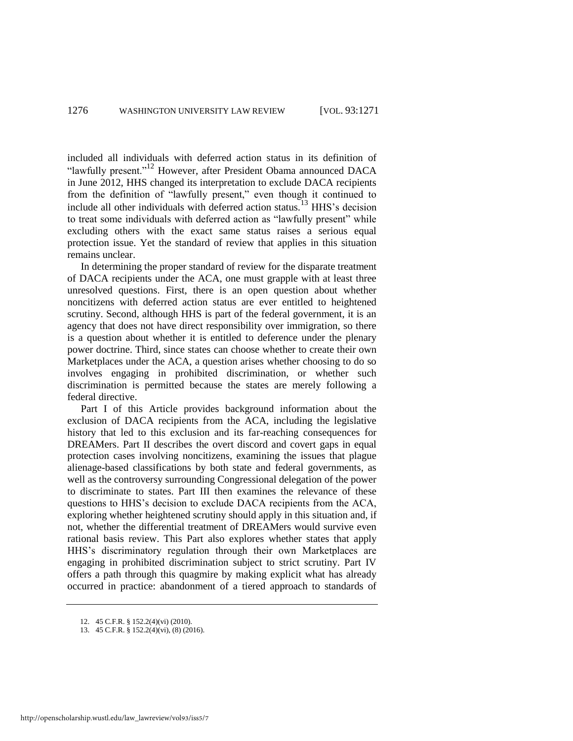included all individuals with deferred action status in its definition of "lawfully present."[12] However, after President Obama announced DACA in June 2012, HHS changed its interpretation to exclude DACA recipients from the definition of "lawfully present," even though it continued to include all other individuals with deferred action status.[13] HHS's decision to treat some individuals with deferred action as "lawfully present" while excluding others with the exact same status raises a serious equal protection issue. Yet the standard of review that applies in this situation remains unclear.

In determining the proper standard of review for the disparate treatment of DACA recipients under the ACA, one must grapple with at least three unresolved questions. First, there is an open question about whether noncitizens with deferred action status are ever entitled to heightened scrutiny. Second, although HHS is part of the federal government, it is an agency that does not have direct responsibility over immigration, so there is a question about whether it is entitled to deference under the plenary power doctrine. Third, since states can choose whether to create their own Marketplaces under the ACA, a question arises whether choosing to do so involves engaging in prohibited discrimination, or whether such discrimination is permitted because the states are merely following a federal directive.

Part I of this Article provides background information about the exclusion of DACA recipients from the ACA, including the legislative history that led to this exclusion and its far-reaching consequences for DREAMers. Part II describes the overt discord and covert gaps in equal protection cases involving noncitizens, examining the issues that plague alienage-based classifications by both state and federal governments, as well as the controversy surrounding Congressional delegation of the power to discriminate to states. Part III then examines the relevance of these questions to HHS's decision to exclude DACA recipients from the ACA, exploring whether heightened scrutiny should apply in this situation and, if not, whether the differential treatment of DREAMers would survive even rational basis review. This Part also explores whether states that apply HHS's discriminatory regulation through their own Marketplaces are engaging in prohibited discrimination subject to strict scrutiny. Part IV offers a path through this quagmire by making explicit what has already occurred in practice: abandonment of a tiered approach to standards of

---

12. 45 C.F.R. § 152.2(4)(vi) (2010).

13. 45 C.F.R. § 152.2(4)(vi), (8) (2016).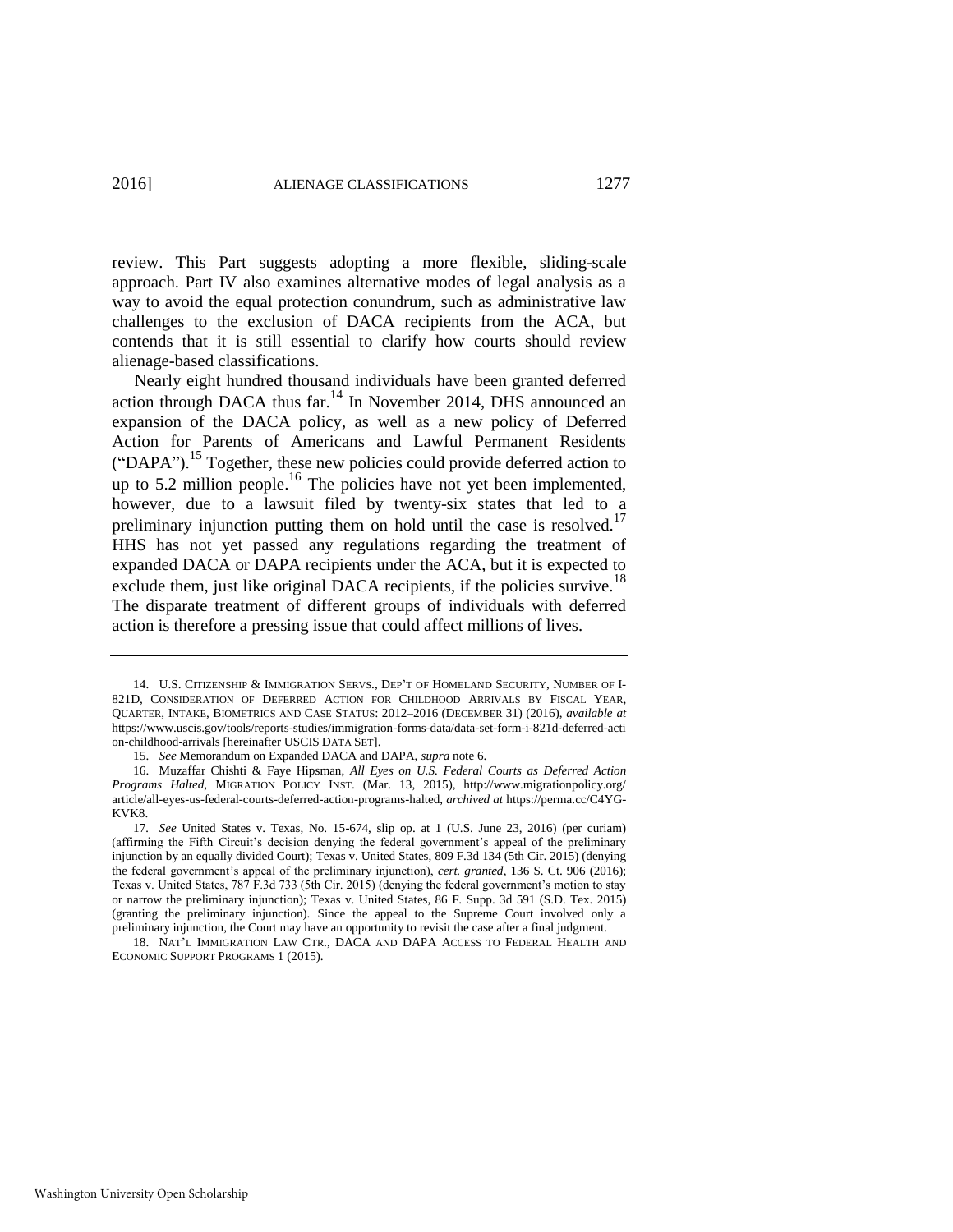review. This Part suggests adopting a more flexible, sliding-scale approach. Part IV also examines alternative modes of legal analysis as a way to avoid the equal protection conundrum, such as administrative law challenges to the exclusion of DACA recipients from the ACA, but contends that it is still essential to clarify how courts should review alienage-based classifications.

Nearly eight hundred thousand individuals have been granted deferred action through DACA thus far.[14] In November 2014, DHS announced an expansion of the DACA policy, as well as a new policy of Deferred Action for Parents of Americans and Lawful Permanent Residents ("DAPA").[15] Together, these new policies could provide deferred action to up to 5.2 million people.[16] The policies have not yet been implemented, however, due to a lawsuit filed by twenty-six states that led to a preliminary injunction putting them on hold until the case is resolved.[17] HHS has not yet passed any regulations regarding the treatment of expanded DACA or DAPA recipients under the ACA, but it is expected to exclude them, just like original DACA recipients, if the policies survive.[18] The disparate treatment of different groups of individuals with deferred action is therefore a pressing issue that could affect millions of lives.

---

14. U.S. CITIZENSHIP & IMMIGRATION SERVS., DEP'T OF HOMELAND SECURITY, NUMBER OF I-821D, CONSIDERATION OF DEFERRED ACTION FOR CHILDHOOD ARRIVALS BY FISCAL YEAR, QUARTER, INTAKE, BIOMETRICS AND CASE STATUS: 2012–2016 (DECEMBER 31) (2016), *available at* https://www.uscis.gov/tools/reports-studies/immigration-forms-data/data-set-form-i-821d-deferred-action-childhood-arrivals [hereinafter USCIS DATA SET].

15. *See* Memorandum on Expanded DACA and DAPA, *supra* note 6.

16. Muzaffar Chishti & Faye Hipsman, *All Eyes on U.S. Federal Courts as Deferred Action Programs Halted*, MIGRATION POLICY INST. (Mar. 13, 2015), http://www.migrationpolicy.org/article/all-eyes-us-federal-courts-deferred-action-programs-halted, *archived at* https://perma.cc/C4YG-KVK8.

17. *See* United States v. Texas, No. 15-674, slip op. at 1 (U.S. June 23, 2016) (per curiam) (affirming the Fifth Circuit's decision denying the federal government's appeal of the preliminary injunction by an equally divided Court); Texas v. United States, 809 F.3d 134 (5th Cir. 2015) (denying the federal government's appeal of the preliminary injunction), *cert. granted*, 136 S. Ct. 906 (2016); Texas v. United States, 787 F.3d 733 (5th Cir. 2015) (denying the federal government's motion to stay or narrow the preliminary injunction); Texas v. United States, 86 F. Supp. 3d 591 (S.D. Tex. 2015) (granting the preliminary injunction). Since the appeal to the Supreme Court involved only a preliminary injunction, the Court may have an opportunity to revisit the case after a final judgment.

18. NAT'L IMMIGRATION LAW CTR., DACA AND DAPA ACCESS TO FEDERAL HEALTH AND ECONOMIC SUPPORT PROGRAMS 1 (2015).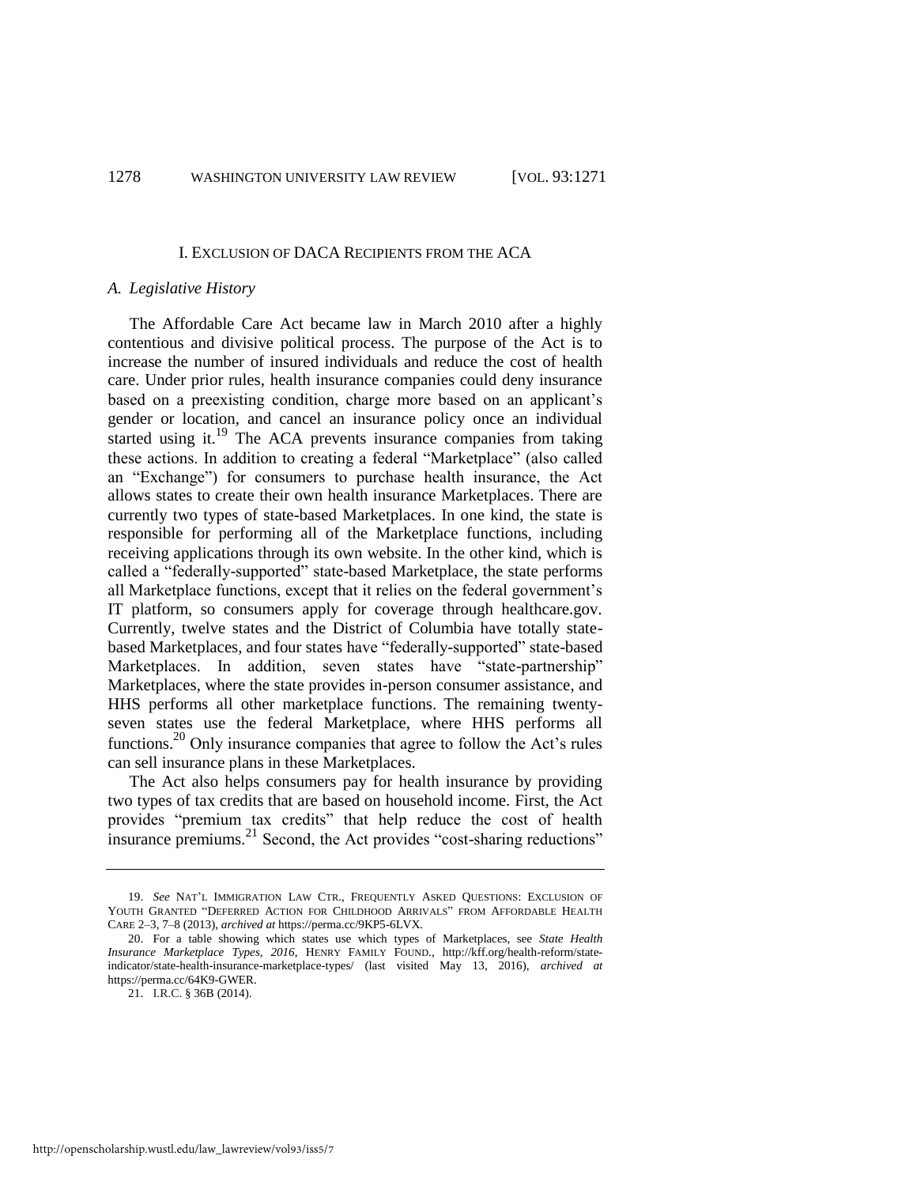## I. EXCLUSION OF DACA RECIPIENTS FROM THE ACA

### *A. Legislative History*

The Affordable Care Act became law in March 2010 after a highly contentious and divisive political process. The purpose of the Act is to increase the number of insured individuals and reduce the cost of health care. Under prior rules, health insurance companies could deny insurance based on a preexisting condition, charge more based on an applicant's gender or location, and cancel an insurance policy once an individual started using it.[19] The ACA prevents insurance companies from taking these actions. In addition to creating a federal "Marketplace" (also called an "Exchange") for consumers to purchase health insurance, the Act allows states to create their own health insurance Marketplaces. There are currently two types of state-based Marketplaces. In one kind, the state is responsible for performing all of the Marketplace functions, including receiving applications through its own website. In the other kind, which is called a "federally-supported" state-based Marketplace, the state performs all Marketplace functions, except that it relies on the federal government's IT platform, so consumers apply for coverage through healthcare.gov. Currently, twelve states and the District of Columbia have totally state-based Marketplaces, and four states have "federally-supported" state-based Marketplaces. In addition, seven states have "state-partnership" Marketplaces, where the state provides in-person consumer assistance, and HHS performs all other marketplace functions. The remaining twenty-seven states use the federal Marketplace, where HHS performs all functions.[20] Only insurance companies that agree to follow the Act's rules can sell insurance plans in these Marketplaces.

The Act also helps consumers pay for health insurance by providing two types of tax credits that are based on household income. First, the Act provides "premium tax credits" that help reduce the cost of health insurance premiums.[21] Second, the Act provides "cost-sharing reductions"

---

19. *See* NAT'L IMMIGRATION LAW CTR., FREQUENTLY ASKED QUESTIONS: EXCLUSION OF YOUTH GRANTED "DEFERRED ACTION FOR CHILDHOOD ARRIVALS" FROM AFFORDABLE HEALTH CARE 2–3, 7–8 (2013), *archived at* https://perma.cc/9KP5-6LVX.

20. For a table showing which states use which types of Marketplaces, see *State Health Insurance Marketplace Types, 2016*, HENRY FAMILY FOUND., http://kff.org/health-reform/state-indicator/state-health-insurance-marketplace-types/ (last visited May 13, 2016), *archived at* https://perma.cc/64K9-GWER.

21. I.R.C. § 36B (2014).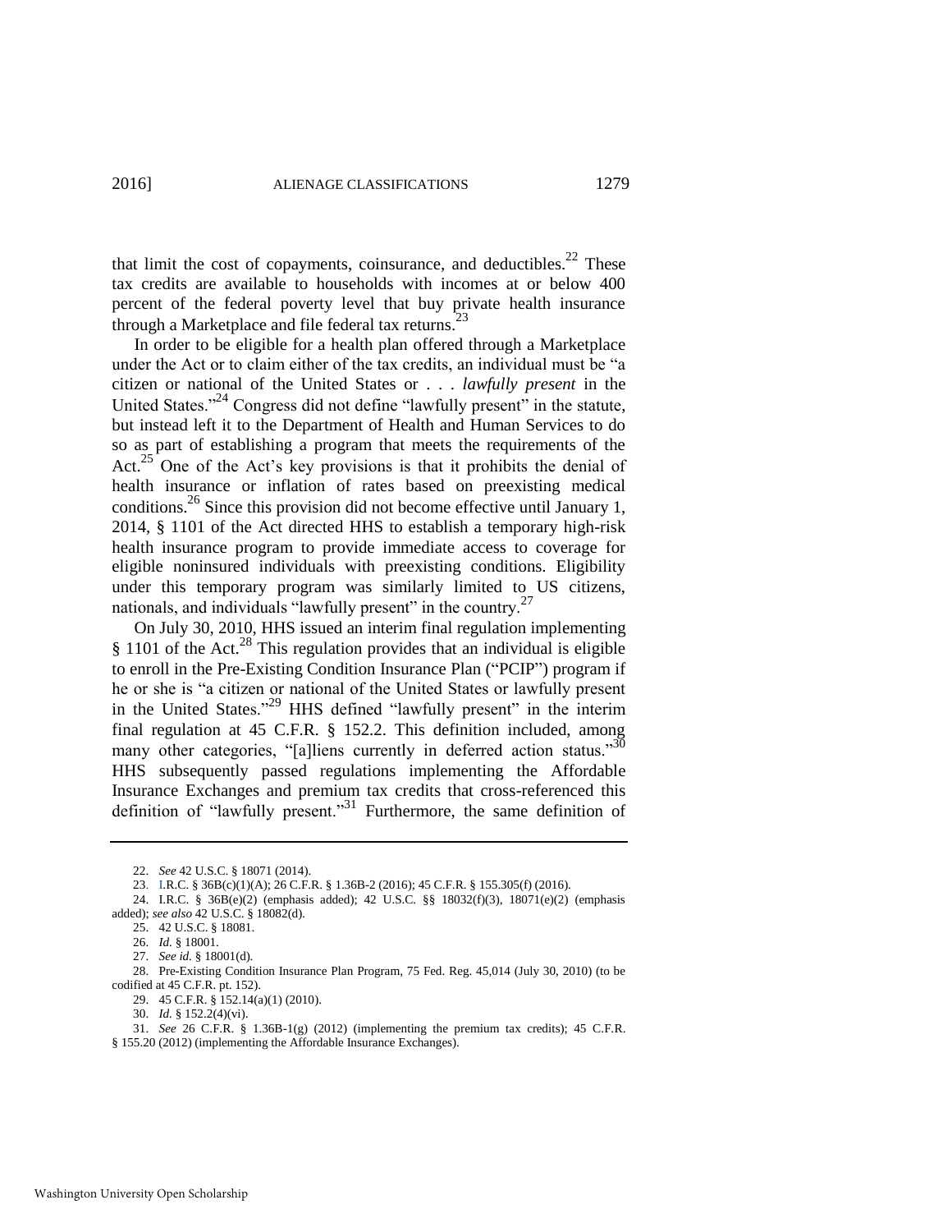that limit the cost of copayments, coinsurance, and deductibles.[22] These tax credits are available to households with incomes at or below 400 percent of the federal poverty level that buy private health insurance through a Marketplace and file federal tax returns.[23]

In order to be eligible for a health plan offered through a Marketplace under the Act or to claim either of the tax credits, an individual must be "a citizen or national of the United States or . . . *lawfully present* in the United States."[24] Congress did not define "lawfully present" in the statute, but instead left it to the Department of Health and Human Services to do so as part of establishing a program that meets the requirements of the Act.[25] One of the Act's key provisions is that it prohibits the denial of health insurance or inflation of rates based on preexisting medical conditions.[26] Since this provision did not become effective until January 1, 2014, § 1101 of the Act directed HHS to establish a temporary high-risk health insurance program to provide immediate access to coverage for eligible noninsured individuals with preexisting conditions. Eligibility under this temporary program was similarly limited to US citizens, nationals, and individuals "lawfully present" in the country.[27]

On July 30, 2010, HHS issued an interim final regulation implementing § 1101 of the Act.[28] This regulation provides that an individual is eligible to enroll in the Pre-Existing Condition Insurance Plan ("PCIP") program if he or she is "a citizen or national of the United States or lawfully present in the United States."[29] HHS defined "lawfully present" in the interim final regulation at 45 C.F.R. § 152.2. This definition included, among many other categories, "[a]liens currently in deferred action status."[30] HHS subsequently passed regulations implementing the Affordable Insurance Exchanges and premium tax credits that cross-referenced this definition of "lawfully present."[31] Furthermore, the same definition of

---

22. *See* 42 U.S.C. § 18071 (2014).

23. I.R.C. § 36B(c)(1)(A); 26 C.F.R. § 1.36B-2 (2016); 45 C.F.R. § 155.305(f) (2016).

24. I.R.C. § 36B(e)(2) (emphasis added); 42 U.S.C. §§ 18032(f)(3), 18071(e)(2) (emphasis added); *see also* 42 U.S.C. § 18082(d).

25. 42 U.S.C. § 18081.

26. *Id.* § 18001.

27. *See id.* § 18001(d).

28. Pre-Existing Condition Insurance Plan Program, 75 Fed. Reg. 45,014 (July 30, 2010) (to be codified at 45 C.F.R. pt. 152).

29. 45 C.F.R. § 152.14(a)(1) (2010).

30. *Id.* § 152.2(4)(vi).

31. *See* 26 C.F.R. § 1.36B-1(g) (2012) (implementing the premium tax credits); 45 C.F.R. § 155.20 (2012) (implementing the Affordable Insurance Exchanges).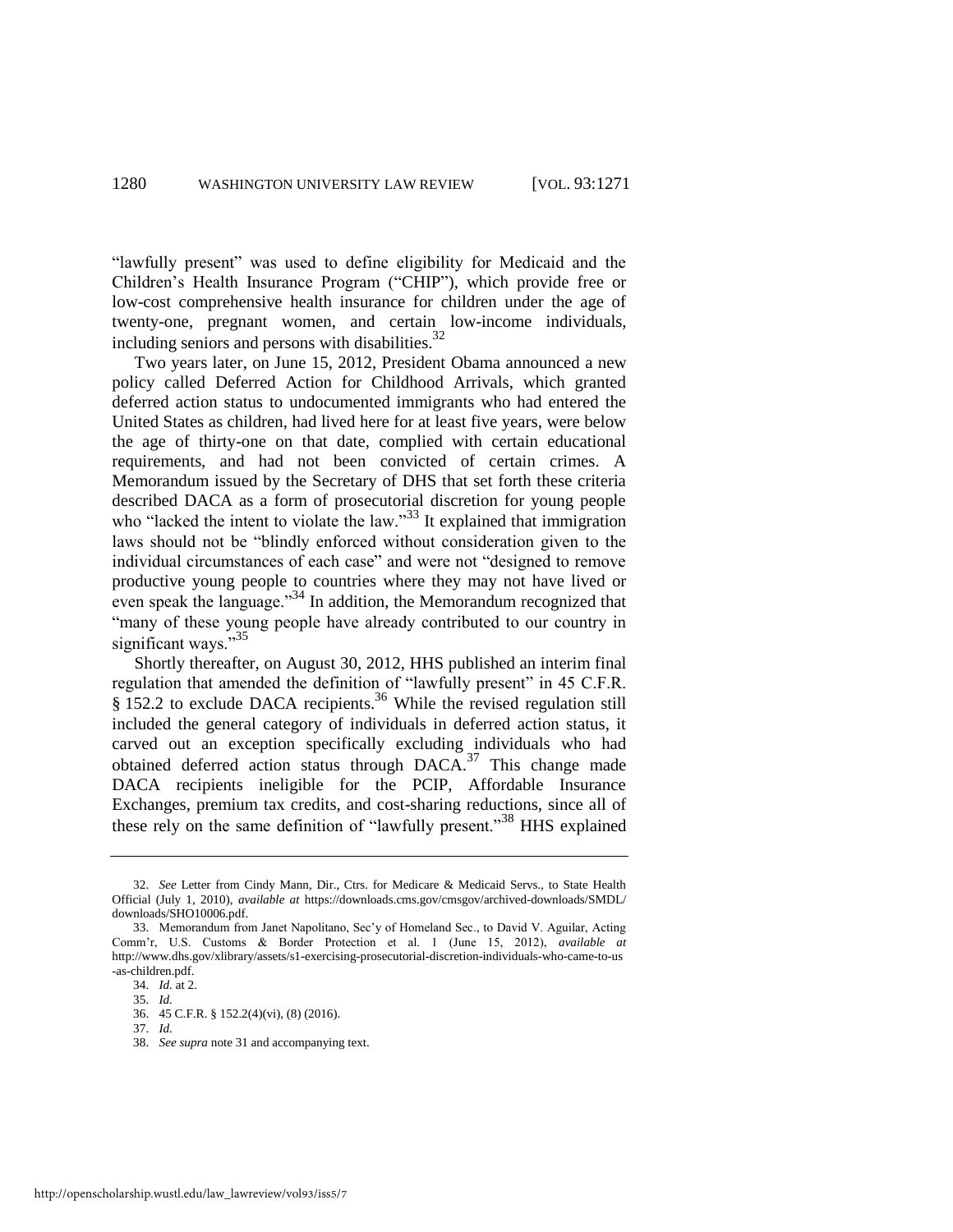"lawfully present" was used to define eligibility for Medicaid and the Children's Health Insurance Program ("CHIP"), which provide free or low-cost comprehensive health insurance for children under the age of twenty-one, pregnant women, and certain low-income individuals, including seniors and persons with disabilities.[32]

Two years later, on June 15, 2012, President Obama announced a new policy called Deferred Action for Childhood Arrivals, which granted deferred action status to undocumented immigrants who had entered the United States as children, had lived here for at least five years, were below the age of thirty-one on that date, complied with certain educational requirements, and had not been convicted of certain crimes. A Memorandum issued by the Secretary of DHS that set forth these criteria described DACA as a form of prosecutorial discretion for young people who "lacked the intent to violate the law."[33] It explained that immigration laws should not be "blindly enforced without consideration given to the individual circumstances of each case" and were not "designed to remove productive young people to countries where they may not have lived or even speak the language."[34] In addition, the Memorandum recognized that "many of these young people have already contributed to our country in significant ways."[35]

Shortly thereafter, on August 30, 2012, HHS published an interim final regulation that amended the definition of "lawfully present" in 45 C.F.R. § 152.2 to exclude DACA recipients.[36] While the revised regulation still included the general category of individuals in deferred action status, it carved out an exception specifically excluding individuals who had obtained deferred action status through DACA.[37] This change made DACA recipients ineligible for the PCIP, Affordable Insurance Exchanges, premium tax credits, and cost-sharing reductions, since all of these rely on the same definition of "lawfully present."[38] HHS explained

---

32. *See* Letter from Cindy Mann, Dir., Ctrs. for Medicare & Medicaid Servs., to State Health Official (July 1, 2010), *available at* https://downloads.cms.gov/cmsgov/archived-downloads/SMDL/downloads/SHO10006.pdf.

33. Memorandum from Janet Napolitano, Sec'y of Homeland Sec., to David V. Aguilar, Acting Comm'r, U.S. Customs & Border Protection et al. 1 (June 15, 2012), *available at* http://www.dhs.gov/xlibrary/assets/s1-exercising-prosecutorial-discretion-individuals-who-came-to-us-as-children.pdf.

34. *Id.* at 2.

35. *Id.*

36. 45 C.F.R. § 152.2(4)(vi), (8) (2016).

37. *Id.*

38. *See supra* note 31 and accompanying text.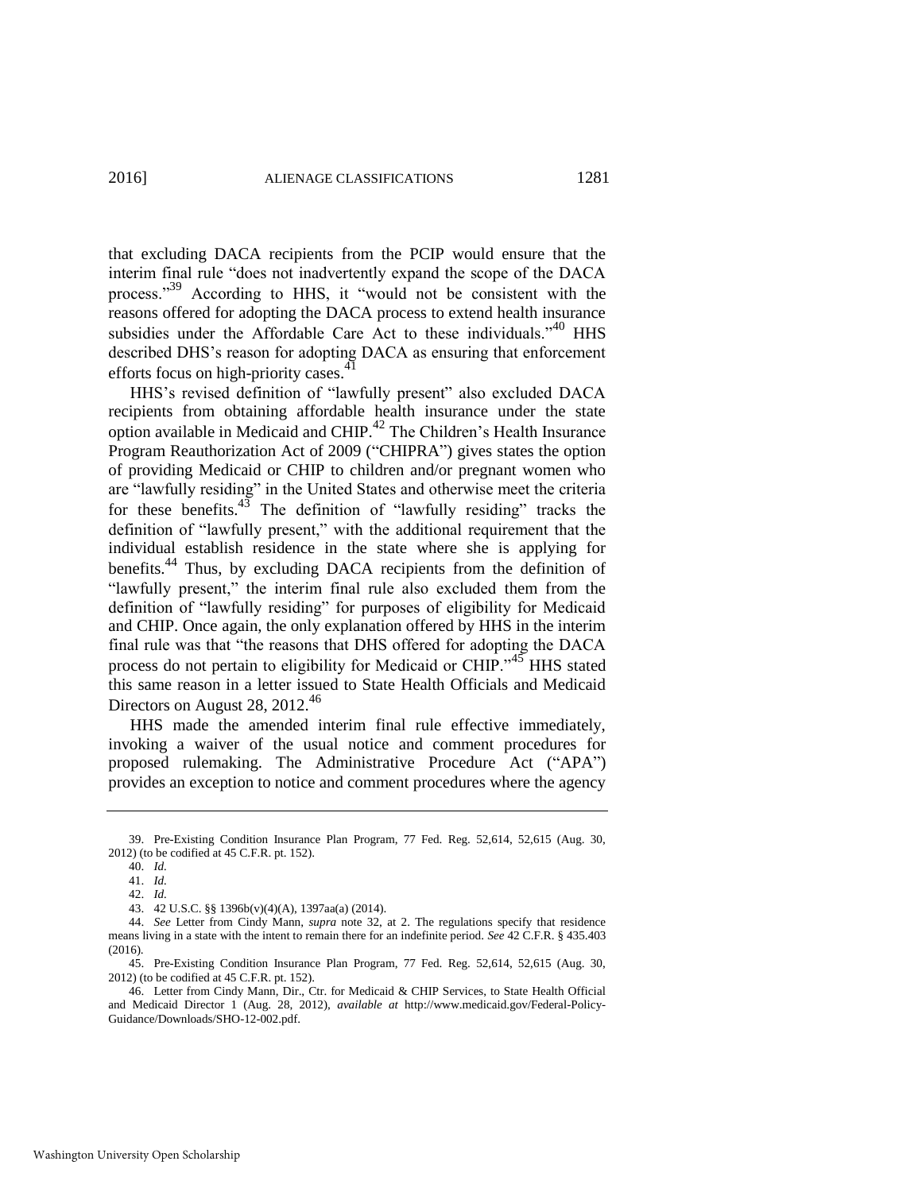that excluding DACA recipients from the PCIP would ensure that the interim final rule "does not inadvertently expand the scope of the DACA process."[39] According to HHS, it "would not be consistent with the reasons offered for adopting the DACA process to extend health insurance subsidies under the Affordable Care Act to these individuals."[40] HHS described DHS's reason for adopting DACA as ensuring that enforcement efforts focus on high-priority cases.[41]

HHS's revised definition of "lawfully present" also excluded DACA recipients from obtaining affordable health insurance under the state option available in Medicaid and CHIP.[42] The Children's Health Insurance Program Reauthorization Act of 2009 ("CHIPRA") gives states the option of providing Medicaid or CHIP to children and/or pregnant women who are "lawfully residing" in the United States and otherwise meet the criteria for these benefits.[43] The definition of "lawfully residing" tracks the definition of "lawfully present," with the additional requirement that the individual establish residence in the state where she is applying for benefits.[44] Thus, by excluding DACA recipients from the definition of "lawfully present," the interim final rule also excluded them from the definition of "lawfully residing" for purposes of eligibility for Medicaid and CHIP. Once again, the only explanation offered by HHS in the interim final rule was that "the reasons that DHS offered for adopting the DACA process do not pertain to eligibility for Medicaid or CHIP."[45] HHS stated this same reason in a letter issued to State Health Officials and Medicaid Directors on August 28, 2012.[46]

HHS made the amended interim final rule effective immediately, invoking a waiver of the usual notice and comment procedures for proposed rulemaking. The Administrative Procedure Act ("APA") provides an exception to notice and comment procedures where the agency

39. Pre-Existing Condition Insurance Plan Program, 77 Fed. Reg. 52,614, 52,615 (Aug. 30, 2012) (to be codified at 45 C.F.R. pt. 152).

40. *Id.*

41. *Id.*

42. *Id.*

43. 42 U.S.C. §§ 1396b(v)(4)(A), 1397aa(a) (2014).

44. *See* Letter from Cindy Mann, *supra* note 32, at 2. The regulations specify that residence means living in a state with the intent to remain there for an indefinite period. *See* 42 C.F.R. § 435.403 (2016).

45. Pre-Existing Condition Insurance Plan Program, 77 Fed. Reg. 52,614, 52,615 (Aug. 30, 2012) (to be codified at 45 C.F.R. pt. 152).

46. Letter from Cindy Mann, Dir., Ctr. for Medicaid & CHIP Services, to State Health Official and Medicaid Director 1 (Aug. 28, 2012), *available at* http://www.medicaid.gov/Federal-Policy-Guidance/Downloads/SHO-12-002.pdf.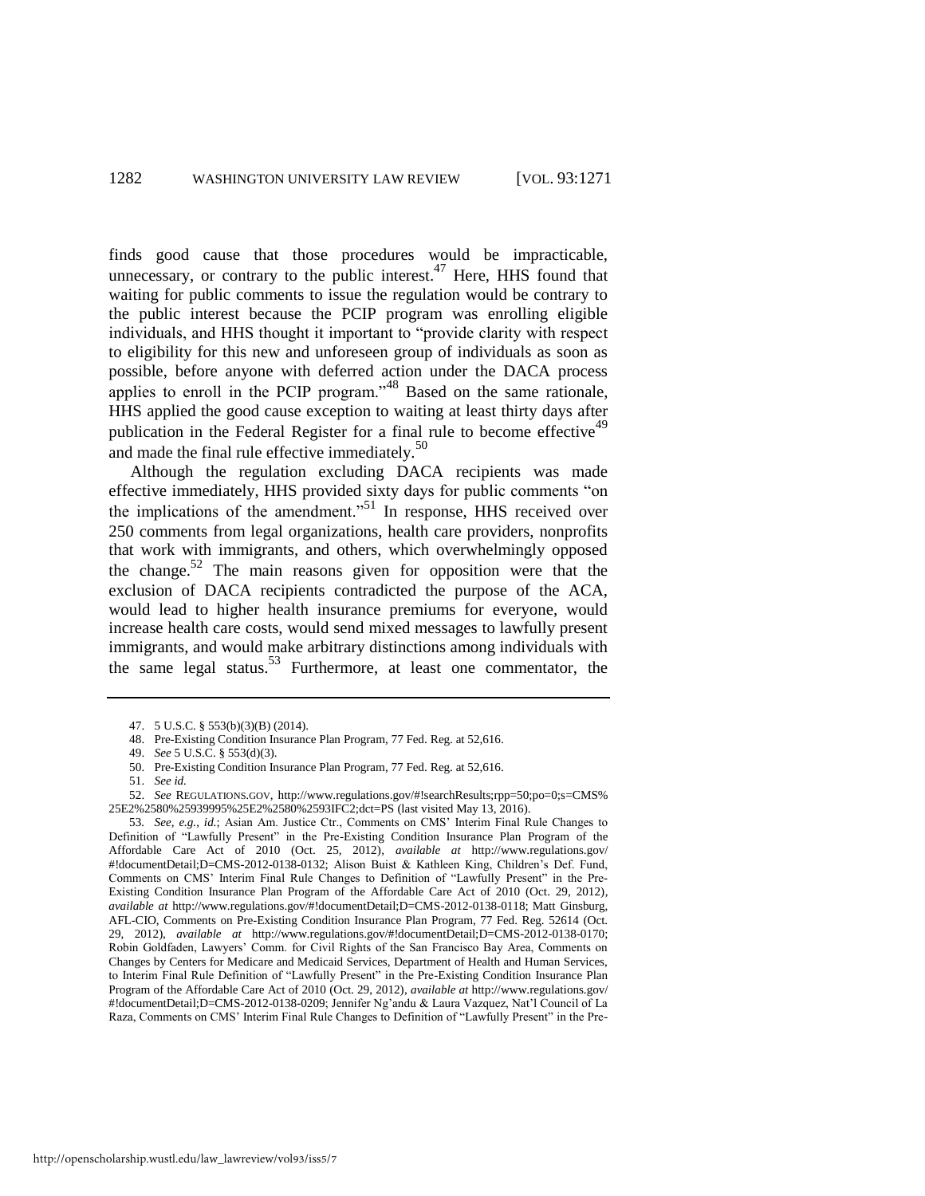finds good cause that those procedures would be impracticable, unnecessary, or contrary to the public interest.[47] Here, HHS found that waiting for public comments to issue the regulation would be contrary to the public interest because the PCIP program was enrolling eligible individuals, and HHS thought it important to "provide clarity with respect to eligibility for this new and unforeseen group of individuals as soon as possible, before anyone with deferred action under the DACA process applies to enroll in the PCIP program."[48] Based on the same rationale, HHS applied the good cause exception to waiting at least thirty days after publication in the Federal Register for a final rule to become effective[49] and made the final rule effective immediately.[50]

Although the regulation excluding DACA recipients was made effective immediately, HHS provided sixty days for public comments "on the implications of the amendment."[51] In response, HHS received over 250 comments from legal organizations, health care providers, nonprofits that work with immigrants, and others, which overwhelmingly opposed the change.[52] The main reasons given for opposition were that the exclusion of DACA recipients contradicted the purpose of the ACA, would lead to higher health insurance premiums for everyone, would increase health care costs, would send mixed messages to lawfully present immigrants, and would make arbitrary distinctions among individuals with the same legal status.[53] Furthermore, at least one commentator, the

---

47. 5 U.S.C. § 553(b)(3)(B) (2014).

48. Pre-Existing Condition Insurance Plan Program, 77 Fed. Reg. at 52,616.

49. *See* 5 U.S.C. § 553(d)(3).

50. Pre-Existing Condition Insurance Plan Program, 77 Fed. Reg. at 52,616.

51. *See id.*

52. *See* REGULATIONS.GOV, http://www.regulations.gov/#!searchResults;rpp=50;po=0;s=CMS%25E2%2580%25939995%25E2%2580%2593IFC2;dct=PS (last visited May 13, 2016).

53. *See, e.g.*, *id.*; Asian Am. Justice Ctr., Comments on CMS' Interim Final Rule Changes to Definition of "Lawfully Present" in the Pre-Existing Condition Insurance Plan Program of the Affordable Care Act of 2010 (Oct. 25, 2012), *available at* http://www.regulations.gov/#!documentDetail;D=CMS-2012-0138-0132; Alison Buist & Kathleen King, Children's Def. Fund, Comments on CMS' Interim Final Rule Changes to Definition of "Lawfully Present" in the Pre-Existing Condition Insurance Plan Program of the Affordable Care Act of 2010 (Oct. 29, 2012), *available at* http://www.regulations.gov/#!documentDetail;D=CMS-2012-0138-0118; Matt Ginsburg, AFL-CIO, Comments on Pre-Existing Condition Insurance Plan Program, 77 Fed. Reg. 52614 (Oct. 29, 2012), *available at* http://www.regulations.gov/#!documentDetail;D=CMS-2012-0138-0170; Robin Goldfaden, Lawyers' Comm. for Civil Rights of the San Francisco Bay Area, Comments on Changes by Centers for Medicare and Medicaid Services, Department of Health and Human Services, to Interim Final Rule Definition of "Lawfully Present" in the Pre-Existing Condition Insurance Plan Program of the Affordable Care Act of 2010 (Oct. 29, 2012), *available at* http://www.regulations.gov/#!documentDetail;D=CMS-2012-0138-0209; Jennifer Ng'andu & Laura Vazquez, Nat'l Council of La Raza, Comments on CMS' Interim Final Rule Changes to Definition of "Lawfully Present" in the Pre-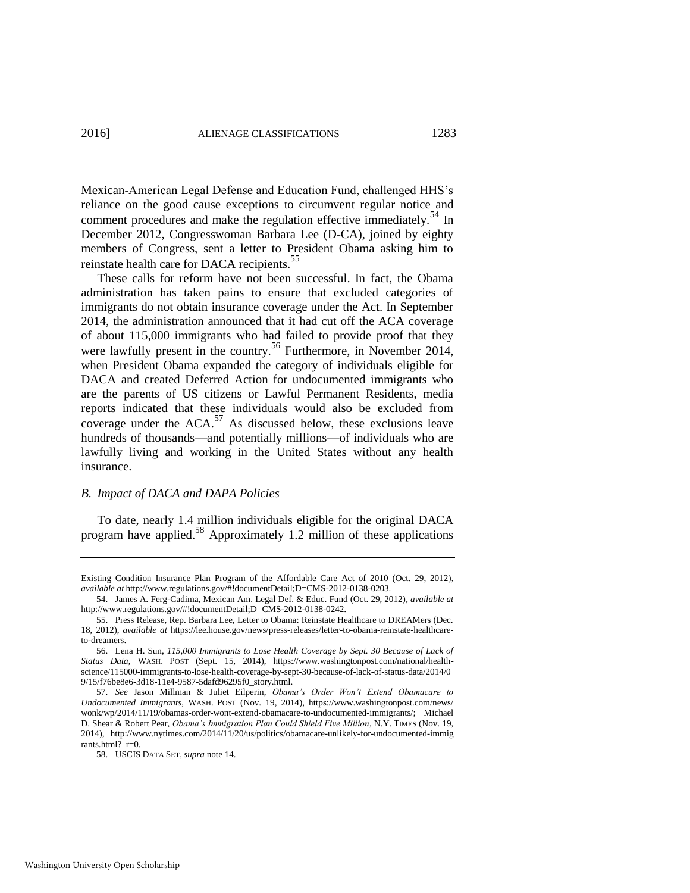Mexican-American Legal Defense and Education Fund, challenged HHS's reliance on the good cause exceptions to circumvent regular notice and comment procedures and make the regulation effective immediately.[54] In December 2012, Congresswoman Barbara Lee (D-CA), joined by eighty members of Congress, sent a letter to President Obama asking him to reinstate health care for DACA recipients.[55]

These calls for reform have not been successful. In fact, the Obama administration has taken pains to ensure that excluded categories of immigrants do not obtain insurance coverage under the Act. In September 2014, the administration announced that it had cut off the ACA coverage of about 115,000 immigrants who had failed to provide proof that they were lawfully present in the country.[56] Furthermore, in November 2014, when President Obama expanded the category of individuals eligible for DACA and created Deferred Action for undocumented immigrants who are the parents of US citizens or Lawful Permanent Residents, media reports indicated that these individuals would also be excluded from coverage under the ACA.[57] As discussed below, these exclusions leave hundreds of thousands—and potentially millions—of individuals who are lawfully living and working in the United States without any health insurance.

### *B. Impact of DACA and DAPA Policies*

To date, nearly 1.4 million individuals eligible for the original DACA program have applied.[58] Approximately 1.2 million of these applications

---

Existing Condition Insurance Plan Program of the Affordable Care Act of 2010 (Oct. 29, 2012), *available at* http://www.regulations.gov/#!documentDetail;D=CMS-2012-0138-0203.

54. James A. Ferg-Cadima, Mexican Am. Legal Def. & Educ. Fund (Oct. 29, 2012), *available at* http://www.regulations.gov/#!documentDetail;D=CMS-2012-0138-0242.

55. Press Release, Rep. Barbara Lee, Letter to Obama: Reinstate Healthcare to DREAMers (Dec. 18, 2012), *available at* https://lee.house.gov/news/press-releases/letter-to-obama-reinstate-healthcare-to-dreamers.

56. Lena H. Sun, *115,000 Immigrants to Lose Health Coverage by Sept. 30 Because of Lack of Status Data*, WASH. POST (Sept. 15, 2014), https://www.washingtonpost.com/national/health-science/115000-immigrants-to-lose-health-coverage-by-sept-30-because-of-lack-of-status-data/2014/09/15/f76be8e6-3d18-11e4-9587-5dafd96295f0_story.html.

57. *See* Jason Millman & Juliet Eilperin, *Obama's Order Won't Extend Obamacare to Undocumented Immigrants*, WASH. POST (Nov. 19, 2014), https://www.washingtonpost.com/news/wonk/wp/2014/11/19/obamas-order-wont-extend-obamacare-to-undocumented-immigrants/; Michael D. Shear & Robert Pear, *Obama's Immigration Plan Could Shield Five Million*, N.Y. TIMES (Nov. 19, 2014), http://www.nytimes.com/2014/11/20/us/politics/obamacare-unlikely-for-undocumented-immigrants.html?_r=0.

58. USCIS DATA SET, *supra* note 14.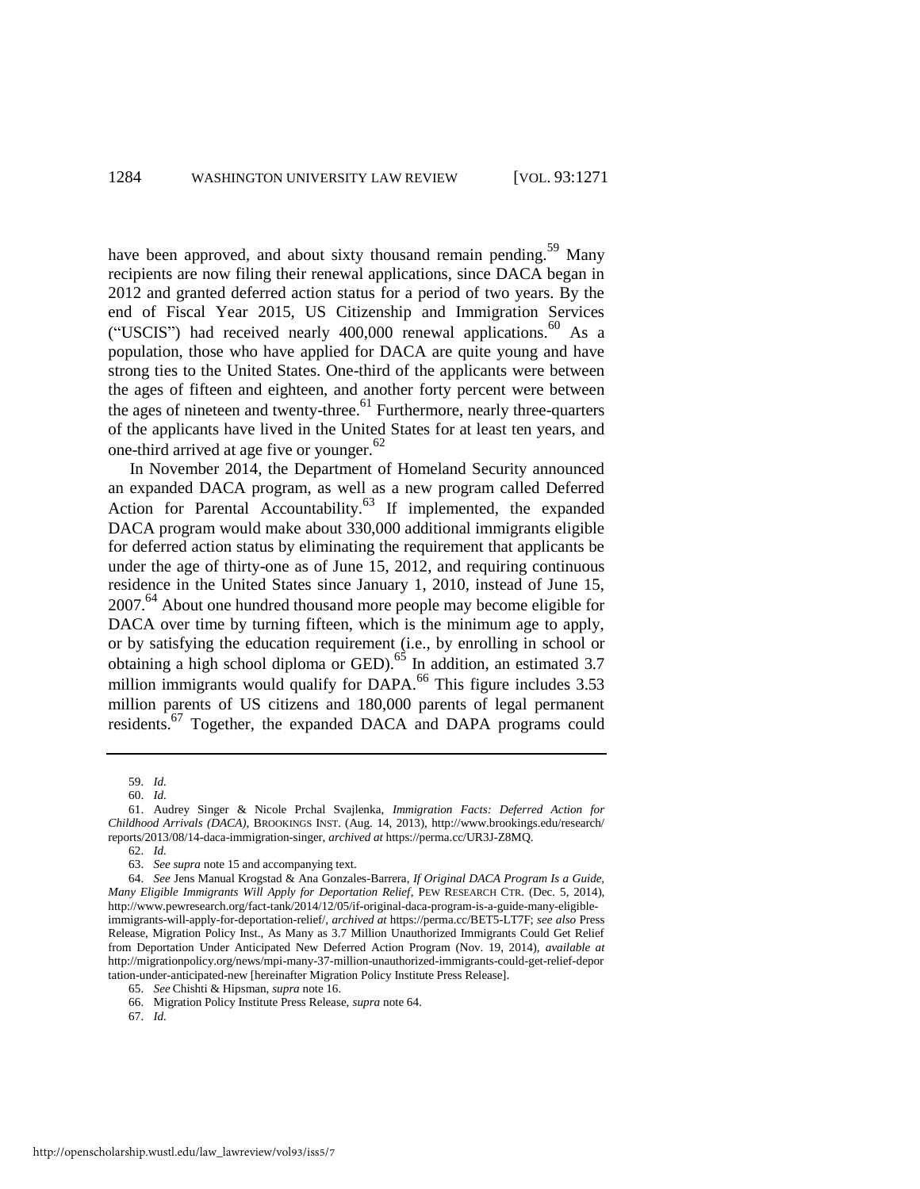have been approved, and about sixty thousand remain pending.[59] Many recipients are now filing their renewal applications, since DACA began in 2012 and granted deferred action status for a period of two years. By the end of Fiscal Year 2015, US Citizenship and Immigration Services ("USCIS") had received nearly 400,000 renewal applications.[60] As a population, those who have applied for DACA are quite young and have strong ties to the United States. One-third of the applicants were between the ages of fifteen and eighteen, and another forty percent were between the ages of nineteen and twenty-three.[61] Furthermore, nearly three-quarters of the applicants have lived in the United States for at least ten years, and one-third arrived at age five or younger.[62]

In November 2014, the Department of Homeland Security announced an expanded DACA program, as well as a new program called Deferred Action for Parental Accountability.[63] If implemented, the expanded DACA program would make about 330,000 additional immigrants eligible for deferred action status by eliminating the requirement that applicants be under the age of thirty-one as of June 15, 2012, and requiring continuous residence in the United States since January 1, 2010, instead of June 15, 2007.[64] About one hundred thousand more people may become eligible for DACA over time by turning fifteen, which is the minimum age to apply, or by satisfying the education requirement (i.e., by enrolling in school or obtaining a high school diploma or GED).[65] In addition, an estimated 3.7 million immigrants would qualify for DAPA.[66] This figure includes 3.53 million parents of US citizens and 180,000 parents of legal permanent residents.[67] Together, the expanded DACA and DAPA programs could

---

59. *Id.*

60. *Id.*

61. Audrey Singer & Nicole Prchal Svajlenka, *Immigration Facts: Deferred Action for Childhood Arrivals (DACA)*, BROOKINGS INST. (Aug. 14, 2013), http://www.brookings.edu/research/reports/2013/08/14-daca-immigration-singer, *archived at* https://perma.cc/UR3J-Z8MQ.

62. *Id.*

63. *See supra* note 15 and accompanying text.

64. *See* Jens Manual Krogstad & Ana Gonzales-Barrera, *If Original DACA Program Is a Guide, Many Eligible Immigrants Will Apply for Deportation Relief*, PEW RESEARCH CTR. (Dec. 5, 2014), http://www.pewresearch.org/fact-tank/2014/12/05/if-original-daca-program-is-a-guide-many-eligible-immigrants-will-apply-for-deportation-relief/, *archived at* https://perma.cc/BET5-LT7F; *see also* Press Release, Migration Policy Inst., As Many as 3.7 Million Unauthorized Immigrants Could Get Relief from Deportation Under Anticipated New Deferred Action Program (Nov. 19, 2014), *available at* http://migrationpolicy.org/news/mpi-many-37-million-unauthorized-immigrants-could-get-relief-deportation-under-anticipated-new [hereinafter Migration Policy Institute Press Release].

65. *See* Chishti & Hipsman, *supra* note 16.

66. Migration Policy Institute Press Release, *supra* note 64.

67. *Id.*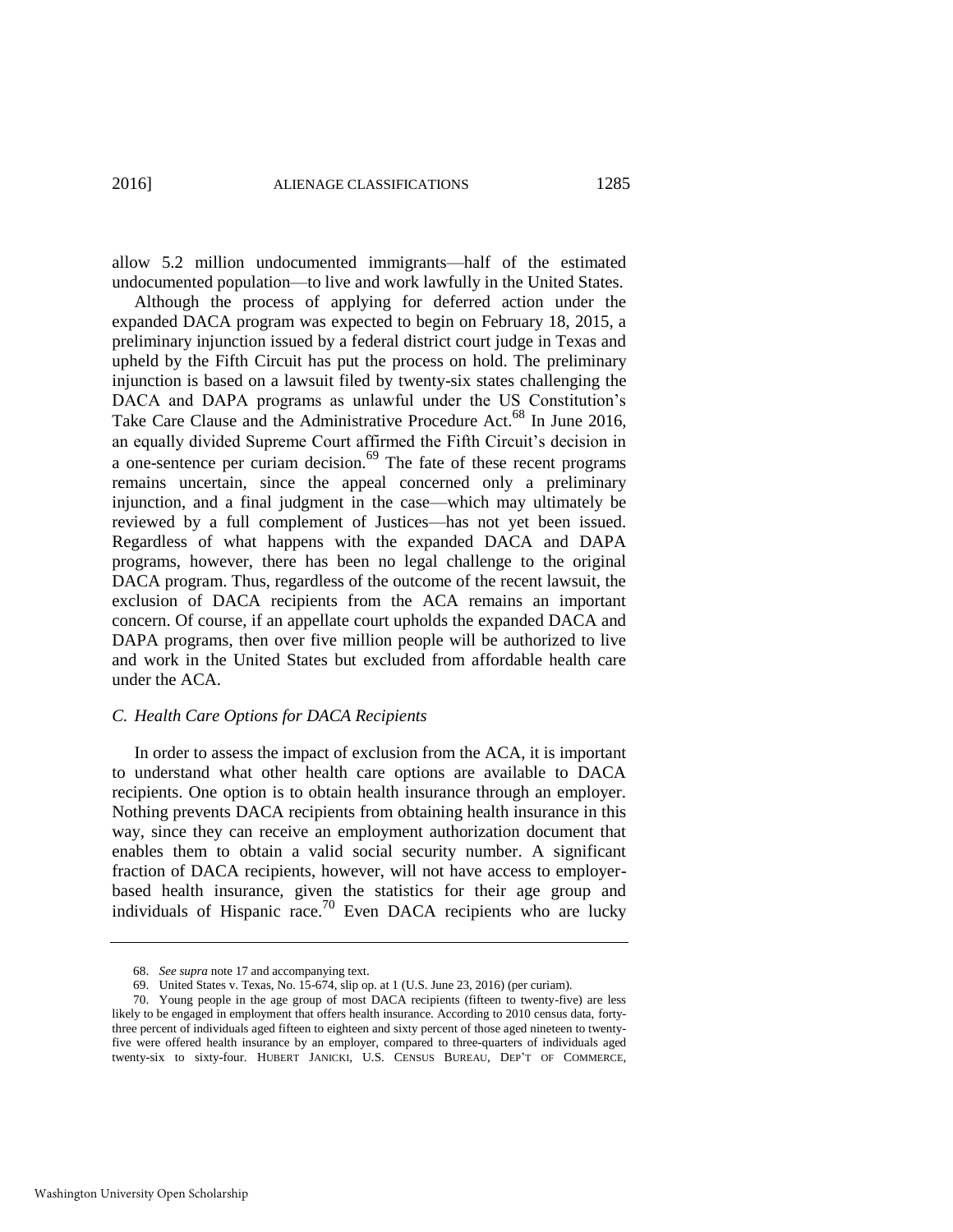allow 5.2 million undocumented immigrants—half of the estimated undocumented population—to live and work lawfully in the United States.

Although the process of applying for deferred action under the expanded DACA program was expected to begin on February 18, 2015, a preliminary injunction issued by a federal district court judge in Texas and upheld by the Fifth Circuit has put the process on hold. The preliminary injunction is based on a lawsuit filed by twenty-six states challenging the DACA and DAPA programs as unlawful under the US Constitution's Take Care Clause and the Administrative Procedure Act.[68] In June 2016, an equally divided Supreme Court affirmed the Fifth Circuit's decision in a one-sentence per curiam decision.[69] The fate of these recent programs remains uncertain, since the appeal concerned only a preliminary injunction, and a final judgment in the case—which may ultimately be reviewed by a full complement of Justices—has not yet been issued. Regardless of what happens with the expanded DACA and DAPA programs, however, there has been no legal challenge to the original DACA program. Thus, regardless of the outcome of the recent lawsuit, the exclusion of DACA recipients from the ACA remains an important concern. Of course, if an appellate court upholds the expanded DACA and DAPA programs, then over five million people will be authorized to live and work in the United States but excluded from affordable health care under the ACA.

### *C. Health Care Options for DACA Recipients*

In order to assess the impact of exclusion from the ACA, it is important to understand what other health care options are available to DACA recipients. One option is to obtain health insurance through an employer. Nothing prevents DACA recipients from obtaining health insurance in this way, since they can receive an employment authorization document that enables them to obtain a valid social security number. A significant fraction of DACA recipients, however, will not have access to employer-based health insurance, given the statistics for their age group and individuals of Hispanic race.[70] Even DACA recipients who are lucky

---

68. *See supra* note 17 and accompanying text.

69. United States v. Texas, No. 15-674, slip op. at 1 (U.S. June 23, 2016) (per curiam).

70. Young people in the age group of most DACA recipients (fifteen to twenty-five) are less likely to be engaged in employment that offers health insurance. According to 2010 census data, forty-three percent of individuals aged fifteen to eighteen and sixty percent of those aged nineteen to twenty-five were offered health insurance by an employer, compared to three-quarters of individuals aged twenty-six to sixty-four. HUBERT JANICKI, U.S. CENSUS BUREAU, DEP'T OF COMMERCE,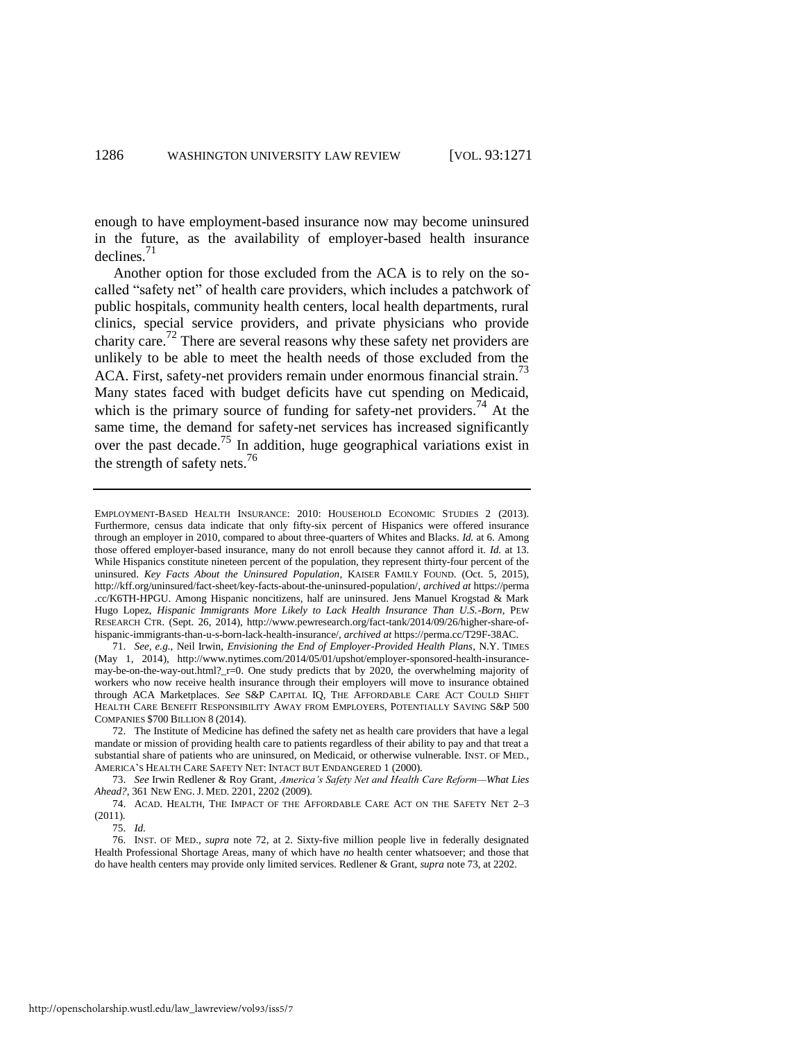enough to have employment-based insurance now may become uninsured in the future, as the availability of employer-based health insurance declines.[71]

Another option for those excluded from the ACA is to rely on the so-called "safety net" of health care providers, which includes a patchwork of public hospitals, community health centers, local health departments, rural clinics, special service providers, and private physicians who provide charity care.[72] There are several reasons why these safety net providers are unlikely to be able to meet the health needs of those excluded from the ACA. First, safety-net providers remain under enormous financial strain.[73] Many states faced with budget deficits have cut spending on Medicaid, which is the primary source of funding for safety-net providers.[74] At the same time, the demand for safety-net services has increased significantly over the past decade.[75] In addition, huge geographical variations exist in the strength of safety nets.[76]

---

EMPLOYMENT-BASED HEALTH INSURANCE: 2010: HOUSEHOLD ECONOMIC STUDIES 2 (2013). Furthermore, census data indicate that only fifty-six percent of Hispanics were offered insurance through an employer in 2010, compared to about three-quarters of Whites and Blacks. *Id.* at 6. Among those offered employer-based insurance, many do not enroll because they cannot afford it. *Id.* at 13. While Hispanics constitute nineteen percent of the population, they represent thirty-four percent of the uninsured. *Key Facts About the Uninsured Population*, KAISER FAMILY FOUND. (Oct. 5, 2015), http://kff.org/uninsured/fact-sheet/key-facts-about-the-uninsured-population/, *archived at* https://perma.cc/K6TH-HPGU. Among Hispanic noncitizens, half are uninsured. Jens Manuel Krogstad & Mark Hugo Lopez, *Hispanic Immigrants More Likely to Lack Health Insurance Than U.S.-Born*, PEW RESEARCH CTR. (Sept. 26, 2014), http://www.pewresearch.org/fact-tank/2014/09/26/higher-share-of-hispanic-immigrants-than-u-s-born-lack-health-insurance/, *archived at* https://perma.cc/T29F-38AC.

71. *See, e.g.*, Neil Irwin, *Envisioning the End of Employer-Provided Health Plans*, N.Y. TIMES (May 1, 2014), http://www.nytimes.com/2014/05/01/upshot/employer-sponsored-health-insurance-may-be-on-the-way-out.html?_r=0. One study predicts that by 2020, the overwhelming majority of workers who now receive health insurance through their employers will move to insurance obtained through ACA Marketplaces. *See* S&P CAPITAL IQ, THE AFFORDABLE CARE ACT COULD SHIFT HEALTH CARE BENEFIT RESPONSIBILITY AWAY FROM EMPLOYERS, POTENTIALLY SAVING S&P 500 COMPANIES $700 BILLION 8 (2014).

72. The Institute of Medicine has defined the safety net as health care providers that have a legal mandate or mission of providing health care to patients regardless of their ability to pay and that treat a substantial share of patients who are uninsured, on Medicaid, or otherwise vulnerable. INST. OF MED., AMERICA'S HEALTH CARE SAFETY NET: INTACT BUT ENDANGERED 1 (2000).

73. *See* Irwin Redlener & Roy Grant, *America's Safety Net and Health Care Reform—What Lies Ahead?*, 361 NEW ENG. J. MED. 2201, 2202 (2009).

74. ACAD. HEALTH, THE IMPACT OF THE AFFORDABLE CARE ACT ON THE SAFETY NET 2–3 (2011).

75. *Id.*

76. INST. OF MED., *supra* note 72, at 2. Sixty-five million people live in federally designated Health Professional Shortage Areas, many of which have *no* health center whatsoever; and those that do have health centers may provide only limited services. Redlener & Grant, *supra* note 73, at 2202.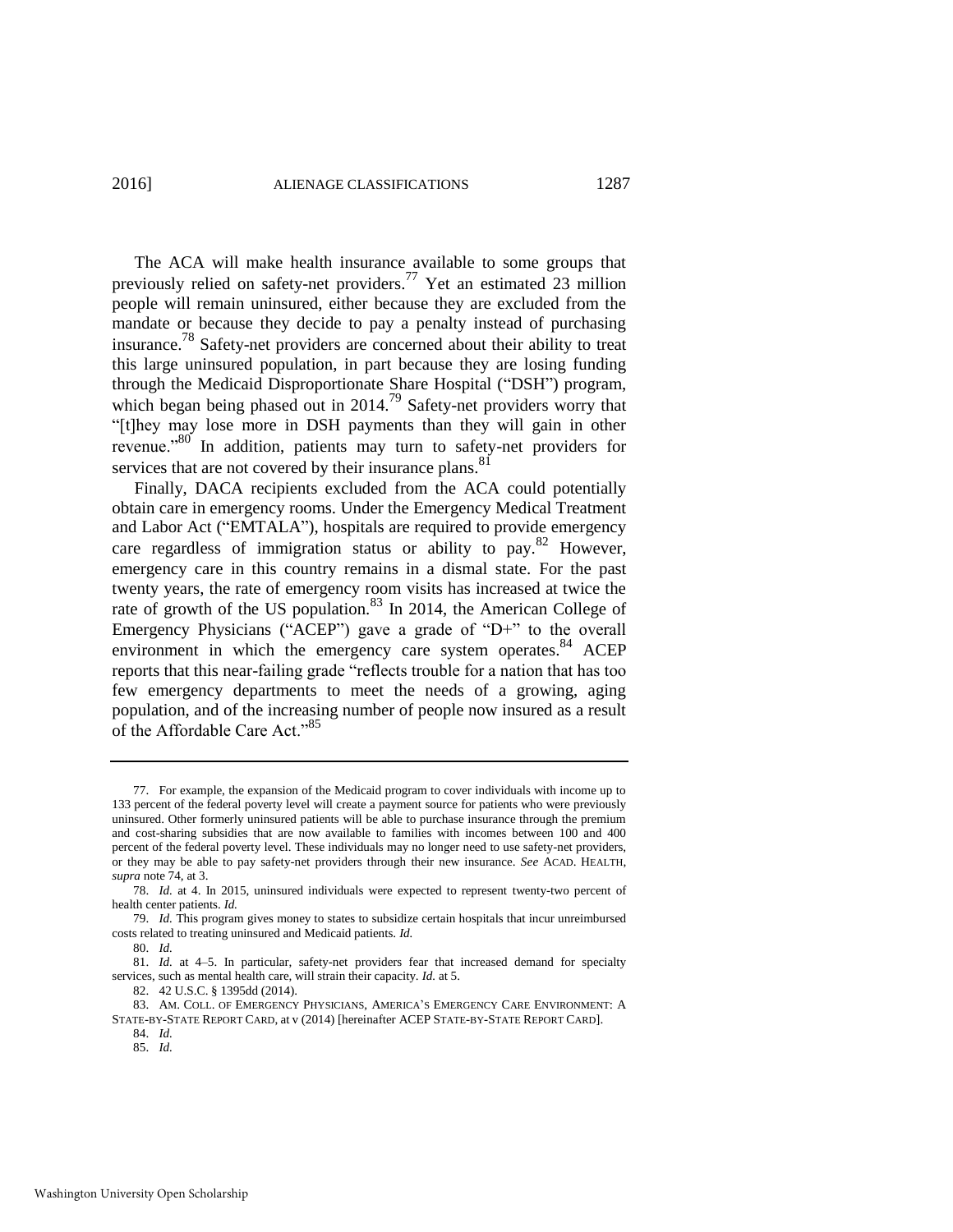The ACA will make health insurance available to some groups that previously relied on safety-net providers.[77] Yet an estimated 23 million people will remain uninsured, either because they are excluded from the mandate or because they decide to pay a penalty instead of purchasing insurance.[78] Safety-net providers are concerned about their ability to treat this large uninsured population, in part because they are losing funding through the Medicaid Disproportionate Share Hospital ("DSH") program, which began being phased out in 2014.[79] Safety-net providers worry that "[t]hey may lose more in DSH payments than they will gain in other revenue."[80] In addition, patients may turn to safety-net providers for services that are not covered by their insurance plans.[81]

Finally, DACA recipients excluded from the ACA could potentially obtain care in emergency rooms. Under the Emergency Medical Treatment and Labor Act ("EMTALA"), hospitals are required to provide emergency care regardless of immigration status or ability to pay.[82] However, emergency care in this country remains in a dismal state. For the past twenty years, the rate of emergency room visits has increased at twice the rate of growth of the US population.[83] In 2014, the American College of Emergency Physicians ("ACEP") gave a grade of "D+" to the overall environment in which the emergency care system operates.[84] ACEP reports that this near-failing grade "reflects trouble for a nation that has too few emergency departments to meet the needs of a growing, aging population, and of the increasing number of people now insured as a result of the Affordable Care Act."[85]

---

77. For example, the expansion of the Medicaid program to cover individuals with income up to 133 percent of the federal poverty level will create a payment source for patients who were previously uninsured. Other formerly uninsured patients will be able to purchase insurance through the premium and cost-sharing subsidies that are now available to families with incomes between 100 and 400 percent of the federal poverty level. These individuals may no longer need to use safety-net providers, or they may be able to pay safety-net providers through their new insurance. *See* ACAD. HEALTH, *supra* note 74, at 3.

78. *Id.* at 4. In 2015, uninsured individuals were expected to represent twenty-two percent of health center patients. *Id.*

79. *Id.* This program gives money to states to subsidize certain hospitals that incur unreimbursed costs related to treating uninsured and Medicaid patients. *Id.*

80. *Id.*

81. *Id.* at 4–5. In particular, safety-net providers fear that increased demand for specialty services, such as mental health care, will strain their capacity. *Id.* at 5.

82. 42 U.S.C. § 1395dd (2014).

83. AM. COLL. OF EMERGENCY PHYSICIANS, AMERICA'S EMERGENCY CARE ENVIRONMENT: A STATE-BY-STATE REPORT CARD, at v (2014) [hereinafter ACEP STATE-BY-STATE REPORT CARD].

84. *Id.*

85. *Id.*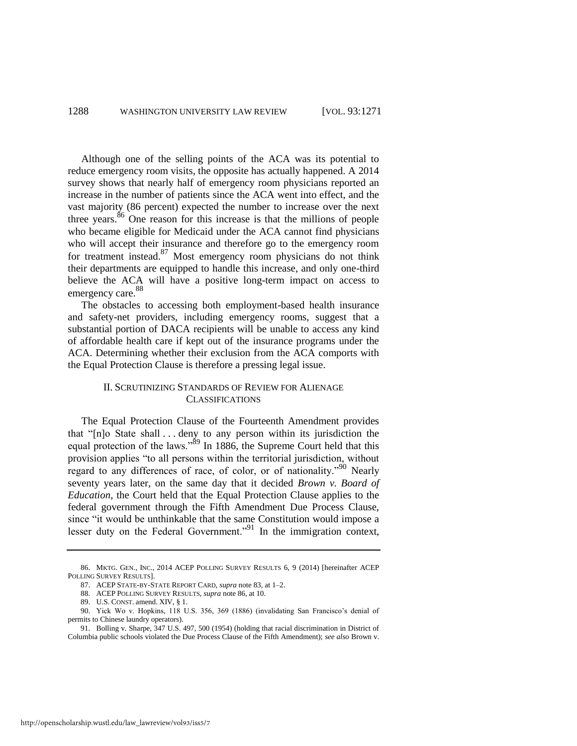Although one of the selling points of the ACA was its potential to reduce emergency room visits, the opposite has actually happened. A 2014 survey shows that nearly half of emergency room physicians reported an increase in the number of patients since the ACA went into effect, and the vast majority (86 percent) expected the number to increase over the next three years.[86] One reason for this increase is that the millions of people who became eligible for Medicaid under the ACA cannot find physicians who will accept their insurance and therefore go to the emergency room for treatment instead.[87] Most emergency room physicians do not think their departments are equipped to handle this increase, and only one-third believe the ACA will have a positive long-term impact on access to emergency care.[88]

The obstacles to accessing both employment-based health insurance and safety-net providers, including emergency rooms, suggest that a substantial portion of DACA recipients will be unable to access any kind of affordable health care if kept out of the insurance programs under the ACA. Determining whether their exclusion from the ACA comports with the Equal Protection Clause is therefore a pressing legal issue.

## II. SCRUTINIZING STANDARDS OF REVIEW FOR ALIENAGE CLASSIFICATIONS

The Equal Protection Clause of the Fourteenth Amendment provides that "[n]o State shall . . . deny to any person within its jurisdiction the equal protection of the laws."[89] In 1886, the Supreme Court held that this provision applies "to all persons within the territorial jurisdiction, without regard to any differences of race, of color, or of nationality."[90] Nearly seventy years later, on the same day that it decided *Brown v. Board of Education*, the Court held that the Equal Protection Clause applies to the federal government through the Fifth Amendment Due Process Clause, since "it would be unthinkable that the same Constitution would impose a lesser duty on the Federal Government."[91] In the immigration context,

86. MKTG. GEN., INC., 2014 ACEP POLLING SURVEY RESULTS 6, 9 (2014) [hereinafter ACEP POLLING SURVEY RESULTS].

87. ACEP STATE-BY-STATE REPORT CARD, *supra* note 83, at 1–2.

88. ACEP POLLING SURVEY RESULTS, *supra* note 86, at 10.

89. U.S. CONST. amend. XIV, § 1.

90. Yick Wo v. Hopkins, 118 U.S. 356, 369 (1886) (invalidating San Francisco's denial of permits to Chinese laundry operators).

91. Bolling v. Sharpe, 347 U.S. 497, 500 (1954) (holding that racial discrimination in District of Columbia public schools violated the Due Process Clause of the Fifth Amendment); *see also* Brown v.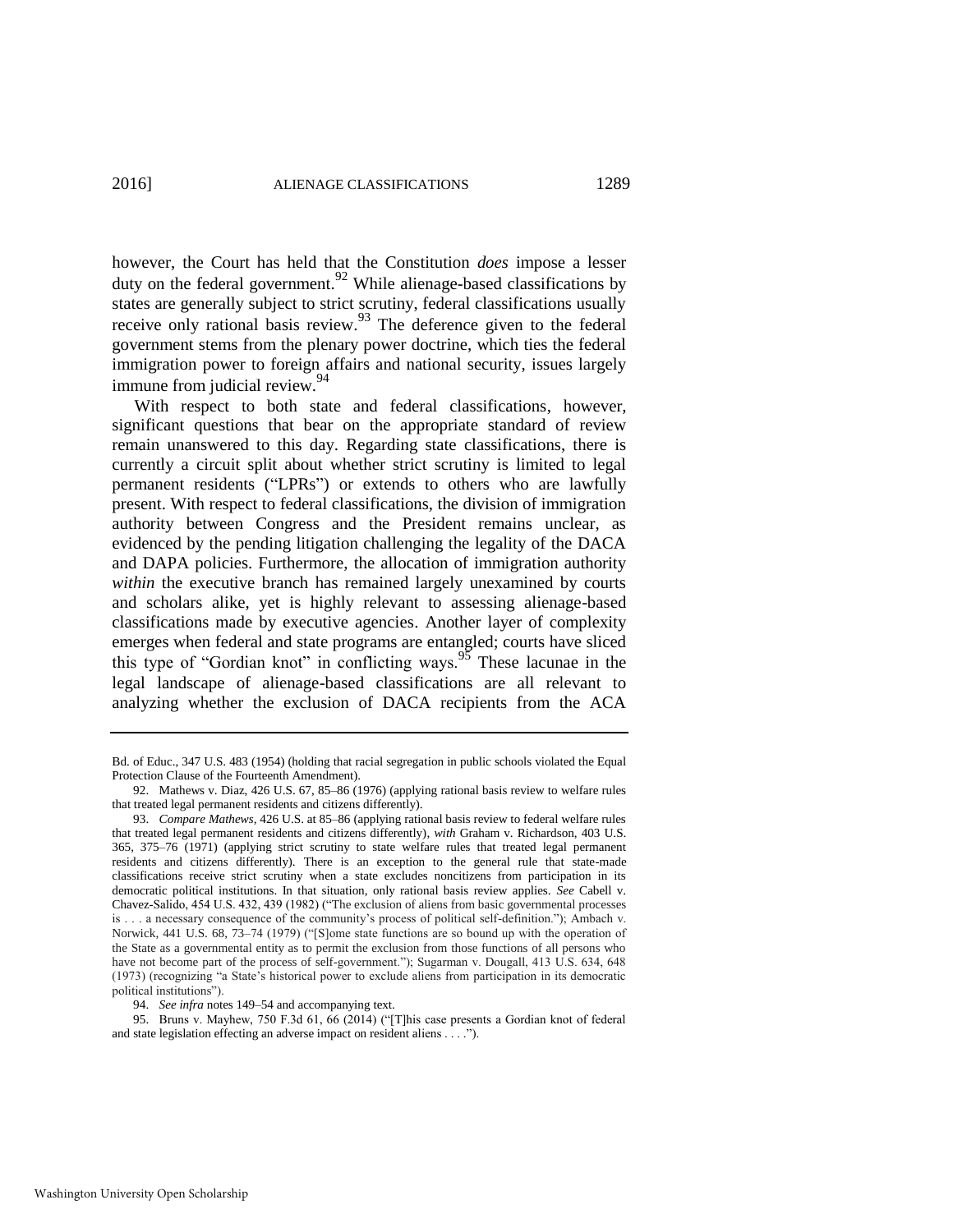however, the Court has held that the Constitution *does* impose a lesser duty on the federal government.[92] While alienage-based classifications by states are generally subject to strict scrutiny, federal classifications usually receive only rational basis review.[93] The deference given to the federal government stems from the plenary power doctrine, which ties the federal immigration power to foreign affairs and national security, issues largely immune from judicial review.[94]

With respect to both state and federal classifications, however, significant questions that bear on the appropriate standard of review remain unanswered to this day. Regarding state classifications, there is currently a circuit split about whether strict scrutiny is limited to legal permanent residents ("LPRs") or extends to others who are lawfully present. With respect to federal classifications, the division of immigration authority between Congress and the President remains unclear, as evidenced by the pending litigation challenging the legality of the DACA and DAPA policies. Furthermore, the allocation of immigration authority *within* the executive branch has remained largely unexamined by courts and scholars alike, yet is highly relevant to assessing alienage-based classifications made by executive agencies. Another layer of complexity emerges when federal and state programs are entangled; courts have sliced this type of "Gordian knot" in conflicting ways.[95] These lacunae in the legal landscape of alienage-based classifications are all relevant to analyzing whether the exclusion of DACA recipients from the ACA

---

Bd. of Educ., 347 U.S. 483 (1954) (holding that racial segregation in public schools violated the Equal Protection Clause of the Fourteenth Amendment).

92. Mathews v. Diaz, 426 U.S. 67, 85–86 (1976) (applying rational basis review to welfare rules that treated legal permanent residents and citizens differently).

93. *Compare Mathews*, 426 U.S. at 85–86 (applying rational basis review to federal welfare rules that treated legal permanent residents and citizens differently), *with* Graham v. Richardson, 403 U.S. 365, 375–76 (1971) (applying strict scrutiny to state welfare rules that treated legal permanent residents and citizens differently). There is an exception to the general rule that state-made classifications receive strict scrutiny when a state excludes noncitizens from participation in its democratic political institutions. In that situation, only rational basis review applies. *See* Cabell v. Chavez-Salido, 454 U.S. 432, 439 (1982) ("The exclusion of aliens from basic governmental processes is . . . a necessary consequence of the community's process of political self-definition."); Ambach v. Norwick, 441 U.S. 68, 73–74 (1979) ("[S]ome state functions are so bound up with the operation of the State as a governmental entity as to permit the exclusion from those functions of all persons who have not become part of the process of self-government."); Sugarman v. Dougall, 413 U.S. 634, 648 (1973) (recognizing "a State's historical power to exclude aliens from participation in its democratic political institutions").

94. *See infra* notes 149–54 and accompanying text.

95. Bruns v. Mayhew, 750 F.3d 61, 66 (2014) ("[T]his case presents a Gordian knot of federal and state legislation effecting an adverse impact on resident aliens . . . .").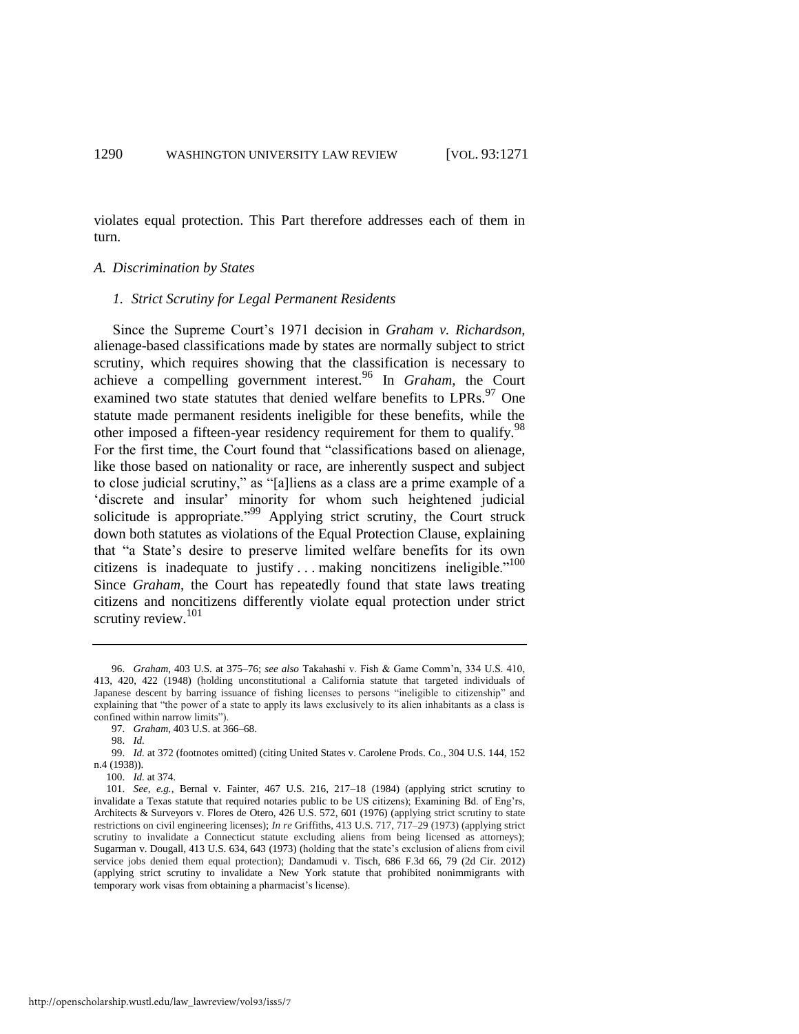violates equal protection. This Part therefore addresses each of them in turn.

### *A. Discrimination by States*

#### *1. Strict Scrutiny for Legal Permanent Residents*

Since the Supreme Court's 1971 decision in *Graham v. Richardson*, alienage-based classifications made by states are normally subject to strict scrutiny, which requires showing that the classification is necessary to achieve a compelling government interest.[96] In *Graham*, the Court examined two state statutes that denied welfare benefits to LPRs.[97] One statute made permanent residents ineligible for these benefits, while the other imposed a fifteen-year residency requirement for them to qualify.[98] For the first time, the Court found that "classifications based on alienage, like those based on nationality or race, are inherently suspect and subject to close judicial scrutiny," as "[a]liens as a class are a prime example of a 'discrete and insular' minority for whom such heightened judicial solicitude is appropriate."[99] Applying strict scrutiny, the Court struck down both statutes as violations of the Equal Protection Clause, explaining that "a State's desire to preserve limited welfare benefits for its own citizens is inadequate to justify . . . making noncitizens ineligible."[100] Since *Graham*, the Court has repeatedly found that state laws treating citizens and noncitizens differently violate equal protection under strict scrutiny review.[101]

---

96. *Graham*, 403 U.S. at 375–76; *see also* Takahashi v. Fish & Game Comm'n, 334 U.S. 410, 413, 420, 422 (1948) (holding unconstitutional a California statute that targeted individuals of Japanese descent by barring issuance of fishing licenses to persons "ineligible to citizenship" and explaining that "the power of a state to apply its laws exclusively to its alien inhabitants as a class is confined within narrow limits").

97. *Graham*, 403 U.S. at 366–68.

98. *Id.*

99. *Id.* at 372 (footnotes omitted) (citing United States v. Carolene Prods. Co., 304 U.S. 144, 152 n.4 (1938)).

100. *Id.* at 374.

101. *See, e.g.*, Bernal v. Fainter, 467 U.S. 216, 217–18 (1984) (applying strict scrutiny to invalidate a Texas statute that required notaries public to be US citizens); Examining Bd. of Eng'rs, Architects & Surveyors v. Flores de Otero, 426 U.S. 572, 601 (1976) (applying strict scrutiny to state restrictions on civil engineering licenses); *In re* Griffiths, 413 U.S. 717, 717–29 (1973) (applying strict scrutiny to invalidate a Connecticut statute excluding aliens from being licensed as attorneys); Sugarman v. Dougall, 413 U.S. 634, 643 (1973) (holding that the state's exclusion of aliens from civil service jobs denied them equal protection); Dandamudi v. Tisch, 686 F.3d 66, 79 (2d Cir. 2012) (applying strict scrutiny to invalidate a New York statute that prohibited nonimmigrants with temporary work visas from obtaining a pharmacist's license).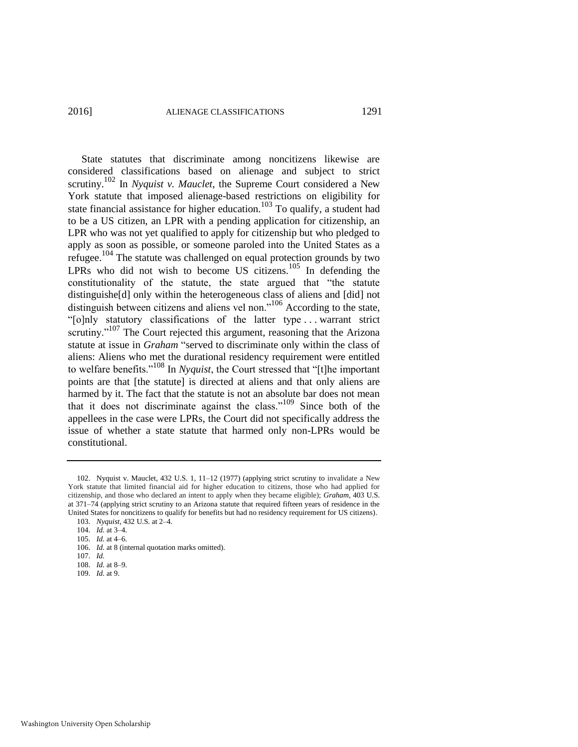State statutes that discriminate among noncitizens likewise are considered classifications based on alienage and subject to strict scrutiny.[102] In *Nyquist v. Mauclet*, the Supreme Court considered a New York statute that imposed alienage-based restrictions on eligibility for state financial assistance for higher education.[103] To qualify, a student had to be a US citizen, an LPR with a pending application for citizenship, an LPR who was not yet qualified to apply for citizenship but who pledged to apply as soon as possible, or someone paroled into the United States as a refugee.[104] The statute was challenged on equal protection grounds by two LPRs who did not wish to become US citizens.[105] In defending the constitutionality of the statute, the state argued that "the statute distinguishe[d] only within the heterogeneous class of aliens and [did] not distinguish between citizens and aliens vel non."[106] According to the state, "[o]nly statutory classifications of the latter type . . . warrant strict scrutiny."[107] The Court rejected this argument, reasoning that the Arizona statute at issue in *Graham* "served to discriminate only within the class of aliens: Aliens who met the durational residency requirement were entitled to welfare benefits."[108] In *Nyquist*, the Court stressed that "[t]he important points are that [the statute] is directed at aliens and that only aliens are harmed by it. The fact that the statute is not an absolute bar does not mean that it does not discriminate against the class."[109] Since both of the appellees in the case were LPRs, the Court did not specifically address the issue of whether a state statute that harmed only non-LPRs would be constitutional.

---

102. Nyquist v. Mauclet, 432 U.S. 1, 11–12 (1977) (applying strict scrutiny to invalidate a New York statute that limited financial aid for higher education to citizens, those who had applied for citizenship, and those who declared an intent to apply when they became eligible); *Graham*, 403 U.S. at 371–74 (applying strict scrutiny to an Arizona statute that required fifteen years of residence in the United States for noncitizens to qualify for benefits but had no residency requirement for US citizens).

103. *Nyquist*, 432 U.S. at 2–4.

104. *Id.* at 3–4.

105. *Id.* at 4–6.

106. *Id.* at 8 (internal quotation marks omitted).

107. *Id.*

108. *Id.* at 8–9.

109. *Id.* at 9.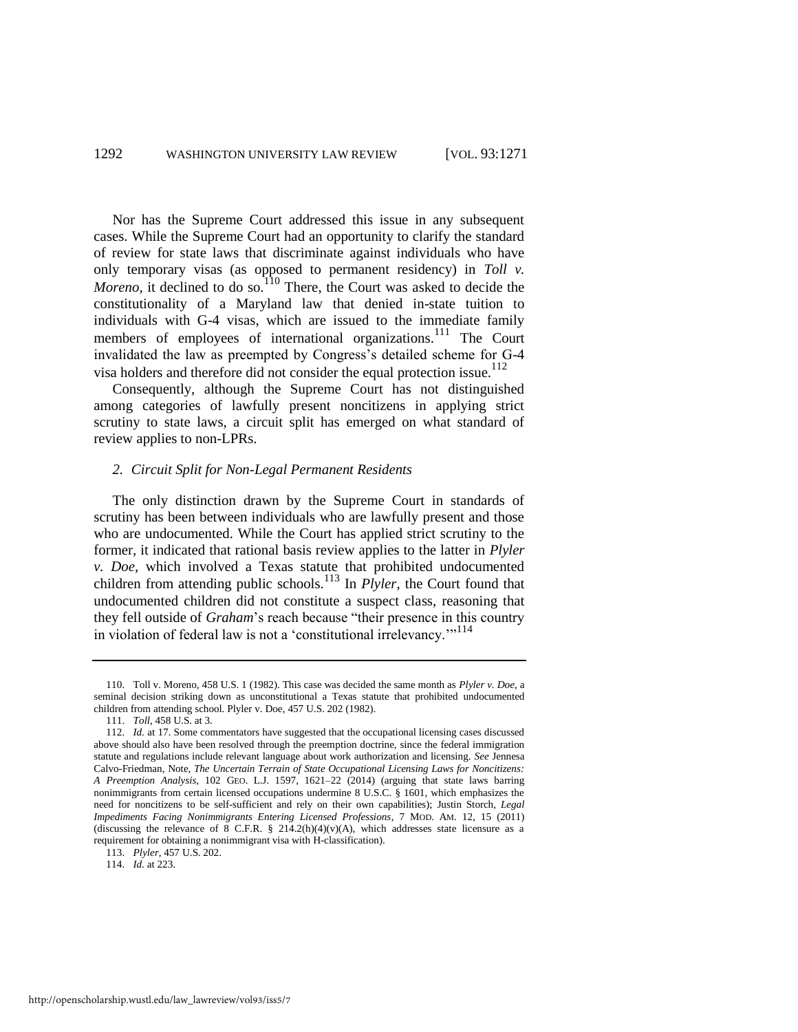Nor has the Supreme Court addressed this issue in any subsequent cases. While the Supreme Court had an opportunity to clarify the standard of review for state laws that discriminate against individuals who have only temporary visas (as opposed to permanent residency) in *Toll v. Moreno*, it declined to do so.[110] There, the Court was asked to decide the constitutionality of a Maryland law that denied in-state tuition to individuals with G-4 visas, which are issued to the immediate family members of employees of international organizations.[111] The Court invalidated the law as preempted by Congress's detailed scheme for G-4 visa holders and therefore did not consider the equal protection issue.[112]

Consequently, although the Supreme Court has not distinguished among categories of lawfully present noncitizens in applying strict scrutiny to state laws, a circuit split has emerged on what standard of review applies to non-LPRs.

### *2. Circuit Split for Non-Legal Permanent Residents*

The only distinction drawn by the Supreme Court in standards of scrutiny has been between individuals who are lawfully present and those who are undocumented. While the Court has applied strict scrutiny to the former, it indicated that rational basis review applies to the latter in *Plyler v. Doe*, which involved a Texas statute that prohibited undocumented children from attending public schools.[113] In *Plyler*, the Court found that undocumented children did not constitute a suspect class, reasoning that they fell outside of *Graham*'s reach because "their presence in this country in violation of federal law is not a 'constitutional irrelevancy.'"[114]

---

110. Toll v. Moreno, 458 U.S. 1 (1982). This case was decided the same month as *Plyler v. Doe*, a seminal decision striking down as unconstitutional a Texas statute that prohibited undocumented children from attending school. Plyler v. Doe, 457 U.S. 202 (1982).

111. *Toll*, 458 U.S. at 3.

112. *Id.* at 17. Some commentators have suggested that the occupational licensing cases discussed above should also have been resolved through the preemption doctrine, since the federal immigration statute and regulations include relevant language about work authorization and licensing. *See* Jennesa Calvo-Friedman, Note, *The Uncertain Terrain of State Occupational Licensing Laws for Noncitizens: A Preemption Analysis*, 102 GEO. L.J. 1597, 1621–22 (2014) (arguing that state laws barring nonimmigrants from certain licensed occupations undermine 8 U.S.C. § 1601, which emphasizes the need for noncitizens to be self-sufficient and rely on their own capabilities); Justin Storch, *Legal Impediments Facing Nonimmigrants Entering Licensed Professions*, 7 MOD. AM. 12, 15 (2011) (discussing the relevance of 8 C.F.R. § 214.2(h)(4)(v)(A), which addresses state licensure as a requirement for obtaining a nonimmigrant visa with H-classification).

113. *Plyler*, 457 U.S. 202.

114. *Id.* at 223.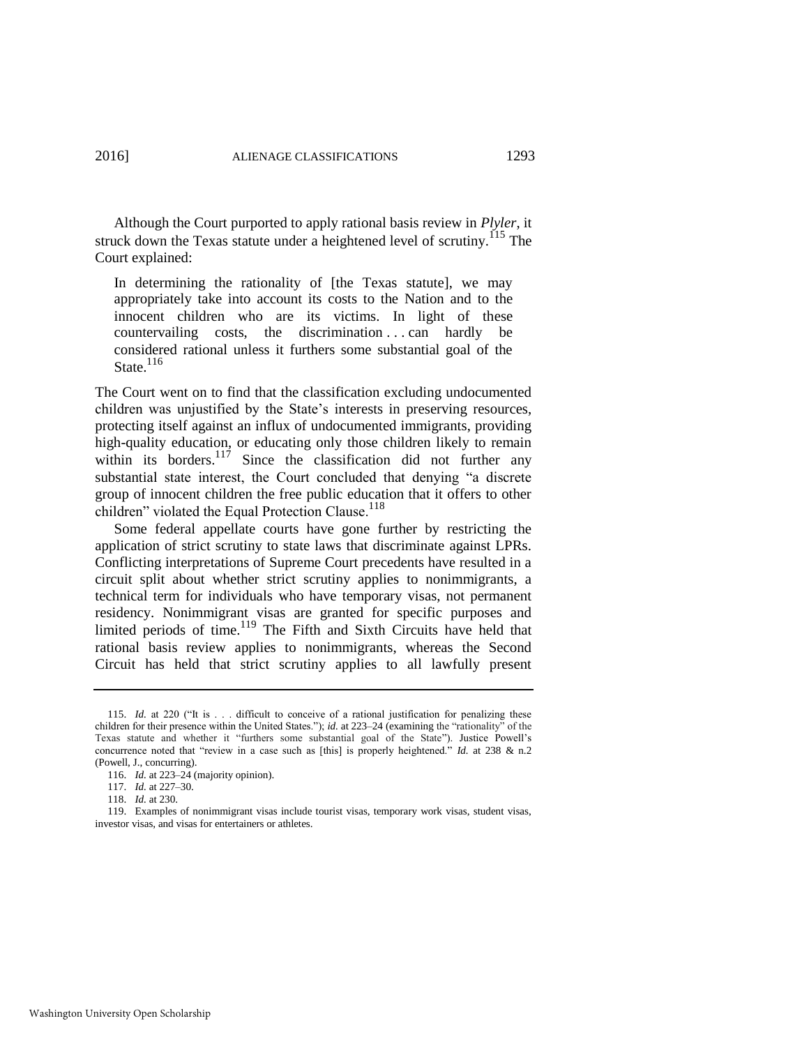Although the Court purported to apply rational basis review in *Plyler*, it struck down the Texas statute under a heightened level of scrutiny.[115] The Court explained:

> In determining the rationality of [the Texas statute], we may appropriately take into account its costs to the Nation and to the innocent children who are its victims. In light of these countervailing costs, the discrimination . . . can hardly be considered rational unless it furthers some substantial goal of the State.[116]

The Court went on to find that the classification excluding undocumented children was unjustified by the State's interests in preserving resources, protecting itself against an influx of undocumented immigrants, providing high-quality education, or educating only those children likely to remain within its borders.[117] Since the classification did not further any substantial state interest, the Court concluded that denying "a discrete group of innocent children the free public education that it offers to other children" violated the Equal Protection Clause.[118]

Some federal appellate courts have gone further by restricting the application of strict scrutiny to state laws that discriminate against LPRs. Conflicting interpretations of Supreme Court precedents have resulted in a circuit split about whether strict scrutiny applies to nonimmigrants, a technical term for individuals who have temporary visas, not permanent residency. Nonimmigrant visas are granted for specific purposes and limited periods of time.[119] The Fifth and Sixth Circuits have held that rational basis review applies to nonimmigrants, whereas the Second Circuit has held that strict scrutiny applies to all lawfully present

---

115. *Id.* at 220 ("It is . . . difficult to conceive of a rational justification for penalizing these children for their presence within the United States."); *id.* at 223–24 (examining the "rationality" of the Texas statute and whether it "furthers some substantial goal of the State"). Justice Powell's concurrence noted that "review in a case such as [this] is properly heightened." *Id.* at 238 & n.2 (Powell, J., concurring).

116. *Id.* at 223–24 (majority opinion).

117. *Id.* at 227–30.

118. *Id.* at 230.

119. Examples of nonimmigrant visas include tourist visas, temporary work visas, student visas, investor visas, and visas for entertainers or athletes.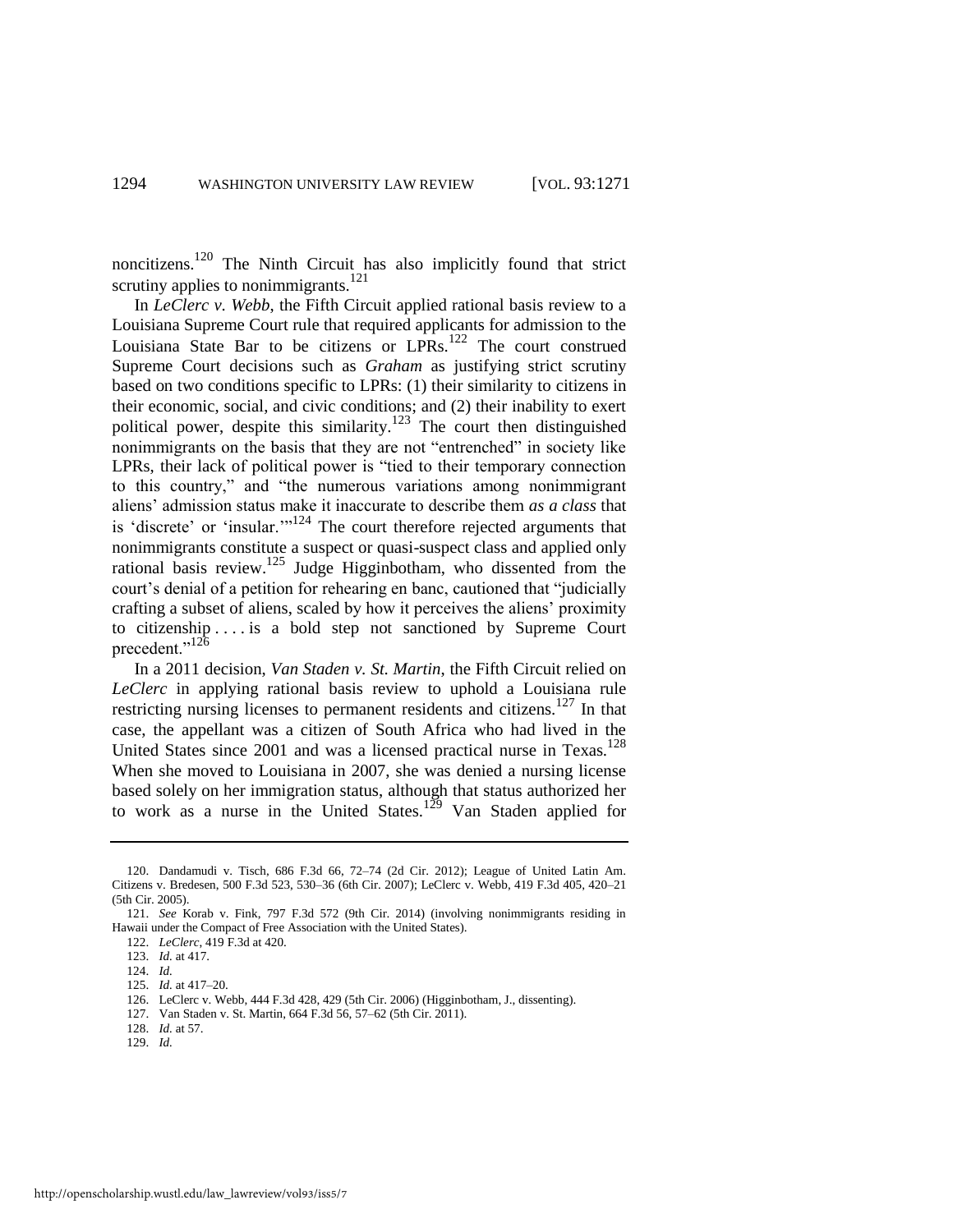noncitizens.[120] The Ninth Circuit has also implicitly found that strict scrutiny applies to nonimmigrants.[121]

In *LeClerc v. Webb*, the Fifth Circuit applied rational basis review to a Louisiana Supreme Court rule that required applicants for admission to the Louisiana State Bar to be citizens or LPRs.[122] The court construed Supreme Court decisions such as *Graham* as justifying strict scrutiny based on two conditions specific to LPRs: (1) their similarity to citizens in their economic, social, and civic conditions; and (2) their inability to exert political power, despite this similarity.[123] The court then distinguished nonimmigrants on the basis that they are not "entrenched" in society like LPRs, their lack of political power is "tied to their temporary connection to this country," and "the numerous variations among nonimmigrant aliens' admission status make it inaccurate to describe them *as a class* that is 'discrete' or 'insular.'"[124] The court therefore rejected arguments that nonimmigrants constitute a suspect or quasi-suspect class and applied only rational basis review.[125] Judge Higginbotham, who dissented from the court's denial of a petition for rehearing en banc, cautioned that "judicially crafting a subset of aliens, scaled by how it perceives the aliens' proximity to citizenship . . . . is a bold step not sanctioned by Supreme Court precedent."[126]

In a 2011 decision, *Van Staden v. St. Martin*, the Fifth Circuit relied on *LeClerc* in applying rational basis review to uphold a Louisiana rule restricting nursing licenses to permanent residents and citizens.[127] In that case, the appellant was a citizen of South Africa who had lived in the United States since 2001 and was a licensed practical nurse in Texas.[128] When she moved to Louisiana in 2007, she was denied a nursing license based solely on her immigration status, although that status authorized her to work as a nurse in the United States.[129] Van Staden applied for

---

120. Dandamudi v. Tisch, 686 F.3d 66, 72–74 (2d Cir. 2012); League of United Latin Am. Citizens v. Bredesen, 500 F.3d 523, 530–36 (6th Cir. 2007); LeClerc v. Webb, 419 F.3d 405, 420–21 (5th Cir. 2005).

121. *See* Korab v. Fink, 797 F.3d 572 (9th Cir. 2014) (involving nonimmigrants residing in Hawaii under the Compact of Free Association with the United States).

122. *LeClerc*, 419 F.3d at 420.

123. *Id.* at 417.

124. *Id.*

125. *Id.* at 417–20.

126. LeClerc v. Webb, 444 F.3d 428, 429 (5th Cir. 2006) (Higginbotham, J., dissenting).

127. Van Staden v. St. Martin, 664 F.3d 56, 57–62 (5th Cir. 2011).

128. *Id.* at 57.

129. *Id.*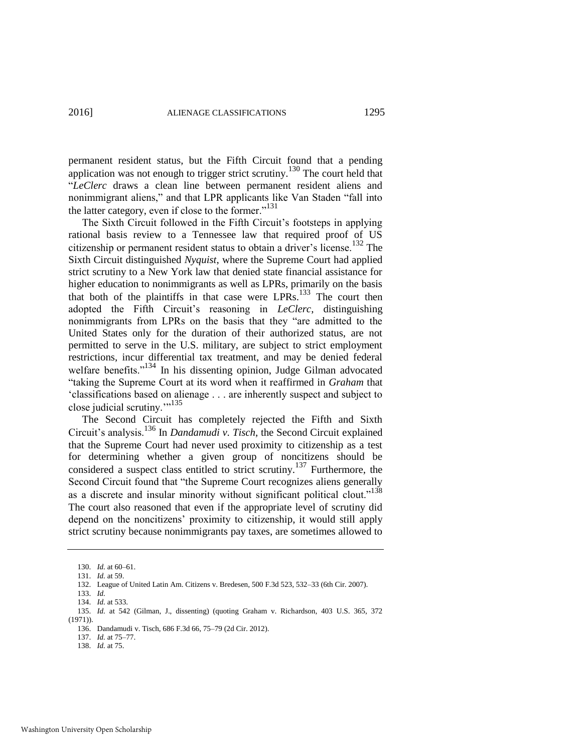permanent resident status, but the Fifth Circuit found that a pending application was not enough to trigger strict scrutiny.[130] The court held that "*LeClerc* draws a clean line between permanent resident aliens and nonimmigrant aliens," and that LPR applicants like Van Staden "fall into the latter category, even if close to the former."[131]

The Sixth Circuit followed in the Fifth Circuit's footsteps in applying rational basis review to a Tennessee law that required proof of US citizenship or permanent resident status to obtain a driver's license.[132] The Sixth Circuit distinguished *Nyquist*, where the Supreme Court had applied strict scrutiny to a New York law that denied state financial assistance for higher education to nonimmigrants as well as LPRs, primarily on the basis that both of the plaintiffs in that case were LPRs.[133] The court then adopted the Fifth Circuit's reasoning in *LeClerc*, distinguishing nonimmigrants from LPRs on the basis that they "are admitted to the United States only for the duration of their authorized status, are not permitted to serve in the U.S. military, are subject to strict employment restrictions, incur differential tax treatment, and may be denied federal welfare benefits."[134] In his dissenting opinion, Judge Gilman advocated "taking the Supreme Court at its word when it reaffirmed in *Graham* that 'classifications based on alienage . . . are inherently suspect and subject to close judicial scrutiny.'"[135]

The Second Circuit has completely rejected the Fifth and Sixth Circuit's analysis.[136] In *Dandamudi v. Tisch*, the Second Circuit explained that the Supreme Court had never used proximity to citizenship as a test for determining whether a given group of noncitizens should be considered a suspect class entitled to strict scrutiny.[137] Furthermore, the Second Circuit found that "the Supreme Court recognizes aliens generally as a discrete and insular minority without significant political clout."[138] The court also reasoned that even if the appropriate level of scrutiny did depend on the noncitizens' proximity to citizenship, it would still apply strict scrutiny because nonimmigrants pay taxes, are sometimes allowed to

---

130. *Id.* at 60–61.

131. *Id.* at 59.

132. League of United Latin Am. Citizens v. Bredesen, 500 F.3d 523, 532–33 (6th Cir. 2007).

133. *Id.*

134. *Id.* at 533.

135. *Id.* at 542 (Gilman, J., dissenting) (quoting Graham v. Richardson, 403 U.S. 365, 372 (1971)).

136. Dandamudi v. Tisch, 686 F.3d 66, 75–79 (2d Cir. 2012).

137. *Id.* at 75–77.

138. *Id.* at 75.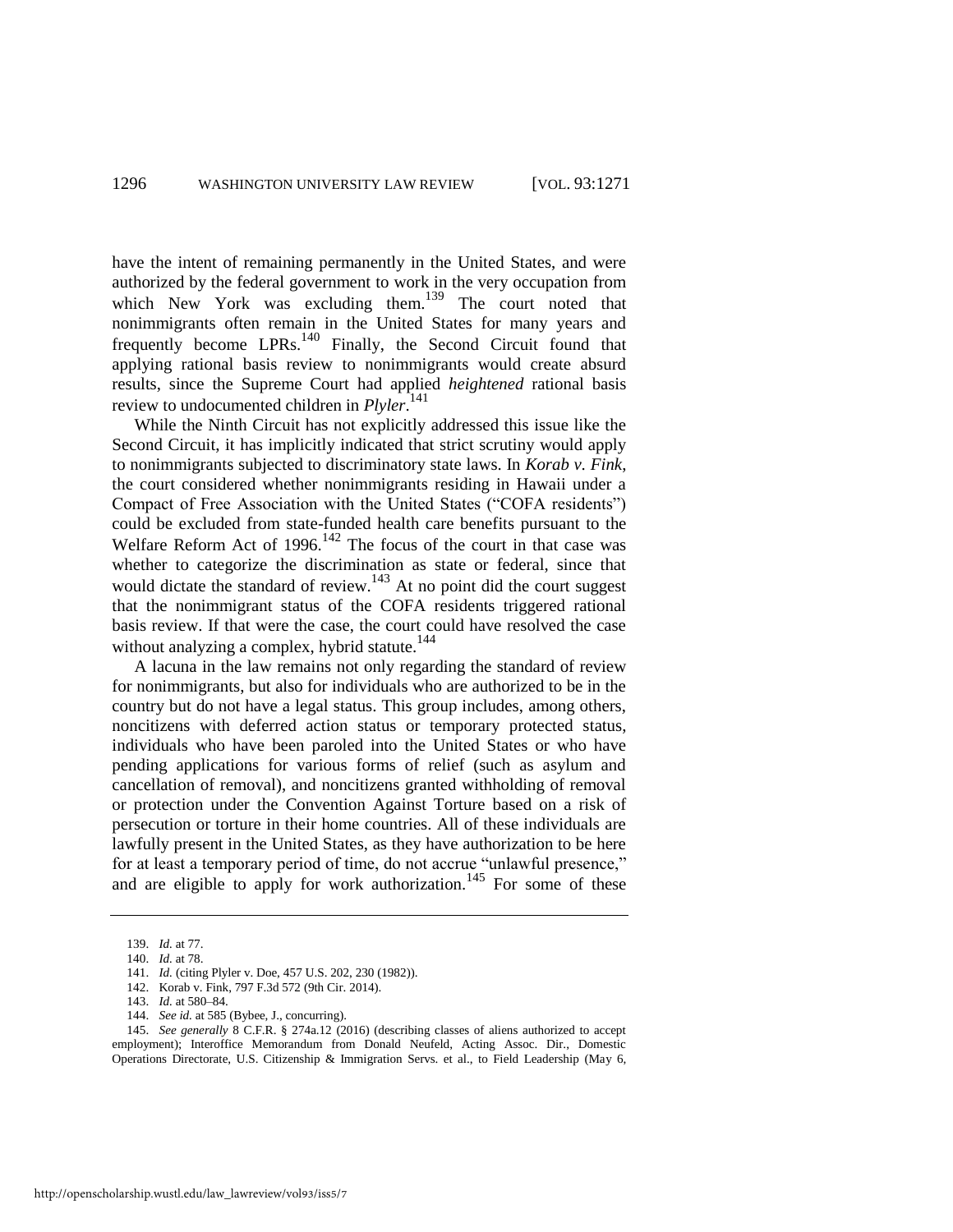have the intent of remaining permanently in the United States, and were authorized by the federal government to work in the very occupation from which New York was excluding them.[139] The court noted that nonimmigrants often remain in the United States for many years and frequently become LPRs.[140] Finally, the Second Circuit found that applying rational basis review to nonimmigrants would create absurd results, since the Supreme Court had applied *heightened* rational basis review to undocumented children in *Plyler*.[141]

While the Ninth Circuit has not explicitly addressed this issue like the Second Circuit, it has implicitly indicated that strict scrutiny would apply to nonimmigrants subjected to discriminatory state laws. In *Korab v. Fink*, the court considered whether nonimmigrants residing in Hawaii under a Compact of Free Association with the United States ("COFA residents") could be excluded from state-funded health care benefits pursuant to the Welfare Reform Act of 1996.[142] The focus of the court in that case was whether to categorize the discrimination as state or federal, since that would dictate the standard of review.[143] At no point did the court suggest that the nonimmigrant status of the COFA residents triggered rational basis review. If that were the case, the court could have resolved the case without analyzing a complex, hybrid statute.[144]

A lacuna in the law remains not only regarding the standard of review for nonimmigrants, but also for individuals who are authorized to be in the country but do not have a legal status. This group includes, among others, noncitizens with deferred action status or temporary protected status, individuals who have been paroled into the United States or who have pending applications for various forms of relief (such as asylum and cancellation of removal), and noncitizens granted withholding of removal or protection under the Convention Against Torture based on a risk of persecution or torture in their home countries. All of these individuals are lawfully present in the United States, as they have authorization to be here for at least a temporary period of time, do not accrue "unlawful presence," and are eligible to apply for work authorization.[145] For some of these

---

139. *Id.* at 77.

140. *Id.* at 78.

141. *Id.* (citing Plyler v. Doe, 457 U.S. 202, 230 (1982)).

142. Korab v. Fink, 797 F.3d 572 (9th Cir. 2014).

143. *Id.* at 580–84.

144. *See id.* at 585 (Bybee, J., concurring).

145. *See generally* 8 C.F.R. § 274a.12 (2016) (describing classes of aliens authorized to accept employment); Interoffice Memorandum from Donald Neufeld, Acting Assoc. Dir., Domestic Operations Directorate, U.S. Citizenship & Immigration Servs. et al., to Field Leadership (May 6,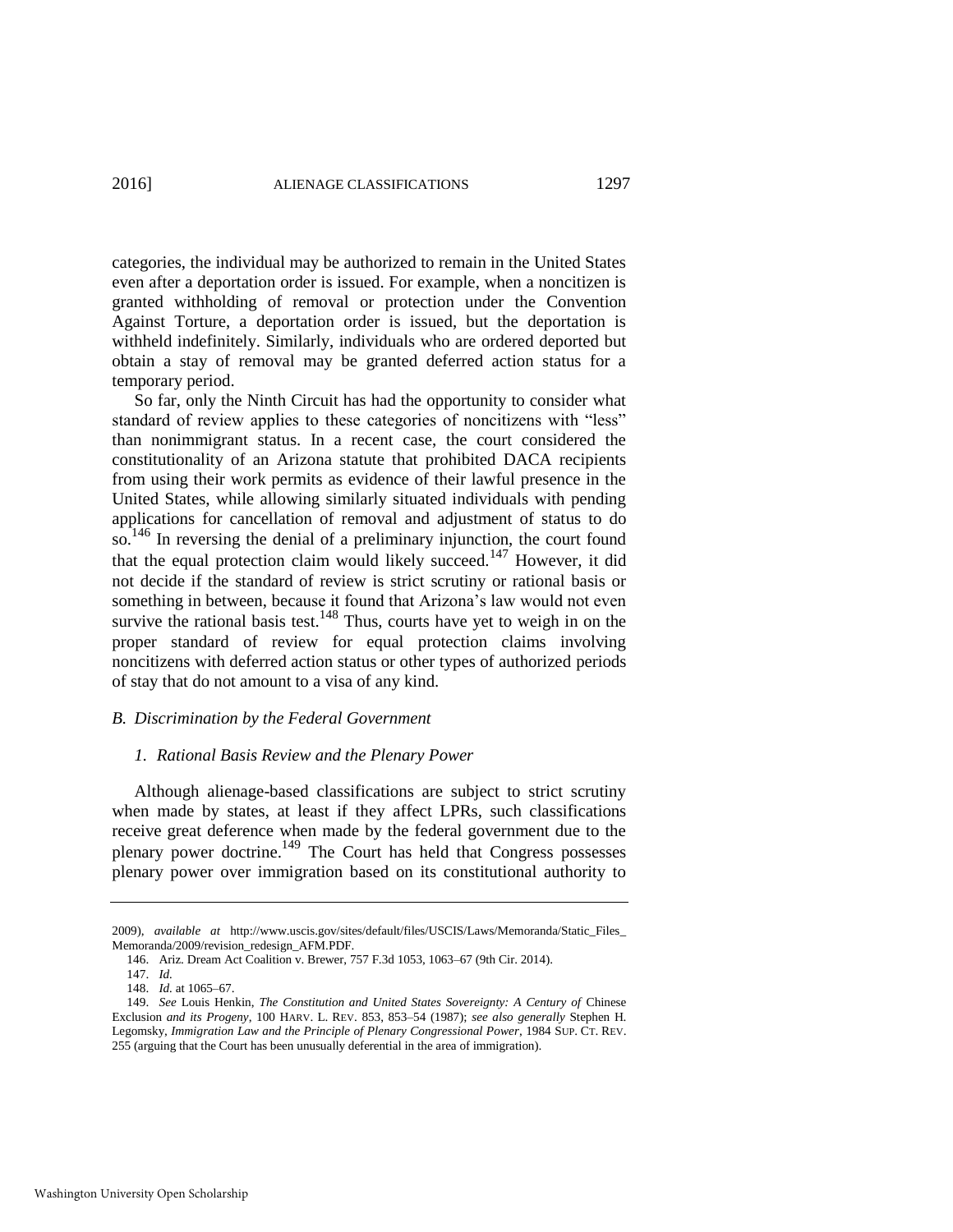categories, the individual may be authorized to remain in the United States even after a deportation order is issued. For example, when a noncitizen is granted withholding of removal or protection under the Convention Against Torture, a deportation order is issued, but the deportation is withheld indefinitely. Similarly, individuals who are ordered deported but obtain a stay of removal may be granted deferred action status for a temporary period.

So far, only the Ninth Circuit has had the opportunity to consider what standard of review applies to these categories of noncitizens with "less" than nonimmigrant status. In a recent case, the court considered the constitutionality of an Arizona statute that prohibited DACA recipients from using their work permits as evidence of their lawful presence in the United States, while allowing similarly situated individuals with pending applications for cancellation of removal and adjustment of status to do so.[146] In reversing the denial of a preliminary injunction, the court found that the equal protection claim would likely succeed.[147] However, it did not decide if the standard of review is strict scrutiny or rational basis or something in between, because it found that Arizona's law would not even survive the rational basis test.[148] Thus, courts have yet to weigh in on the proper standard of review for equal protection claims involving noncitizens with deferred action status or other types of authorized periods of stay that do not amount to a visa of any kind.

### *B. Discrimination by the Federal Government*

#### *1. Rational Basis Review and the Plenary Power*

Although alienage-based classifications are subject to strict scrutiny when made by states, at least if they affect LPRs, such classifications receive great deference when made by the federal government due to the plenary power doctrine.[149] The Court has held that Congress possesses plenary power over immigration based on its constitutional authority to

---

2009), *available at* http://www.uscis.gov/sites/default/files/USCIS/Laws/Memoranda/Static_Files_Memoranda/2009/revision_redesign_AFM.PDF.

146. Ariz. Dream Act Coalition v. Brewer, 757 F.3d 1053, 1063–67 (9th Cir. 2014).

147. *Id.*

148. *Id.* at 1065–67.

149. *See* Louis Henkin, *The Constitution and United States Sovereignty: A Century of* Chinese Exclusion *and its Progeny*, 100 HARV. L. REV. 853, 853–54 (1987); *see also generally* Stephen H. Legomsky, *Immigration Law and the Principle of Plenary Congressional Power*, 1984 SUP. CT. REV. 255 (arguing that the Court has been unusually deferential in the area of immigration).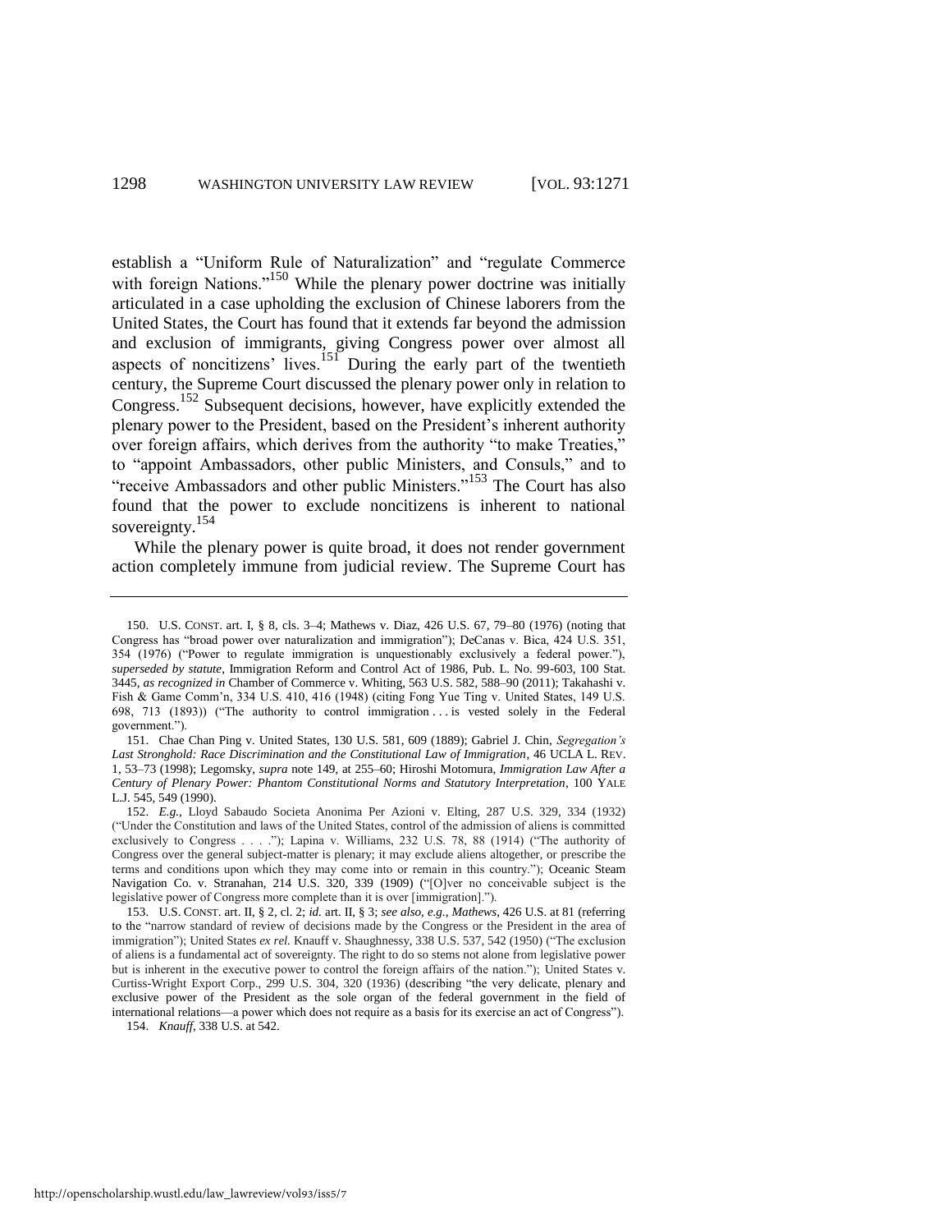establish a "Uniform Rule of Naturalization" and "regulate Commerce with foreign Nations."[150] While the plenary power doctrine was initially articulated in a case upholding the exclusion of Chinese laborers from the United States, the Court has found that it extends far beyond the admission and exclusion of immigrants, giving Congress power over almost all aspects of noncitizens' lives.[151] During the early part of the twentieth century, the Supreme Court discussed the plenary power only in relation to Congress.[152] Subsequent decisions, however, have explicitly extended the plenary power to the President, based on the President's inherent authority over foreign affairs, which derives from the authority "to make Treaties," to "appoint Ambassadors, other public Ministers, and Consuls," and to "receive Ambassadors and other public Ministers."[153] The Court has also found that the power to exclude noncitizens is inherent to national sovereignty.[154]

While the plenary power is quite broad, it does not render government action completely immune from judicial review. The Supreme Court has

---

150. U.S. CONST. art. I, § 8, cls. 3–4; Mathews v. Diaz, 426 U.S. 67, 79–80 (1976) (noting that Congress has "broad power over naturalization and immigration"); DeCanas v. Bica, 424 U.S. 351, 354 (1976) ("Power to regulate immigration is unquestionably exclusively a federal power."), *superseded by statute*, Immigration Reform and Control Act of 1986, Pub. L. No. 99-603, 100 Stat. 3445, *as recognized in* Chamber of Commerce v. Whiting, 563 U.S. 582, 588–90 (2011); Takahashi v. Fish & Game Comm'n, 334 U.S. 410, 416 (1948) (citing Fong Yue Ting v. United States, 149 U.S. 698, 713 (1893)) ("The authority to control immigration . . . is vested solely in the Federal government.").

151. Chae Chan Ping v. United States, 130 U.S. 581, 609 (1889); Gabriel J. Chin, *Segregation's Last Stronghold: Race Discrimination and the Constitutional Law of Immigration*, 46 UCLA L. REV. 1, 53–73 (1998); Legomsky, *supra* note 149, at 255–60; Hiroshi Motomura, *Immigration Law After a Century of Plenary Power: Phantom Constitutional Norms and Statutory Interpretation*, 100 YALE L.J. 545, 549 (1990).

152. *E.g.*, Lloyd Sabaudo Societa Anonima Per Azioni v. Elting, 287 U.S. 329, 334 (1932) ("Under the Constitution and laws of the United States, control of the admission of aliens is committed exclusively to Congress . . . ."); Lapina v. Williams, 232 U.S. 78, 88 (1914) ("The authority of Congress over the general subject-matter is plenary; it may exclude aliens altogether, or prescribe the terms and conditions upon which they may come into or remain in this country."); Oceanic Steam Navigation Co. v. Stranahan, 214 U.S. 320, 339 (1909) ("[O]ver no conceivable subject is the legislative power of Congress more complete than it is over [immigration].").

153. U.S. CONST. art. II, § 2, cl. 2; *id.* art. II, § 3; *see also, e.g.*, *Mathews*, 426 U.S. at 81 (referring to the "narrow standard of review of decisions made by the Congress or the President in the area of immigration"); United States *ex rel.* Knauff v. Shaughnessy, 338 U.S. 537, 542 (1950) ("The exclusion of aliens is a fundamental act of sovereignty. The right to do so stems not alone from legislative power but is inherent in the executive power to control the foreign affairs of the nation."); United States v. Curtiss-Wright Export Corp., 299 U.S. 304, 320 (1936) (describing "the very delicate, plenary and exclusive power of the President as the sole organ of the federal government in the field of international relations—a power which does not require as a basis for its exercise an act of Congress").

154. *Knauff*, 338 U.S. at 542.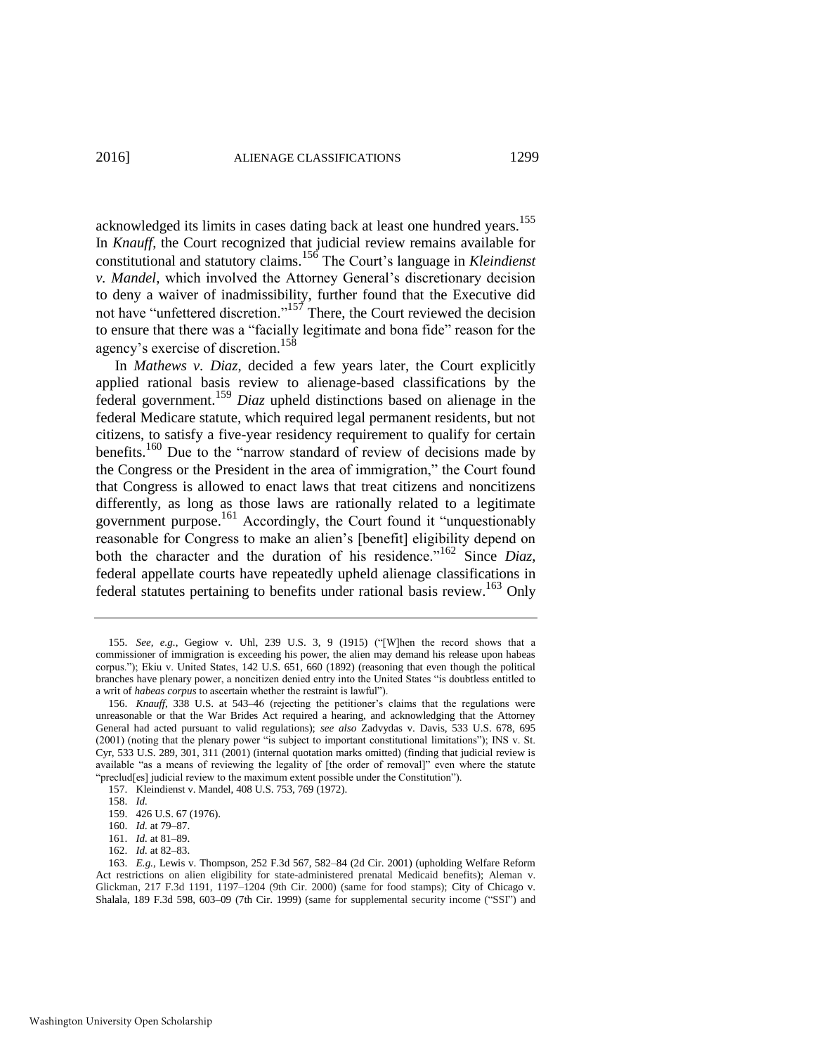acknowledged its limits in cases dating back at least one hundred years.[155] In *Knauff*, the Court recognized that judicial review remains available for constitutional and statutory claims.[156] The Court's language in *Kleindienst v. Mandel*, which involved the Attorney General's discretionary decision to deny a waiver of inadmissibility, further found that the Executive did not have "unfettered discretion."[157] There, the Court reviewed the decision to ensure that there was a "facially legitimate and bona fide" reason for the agency's exercise of discretion.[158]

In *Mathews v. Diaz*, decided a few years later, the Court explicitly applied rational basis review to alienage-based classifications by the federal government.[159] *Diaz* upheld distinctions based on alienage in the federal Medicare statute, which required legal permanent residents, but not citizens, to satisfy a five-year residency requirement to qualify for certain benefits.[160] Due to the "narrow standard of review of decisions made by the Congress or the President in the area of immigration," the Court found that Congress is allowed to enact laws that treat citizens and noncitizens differently, as long as those laws are rationally related to a legitimate government purpose.[161] Accordingly, the Court found it "unquestionably reasonable for Congress to make an alien's [benefit] eligibility depend on both the character and the duration of his residence."[162] Since *Diaz*, federal appellate courts have repeatedly upheld alienage classifications in federal statutes pertaining to benefits under rational basis review.[163] Only

---

155. *See, e.g.*, Gegiow v. Uhl, 239 U.S. 3, 9 (1915) ("[W]hen the record shows that a commissioner of immigration is exceeding his power, the alien may demand his release upon habeas corpus."); Ekiu v. United States, 142 U.S. 651, 660 (1892) (reasoning that even though the political branches have plenary power, a noncitizen denied entry into the United States "is doubtless entitled to a writ of *habeas corpus* to ascertain whether the restraint is lawful").

156. *Knauff*, 338 U.S. at 543–46 (rejecting the petitioner's claims that the regulations were unreasonable or that the War Brides Act required a hearing, and acknowledging that the Attorney General had acted pursuant to valid regulations); *see also* Zadvydas v. Davis, 533 U.S. 678, 695 (2001) (noting that the plenary power "is subject to important constitutional limitations"); INS v. St. Cyr, 533 U.S. 289, 301, 311 (2001) (internal quotation marks omitted) (finding that judicial review is available "as a means of reviewing the legality of [the order of removal]" even where the statute "preclud[es] judicial review to the maximum extent possible under the Constitution").

157. Kleindienst v. Mandel, 408 U.S. 753, 769 (1972).

158. *Id.*

159. 426 U.S. 67 (1976).

160. *Id.* at 79–87.

161. *Id.* at 81–89.

162. *Id.* at 82–83.

163. *E.g.*, Lewis v. Thompson, 252 F.3d 567, 582–84 (2d Cir. 2001) (upholding Welfare Reform Act restrictions on alien eligibility for state-administered prenatal Medicaid benefits); Aleman v. Glickman, 217 F.3d 1191, 1197–1204 (9th Cir. 2000) (same for food stamps); City of Chicago v. Shalala, 189 F.3d 598, 603–09 (7th Cir. 1999) (same for supplemental security income ("SSI") and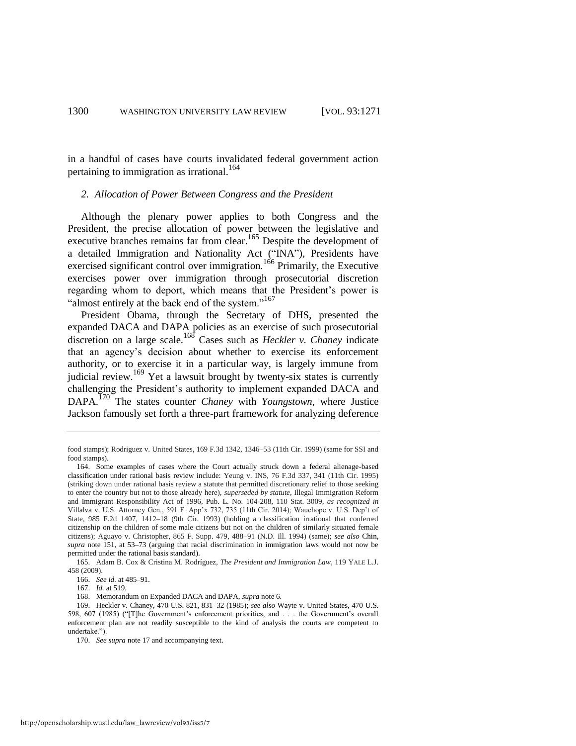in a handful of cases have courts invalidated federal government action pertaining to immigration as irrational.[164]

### *2. Allocation of Power Between Congress and the President*

Although the plenary power applies to both Congress and the President, the precise allocation of power between the legislative and executive branches remains far from clear.[165] Despite the development of a detailed Immigration and Nationality Act ("INA"), Presidents have exercised significant control over immigration.[166] Primarily, the Executive exercises power over immigration through prosecutorial discretion regarding whom to deport, which means that the President's power is "almost entirely at the back end of the system."[167]

President Obama, through the Secretary of DHS, presented the expanded DACA and DAPA policies as an exercise of such prosecutorial discretion on a large scale.[168] Cases such as *Heckler v. Chaney* indicate that an agency's decision about whether to exercise its enforcement authority, or to exercise it in a particular way, is largely immune from judicial review.[169] Yet a lawsuit brought by twenty-six states is currently challenging the President's authority to implement expanded DACA and DAPA.[170] The states counter *Chaney* with *Youngstown*, where Justice Jackson famously set forth a three-part framework for analyzing deference

---

food stamps); Rodriguez v. United States, 169 F.3d 1342, 1346–53 (11th Cir. 1999) (same for SSI and food stamps).

164. Some examples of cases where the Court actually struck down a federal alienage-based classification under rational basis review include: Yeung v. INS, 76 F.3d 337, 341 (11th Cir. 1995) (striking down under rational basis review a statute that permitted discretionary relief to those seeking to enter the country but not to those already here), *superseded by statute*, Illegal Immigration Reform and Immigrant Responsibility Act of 1996, Pub. L. No. 104-208, 110 Stat. 3009, *as recognized in* Villalva v. U.S. Attorney Gen., 591 F. App'x 732, 735 (11th Cir. 2014); Wauchope v. U.S. Dep't of State, 985 F.2d 1407, 1412–18 (9th Cir. 1993) (holding a classification irrational that conferred citizenship on the children of some male citizens but not on the children of similarly situated female citizens); Aguayo v. Christopher, 865 F. Supp. 479, 488–91 (N.D. Ill. 1994) (same); *see also* Chin, *supra* note 151, at 53–73 (arguing that racial discrimination in immigration laws would not now be permitted under the rational basis standard).

165. Adam B. Cox & Cristina M. Rodríguez, *The President and Immigration Law*, 119 YALE L.J. 458 (2009).

166. *See id.* at 485–91.

167. *Id.* at 519.

168. Memorandum on Expanded DACA and DAPA, *supra* note 6.

169. Heckler v. Chaney, 470 U.S. 821, 831–32 (1985); *see also* Wayte v. United States, 470 U.S. 598, 607 (1985) ("[T]he Government's enforcement priorities, and . . . the Government's overall enforcement plan are not readily susceptible to the kind of analysis the courts are competent to undertake.").

170. *See supra* note 17 and accompanying text.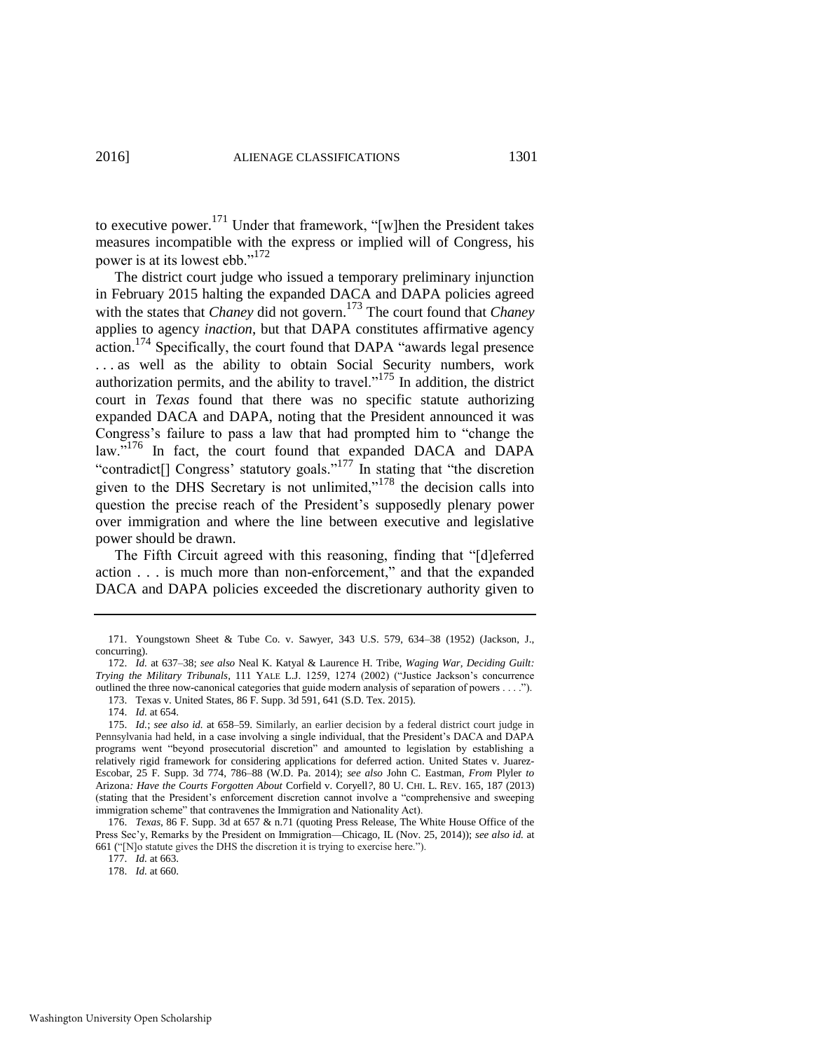to executive power.[171] Under that framework, "[w]hen the President takes measures incompatible with the express or implied will of Congress, his power is at its lowest ebb."[172]

The district court judge who issued a temporary preliminary injunction in February 2015 halting the expanded DACA and DAPA policies agreed with the states that *Chaney* did not govern.[173] The court found that *Chaney* applies to agency *inaction*, but that DAPA constitutes affirmative agency action.[174] Specifically, the court found that DAPA "awards legal presence . . . as well as the ability to obtain Social Security numbers, work authorization permits, and the ability to travel."[175] In addition, the district court in *Texas* found that there was no specific statute authorizing expanded DACA and DAPA, noting that the President announced it was Congress's failure to pass a law that had prompted him to "change the law."[176] In fact, the court found that expanded DACA and DAPA "contradict[] Congress' statutory goals."[177] In stating that "the discretion given to the DHS Secretary is not unlimited,"[178] the decision calls into question the precise reach of the President's supposedly plenary power over immigration and where the line between executive and legislative power should be drawn.

The Fifth Circuit agreed with this reasoning, finding that "[d]eferred action . . . is much more than non-enforcement," and that the expanded DACA and DAPA policies exceeded the discretionary authority given to

---

171. Youngstown Sheet & Tube Co. v. Sawyer, 343 U.S. 579, 634–38 (1952) (Jackson, J., concurring).

172. *Id.* at 637–38; *see also* Neal K. Katyal & Laurence H. Tribe, *Waging War, Deciding Guilt: Trying the Military Tribunals*, 111 YALE L.J. 1259, 1274 (2002) ("Justice Jackson's concurrence outlined the three now-canonical categories that guide modern analysis of separation of powers . . . .").

173. Texas v. United States, 86 F. Supp. 3d 591, 641 (S.D. Tex. 2015).

174. *Id.* at 654.

175. *Id.*; *see also id.* at 658–59. Similarly, an earlier decision by a federal district court judge in Pennsylvania had held, in a case involving a single individual, that the President's DACA and DAPA programs went "beyond prosecutorial discretion" and amounted to legislation by establishing a relatively rigid framework for considering applications for deferred action. United States v. Juarez-Escobar, 25 F. Supp. 3d 774, 786–88 (W.D. Pa. 2014); *see also* John C. Eastman, *From* Plyler *to* Arizona*: Have the Courts Forgotten About* Corfield v. Coryell*?*, 80 U. CHI. L. REV. 165, 187 (2013) (stating that the President's enforcement discretion cannot involve a "comprehensive and sweeping immigration scheme" that contravenes the Immigration and Nationality Act).

176. *Texas*, 86 F. Supp. 3d at 657 & n.71 (quoting Press Release, The White House Office of the Press Sec'y, Remarks by the President on Immigration—Chicago, IL (Nov. 25, 2014)); *see also id.* at 661 ("[N]o statute gives the DHS the discretion it is trying to exercise here.").

177. *Id.* at 663.

178. *Id.* at 660.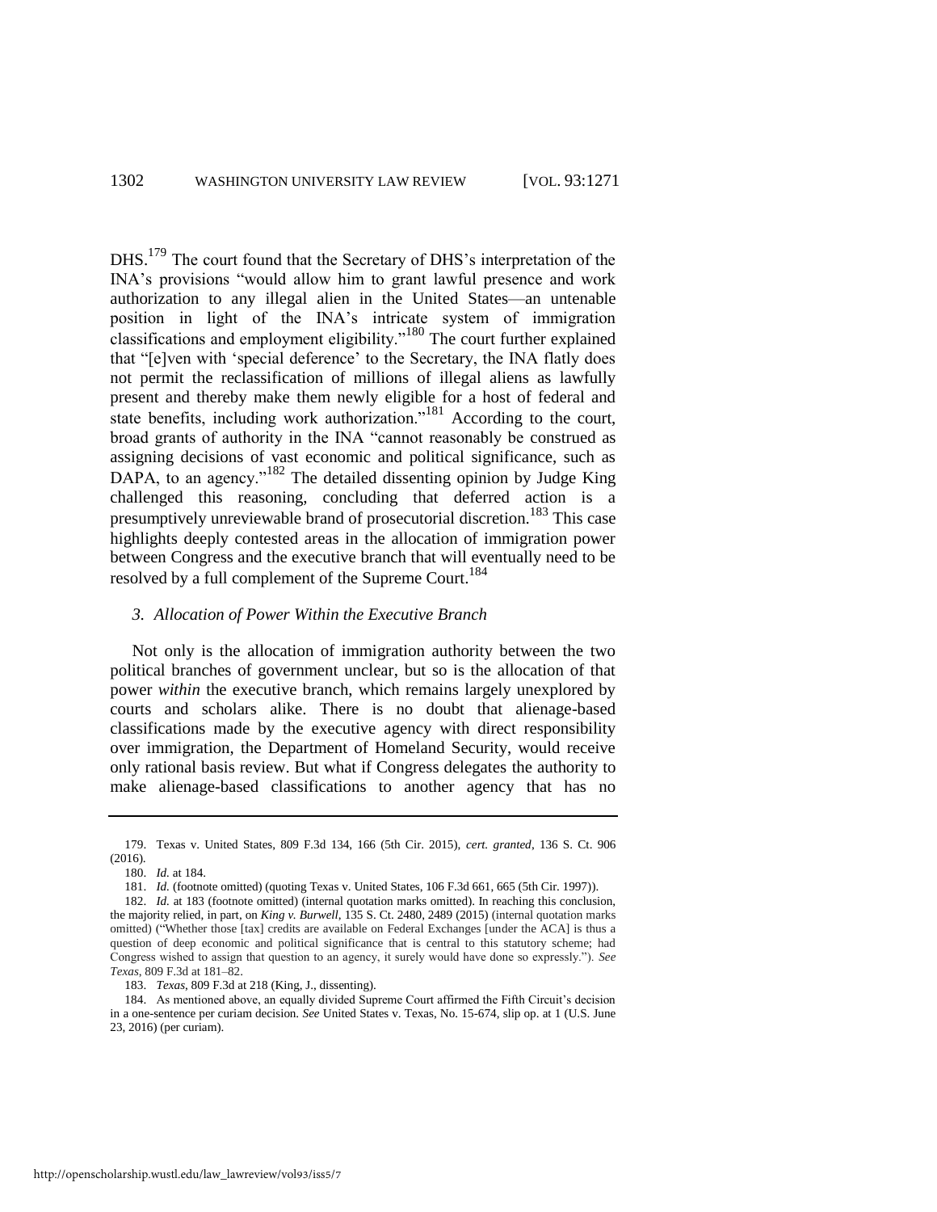DHS.[179] The court found that the Secretary of DHS's interpretation of the INA's provisions "would allow him to grant lawful presence and work authorization to any illegal alien in the United States—an untenable position in light of the INA's intricate system of immigration classifications and employment eligibility."[180] The court further explained that "[e]ven with 'special deference' to the Secretary, the INA flatly does not permit the reclassification of millions of illegal aliens as lawfully present and thereby make them newly eligible for a host of federal and state benefits, including work authorization."[181] According to the court, broad grants of authority in the INA "cannot reasonably be construed as assigning decisions of vast economic and political significance, such as DAPA, to an agency."[182] The detailed dissenting opinion by Judge King challenged this reasoning, concluding that deferred action is a presumptively unreviewable brand of prosecutorial discretion.[183] This case highlights deeply contested areas in the allocation of immigration power between Congress and the executive branch that will eventually need to be resolved by a full complement of the Supreme Court.[184]

### *3. Allocation of Power Within the Executive Branch*

Not only is the allocation of immigration authority between the two political branches of government unclear, but so is the allocation of that power *within* the executive branch, which remains largely unexplored by courts and scholars alike. There is no doubt that alienage-based classifications made by the executive agency with direct responsibility over immigration, the Department of Homeland Security, would receive only rational basis review. But what if Congress delegates the authority to make alienage-based classifications to another agency that has no

---

179. Texas v. United States, 809 F.3d 134, 166 (5th Cir. 2015), *cert. granted*, 136 S. Ct. 906 (2016).

180. *Id.* at 184.

181. *Id.* (footnote omitted) (quoting Texas v. United States, 106 F.3d 661, 665 (5th Cir. 1997)).

182. *Id.* at 183 (footnote omitted) (internal quotation marks omitted). In reaching this conclusion, the majority relied, in part, on *King v. Burwell*, 135 S. Ct. 2480, 2489 (2015) (internal quotation marks omitted) ("Whether those [tax] credits are available on Federal Exchanges [under the ACA] is thus a question of deep economic and political significance that is central to this statutory scheme; had Congress wished to assign that question to an agency, it surely would have done so expressly."). *See Texas*, 809 F.3d at 181–82.

183. *Texas*, 809 F.3d at 218 (King, J., dissenting).

184. As mentioned above, an equally divided Supreme Court affirmed the Fifth Circuit's decision in a one-sentence per curiam decision. *See* United States v. Texas, No. 15-674, slip op. at 1 (U.S. June 23, 2016) (per curiam).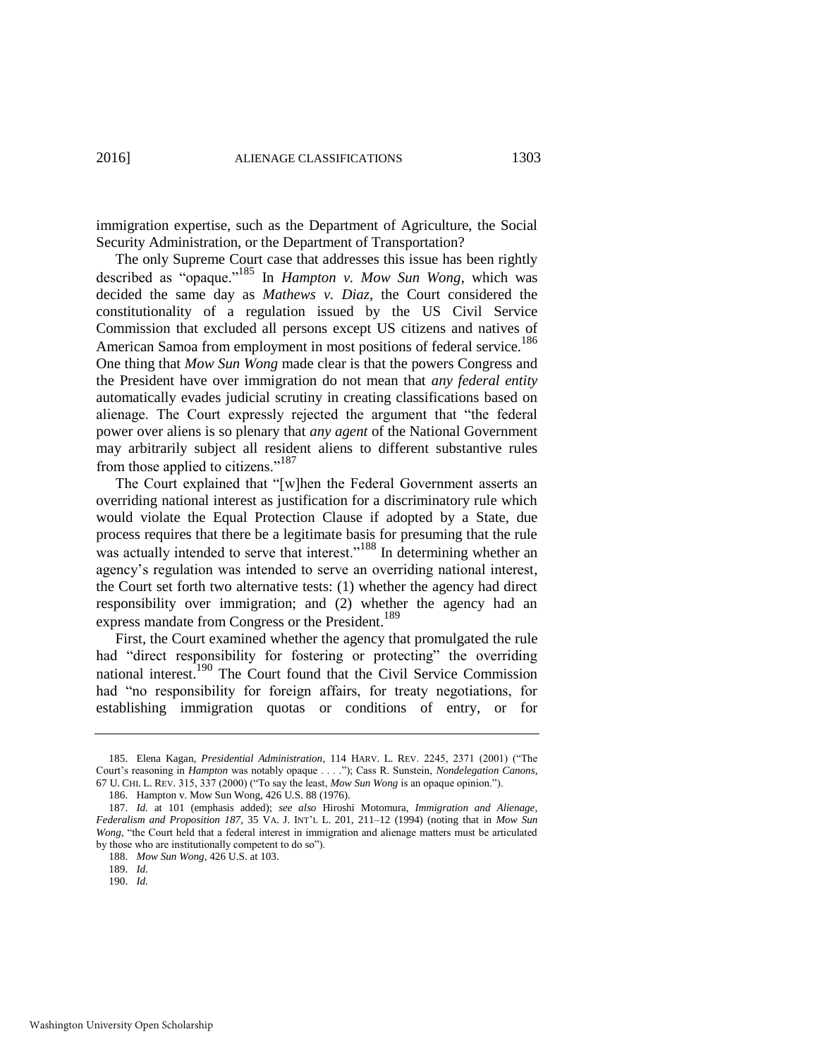immigration expertise, such as the Department of Agriculture, the Social Security Administration, or the Department of Transportation?

The only Supreme Court case that addresses this issue has been rightly described as "opaque."[185] In *Hampton v. Mow Sun Wong*, which was decided the same day as *Mathews v. Diaz*, the Court considered the constitutionality of a regulation issued by the US Civil Service Commission that excluded all persons except US citizens and natives of American Samoa from employment in most positions of federal service.[186] One thing that *Mow Sun Wong* made clear is that the powers Congress and the President have over immigration do not mean that *any federal entity* automatically evades judicial scrutiny in creating classifications based on alienage. The Court expressly rejected the argument that "the federal power over aliens is so plenary that *any agent* of the National Government may arbitrarily subject all resident aliens to different substantive rules from those applied to citizens."[187]

The Court explained that "[w]hen the Federal Government asserts an overriding national interest as justification for a discriminatory rule which would violate the Equal Protection Clause if adopted by a State, due process requires that there be a legitimate basis for presuming that the rule was actually intended to serve that interest."[188] In determining whether an agency's regulation was intended to serve an overriding national interest, the Court set forth two alternative tests: (1) whether the agency had direct responsibility over immigration; and (2) whether the agency had an express mandate from Congress or the President.[189]

First, the Court examined whether the agency that promulgated the rule had "direct responsibility for fostering or protecting" the overriding national interest.[190] The Court found that the Civil Service Commission had "no responsibility for foreign affairs, for treaty negotiations, for establishing immigration quotas or conditions of entry, or for

---

185. Elena Kagan, *Presidential Administration*, 114 HARV. L. REV. 2245, 2371 (2001) ("The Court's reasoning in *Hampton* was notably opaque . . . ."); Cass R. Sunstein, *Nondelegation Canons*, 67 U. CHI. L. REV. 315, 337 (2000) ("To say the least, *Mow Sun Wong* is an opaque opinion.").

186. Hampton v. Mow Sun Wong, 426 U.S. 88 (1976).

187. *Id.* at 101 (emphasis added); *see also* Hiroshi Motomura, *Immigration and Alienage, Federalism and Proposition 187*, 35 VA. J. INT'L L. 201, 211–12 (1994) (noting that in *Mow Sun Wong*, "the Court held that a federal interest in immigration and alienage matters must be articulated by those who are institutionally competent to do so").

188. *Mow Sun Wong*, 426 U.S. at 103.

189. *Id.*

190. *Id.*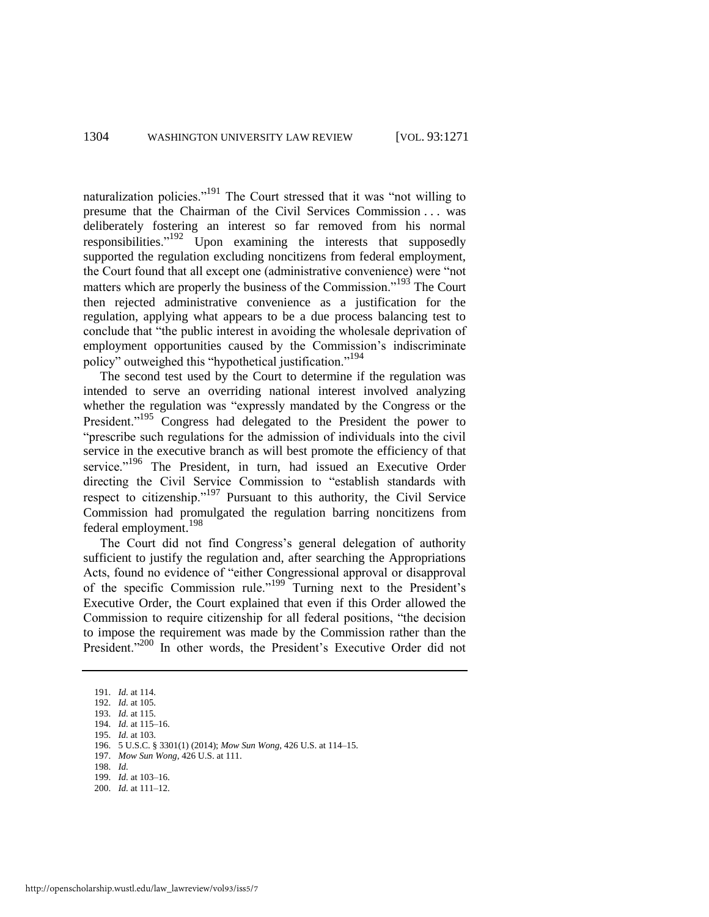naturalization policies."[191] The Court stressed that it was "not willing to presume that the Chairman of the Civil Services Commission . . . was deliberately fostering an interest so far removed from his normal responsibilities."[192] Upon examining the interests that supposedly supported the regulation excluding noncitizens from federal employment, the Court found that all except one (administrative convenience) were "not matters which are properly the business of the Commission."[193] The Court then rejected administrative convenience as a justification for the regulation, applying what appears to be a due process balancing test to conclude that "the public interest in avoiding the wholesale deprivation of employment opportunities caused by the Commission's indiscriminate policy" outweighed this "hypothetical justification."[194]

The second test used by the Court to determine if the regulation was intended to serve an overriding national interest involved analyzing whether the regulation was "expressly mandated by the Congress or the President."[195] Congress had delegated to the President the power to "prescribe such regulations for the admission of individuals into the civil service in the executive branch as will best promote the efficiency of that service."[196] The President, in turn, had issued an Executive Order directing the Civil Service Commission to "establish standards with respect to citizenship."[197] Pursuant to this authority, the Civil Service Commission had promulgated the regulation barring noncitizens from federal employment.[198]

The Court did not find Congress's general delegation of authority sufficient to justify the regulation and, after searching the Appropriations Acts, found no evidence of "either Congressional approval or disapproval of the specific Commission rule."[199] Turning next to the President's Executive Order, the Court explained that even if this Order allowed the Commission to require citizenship for all federal positions, "the decision to impose the requirement was made by the Commission rather than the President."[200] In other words, the President's Executive Order did not

---

191. *Id.* at 114.
192. *Id.* at 105.
193. *Id.* at 115.
194. *Id.* at 115–16.
195. *Id.* at 103.
196. 5 U.S.C. § 3301(1) (2014); *Mow Sun Wong*, 426 U.S. at 114–15.
197. *Mow Sun Wong*, 426 U.S. at 111.
198. *Id.*
199. *Id.* at 103–16.
200. *Id.* at 111–12.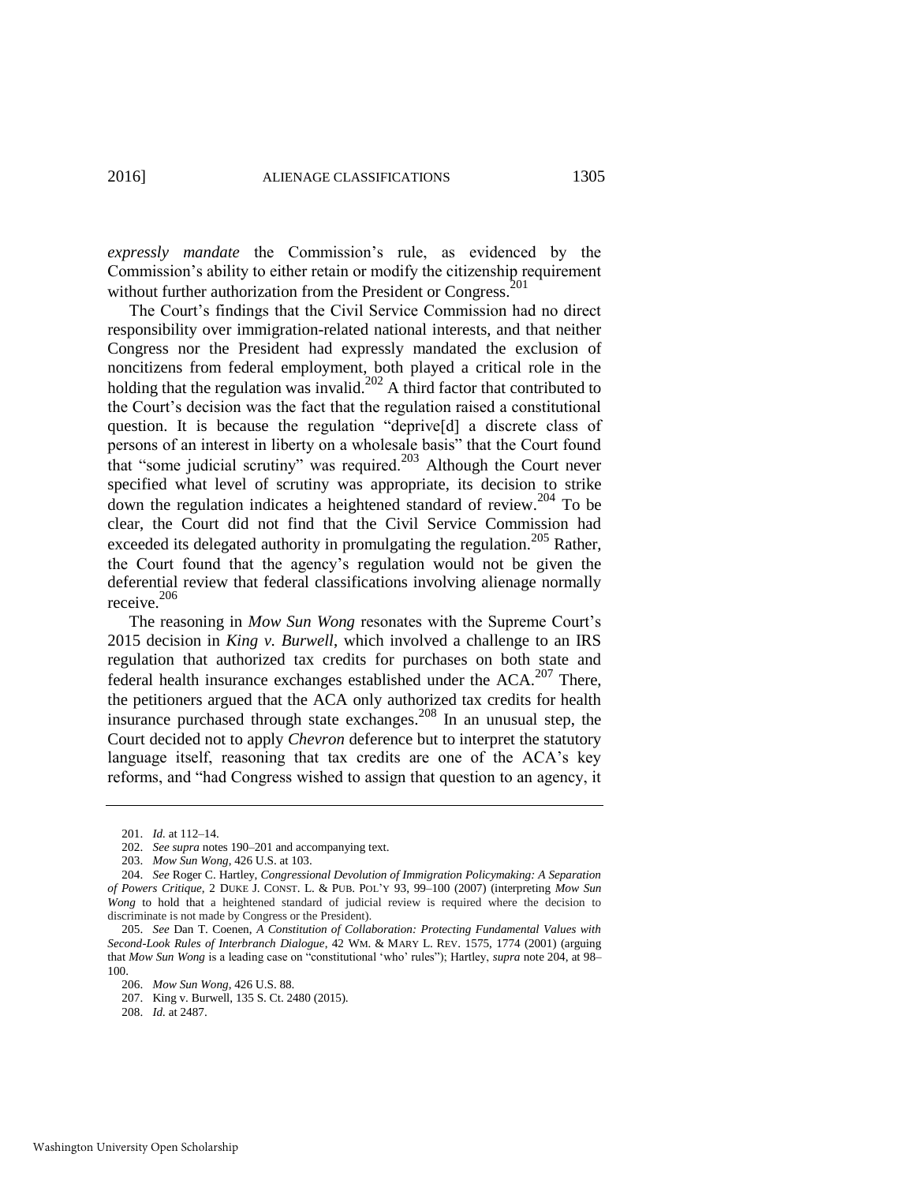*expressly mandate* the Commission's rule, as evidenced by the Commission's ability to either retain or modify the citizenship requirement without further authorization from the President or Congress.[201]

The Court's findings that the Civil Service Commission had no direct responsibility over immigration-related national interests, and that neither Congress nor the President had expressly mandated the exclusion of noncitizens from federal employment, both played a critical role in the holding that the regulation was invalid.[202] A third factor that contributed to the Court's decision was the fact that the regulation raised a constitutional question. It is because the regulation "deprive[d] a discrete class of persons of an interest in liberty on a wholesale basis" that the Court found that "some judicial scrutiny" was required.[203] Although the Court never specified what level of scrutiny was appropriate, its decision to strike down the regulation indicates a heightened standard of review.[204] To be clear, the Court did not find that the Civil Service Commission had exceeded its delegated authority in promulgating the regulation.[205] Rather, the Court found that the agency's regulation would not be given the deferential review that federal classifications involving alienage normally receive.[206]

The reasoning in *Mow Sun Wong* resonates with the Supreme Court's 2015 decision in *King v. Burwell*, which involved a challenge to an IRS regulation that authorized tax credits for purchases on both state and federal health insurance exchanges established under the ACA.[207] There, the petitioners argued that the ACA only authorized tax credits for health insurance purchased through state exchanges.[208] In an unusual step, the Court decided not to apply *Chevron* deference but to interpret the statutory language itself, reasoning that tax credits are one of the ACA's key reforms, and "had Congress wished to assign that question to an agency, it

---

201. *Id.* at 112–14.

202. *See supra* notes 190–201 and accompanying text.

203. *Mow Sun Wong*, 426 U.S. at 103.

204. *See* Roger C. Hartley, *Congressional Devolution of Immigration Policymaking: A Separation of Powers Critique*, 2 DUKE J. CONST. L. & PUB. POL'Y 93, 99–100 (2007) (interpreting *Mow Sun Wong* to hold that a heightened standard of judicial review is required where the decision to discriminate is not made by Congress or the President).

205. *See* Dan T. Coenen, *A Constitution of Collaboration: Protecting Fundamental Values with Second-Look Rules of Interbranch Dialogue*, 42 WM. & MARY L. REV. 1575, 1774 (2001) (arguing that *Mow Sun Wong* is a leading case on "constitutional 'who' rules"); Hartley, *supra* note 204, at 98–100.

206. *Mow Sun Wong*, 426 U.S. 88.

207. King v. Burwell, 135 S. Ct. 2480 (2015).

208. *Id.* at 2487.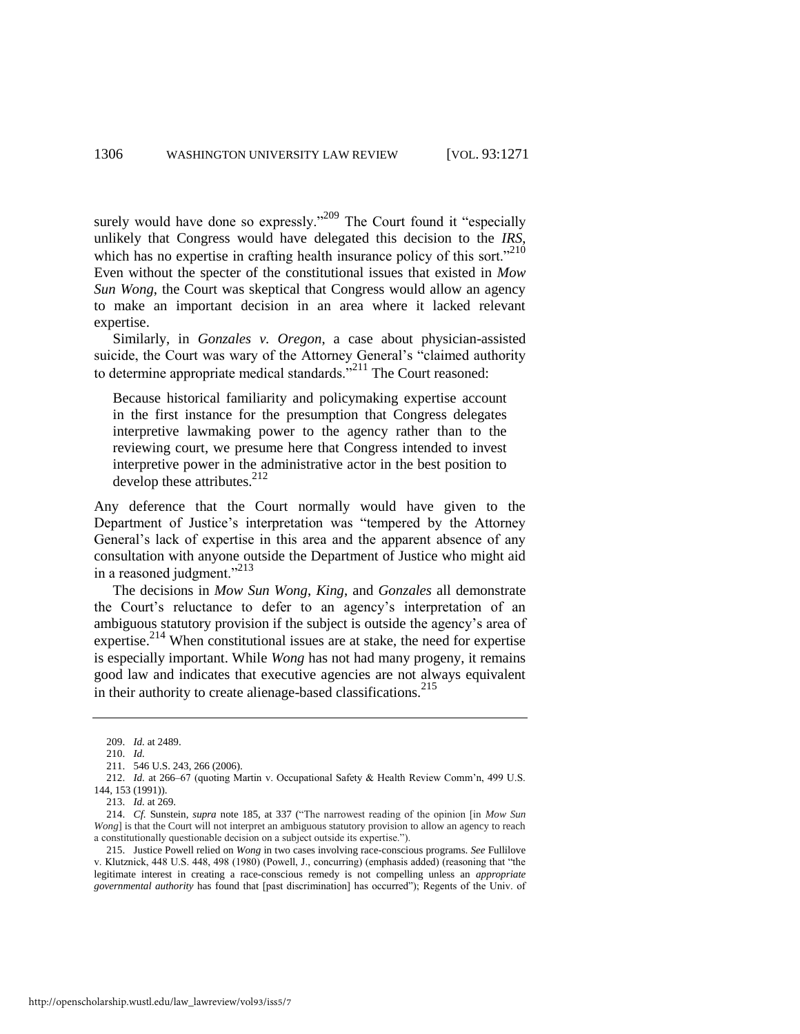surely would have done so expressly."[209] The Court found it "especially unlikely that Congress would have delegated this decision to the *IRS*, which has no expertise in crafting health insurance policy of this sort."[210] Even without the specter of the constitutional issues that existed in *Mow Sun Wong*, the Court was skeptical that Congress would allow an agency to make an important decision in an area where it lacked relevant expertise.

Similarly, in *Gonzales v. Oregon*, a case about physician-assisted suicide, the Court was wary of the Attorney General's "claimed authority to determine appropriate medical standards."[211] The Court reasoned:

> Because historical familiarity and policymaking expertise account in the first instance for the presumption that Congress delegates interpretive lawmaking power to the agency rather than to the reviewing court, we presume here that Congress intended to invest interpretive power in the administrative actor in the best position to develop these attributes.[212]

Any deference that the Court normally would have given to the Department of Justice's interpretation was "tempered by the Attorney General's lack of expertise in this area and the apparent absence of any consultation with anyone outside the Department of Justice who might aid in a reasoned judgment."[213]

The decisions in *Mow Sun Wong*, *King*, and *Gonzales* all demonstrate the Court's reluctance to defer to an agency's interpretation of an ambiguous statutory provision if the subject is outside the agency's area of expertise.[214] When constitutional issues are at stake, the need for expertise is especially important. While *Wong* has not had many progeny, it remains good law and indicates that executive agencies are not always equivalent in their authority to create alienage-based classifications.[215]

---

209. *Id.* at 2489.

210. *Id.*

211. 546 U.S. 243, 266 (2006).

212. *Id.* at 266–67 (quoting Martin v. Occupational Safety & Health Review Comm'n, 499 U.S. 144, 153 (1991)).

213. *Id.* at 269.

214. *Cf.* Sunstein, *supra* note 185, at 337 ("The narrowest reading of the opinion [in *Mow Sun Wong*] is that the Court will not interpret an ambiguous statutory provision to allow an agency to reach a constitutionally questionable decision on a subject outside its expertise.").

215. Justice Powell relied on *Wong* in two cases involving race-conscious programs. *See* Fullilove v. Klutznick, 448 U.S. 448, 498 (1980) (Powell, J., concurring) (emphasis added) (reasoning that "the legitimate interest in creating a race-conscious remedy is not compelling unless an *appropriate governmental authority* has found that [past discrimination] has occurred"); Regents of the Univ. of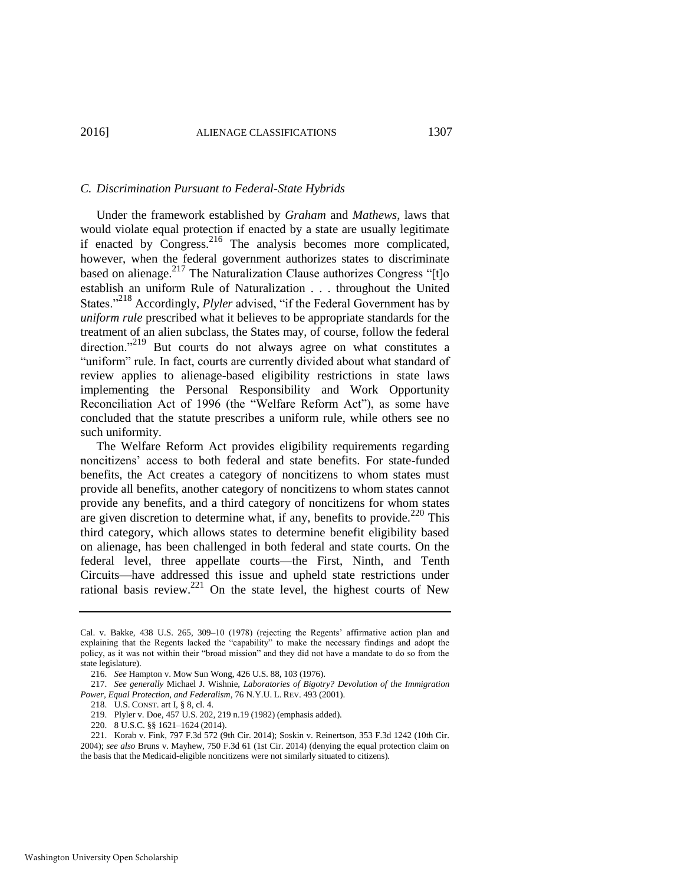### C. Discrimination Pursuant to Federal-State Hybrids

Under the framework established by *Graham* and *Mathews*, laws that would violate equal protection if enacted by a state are usually legitimate if enacted by Congress.[216] The analysis becomes more complicated, however, when the federal government authorizes states to discriminate based on alienage.[217] The Naturalization Clause authorizes Congress "[t]o establish an uniform Rule of Naturalization . . . throughout the United States."[218] Accordingly, *Plyler* advised, "if the Federal Government has by *uniform rule* prescribed what it believes to be appropriate standards for the treatment of an alien subclass, the States may, of course, follow the federal direction."[219] But courts do not always agree on what constitutes a "uniform" rule. In fact, courts are currently divided about what standard of review applies to alienage-based eligibility restrictions in state laws implementing the Personal Responsibility and Work Opportunity Reconciliation Act of 1996 (the "Welfare Reform Act"), as some have concluded that the statute prescribes a uniform rule, while others see no such uniformity.

The Welfare Reform Act provides eligibility requirements regarding noncitizens' access to both federal and state benefits. For state-funded benefits, the Act creates a category of noncitizens to whom states must provide all benefits, another category of noncitizens to whom states cannot provide any benefits, and a third category of noncitizens for whom states are given discretion to determine what, if any, benefits to provide.[220] This third category, which allows states to determine benefit eligibility based on alienage, has been challenged in both federal and state courts. On the federal level, three appellate courts—the First, Ninth, and Tenth Circuits—have addressed this issue and upheld state restrictions under rational basis review.[221] On the state level, the highest courts of New

---

Cal. v. Bakke, 438 U.S. 265, 309–10 (1978) (rejecting the Regents' affirmative action plan and explaining that the Regents lacked the "capability" to make the necessary findings and adopt the policy, as it was not within their "broad mission" and they did not have a mandate to do so from the state legislature).

216. *See* Hampton v. Mow Sun Wong, 426 U.S. 88, 103 (1976).

217. *See generally* Michael J. Wishnie, *Laboratories of Bigotry? Devolution of the Immigration Power, Equal Protection, and Federalism*, 76 N.Y.U. L. REV. 493 (2001).

218. U.S. CONST. art I, § 8, cl. 4.

219. Plyler v. Doe, 457 U.S. 202, 219 n.19 (1982) (emphasis added).

220. 8 U.S.C. §§ 1621–1624 (2014).

221. Korab v. Fink, 797 F.3d 572 (9th Cir. 2014); Soskin v. Reinertson, 353 F.3d 1242 (10th Cir. 2004); *see also* Bruns v. Mayhew, 750 F.3d 61 (1st Cir. 2014) (denying the equal protection claim on the basis that the Medicaid-eligible noncitizens were not similarly situated to citizens).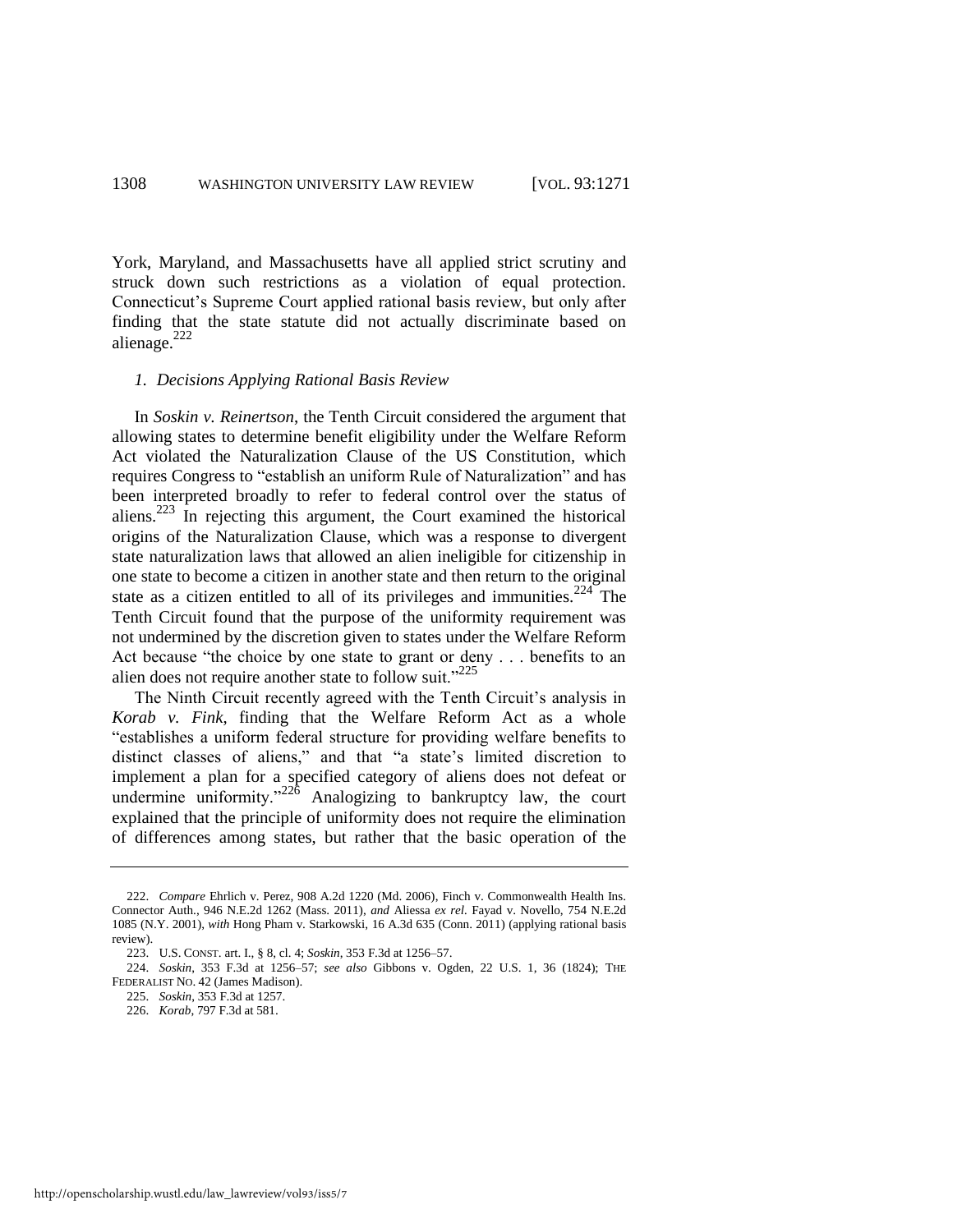York, Maryland, and Massachusetts have all applied strict scrutiny and struck down such restrictions as a violation of equal protection. Connecticut's Supreme Court applied rational basis review, but only after finding that the state statute did not actually discriminate based on alienage.[222]

### *1. Decisions Applying Rational Basis Review*

In *Soskin v. Reinertson*, the Tenth Circuit considered the argument that allowing states to determine benefit eligibility under the Welfare Reform Act violated the Naturalization Clause of the US Constitution, which requires Congress to "establish an uniform Rule of Naturalization" and has been interpreted broadly to refer to federal control over the status of aliens.[223] In rejecting this argument, the Court examined the historical origins of the Naturalization Clause, which was a response to divergent state naturalization laws that allowed an alien ineligible for citizenship in one state to become a citizen in another state and then return to the original state as a citizen entitled to all of its privileges and immunities.[224] The Tenth Circuit found that the purpose of the uniformity requirement was not undermined by the discretion given to states under the Welfare Reform Act because "the choice by one state to grant or deny . . . benefits to an alien does not require another state to follow suit."[225]

The Ninth Circuit recently agreed with the Tenth Circuit's analysis in *Korab v. Fink*, finding that the Welfare Reform Act as a whole "establishes a uniform federal structure for providing welfare benefits to distinct classes of aliens," and that "a state's limited discretion to implement a plan for a specified category of aliens does not defeat or undermine uniformity."[226] Analogizing to bankruptcy law, the court explained that the principle of uniformity does not require the elimination of differences among states, but rather that the basic operation of the

---

222. *Compare* Ehrlich v. Perez, 908 A.2d 1220 (Md. 2006), Finch v. Commonwealth Health Ins. Connector Auth., 946 N.E.2d 1262 (Mass. 2011), *and* Aliessa *ex rel.* Fayad v. Novello, 754 N.E.2d 1085 (N.Y. 2001), *with* Hong Pham v. Starkowski, 16 A.3d 635 (Conn. 2011) (applying rational basis review).

223. U.S. CONST. art. I, § 8, cl. 4; *Soskin*, 353 F.3d at 1256–57.

224. *Soskin*, 353 F.3d at 1256–57; *see also* Gibbons v. Ogden, 22 U.S. 1, 36 (1824); THE FEDERALIST NO. 42 (James Madison).

225. *Soskin*, 353 F.3d at 1257.

226. *Korab*, 797 F.3d at 581.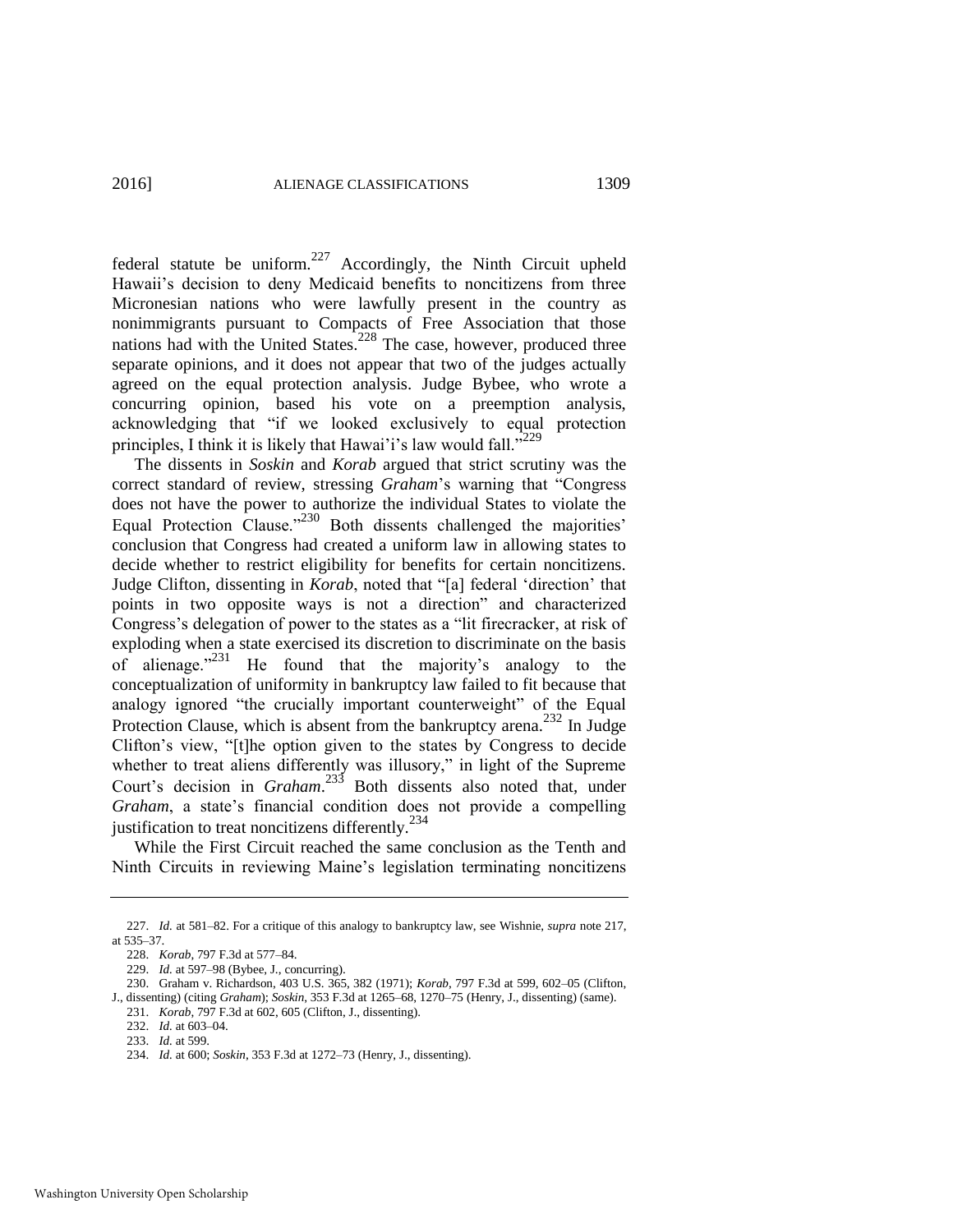federal statute be uniform.[227] Accordingly, the Ninth Circuit upheld Hawaii's decision to deny Medicaid benefits to noncitizens from three Micronesian nations who were lawfully present in the country as nonimmigrants pursuant to Compacts of Free Association that those nations had with the United States.[228] The case, however, produced three separate opinions, and it does not appear that two of the judges actually agreed on the equal protection analysis. Judge Bybee, who wrote a concurring opinion, based his vote on a preemption analysis, acknowledging that "if we looked exclusively to equal protection principles, I think it is likely that Hawai'i's law would fall."[229]

The dissents in *Soskin* and *Korab* argued that strict scrutiny was the correct standard of review, stressing *Graham*'s warning that "Congress does not have the power to authorize the individual States to violate the Equal Protection Clause."[230] Both dissents challenged the majorities' conclusion that Congress had created a uniform law in allowing states to decide whether to restrict eligibility for benefits for certain noncitizens. Judge Clifton, dissenting in *Korab*, noted that "[a] federal 'direction' that points in two opposite ways is not a direction" and characterized Congress's delegation of power to the states as a "lit firecracker, at risk of exploding when a state exercised its discretion to discriminate on the basis of alienage."[231] He found that the majority's analogy to the conceptualization of uniformity in bankruptcy law failed to fit because that analogy ignored "the crucially important counterweight" of the Equal Protection Clause, which is absent from the bankruptcy arena.[232] In Judge Clifton's view, "[t]he option given to the states by Congress to decide whether to treat aliens differently was illusory," in light of the Supreme Court's decision in *Graham*.[233] Both dissents also noted that, under *Graham*, a state's financial condition does not provide a compelling justification to treat noncitizens differently.[234]

While the First Circuit reached the same conclusion as the Tenth and Ninth Circuits in reviewing Maine's legislation terminating noncitizens

---

227. *Id.* at 581–82. For a critique of this analogy to bankruptcy law, see Wishnie, *supra* note 217, at 535–37.

228. *Korab*, 797 F.3d at 577–84.

229. *Id.* at 597–98 (Bybee, J., concurring).

230. Graham v. Richardson, 403 U.S. 365, 382 (1971); *Korab*, 797 F.3d at 599, 602–05 (Clifton, J., dissenting) (citing *Graham*); *Soskin*, 353 F.3d at 1265–68, 1270–75 (Henry, J., dissenting) (same).

231. *Korab*, 797 F.3d at 602, 605 (Clifton, J., dissenting).

232. *Id.* at 603–04.

233. *Id.* at 599.

234. *Id.* at 600; *Soskin*, 353 F.3d at 1272–73 (Henry, J., dissenting).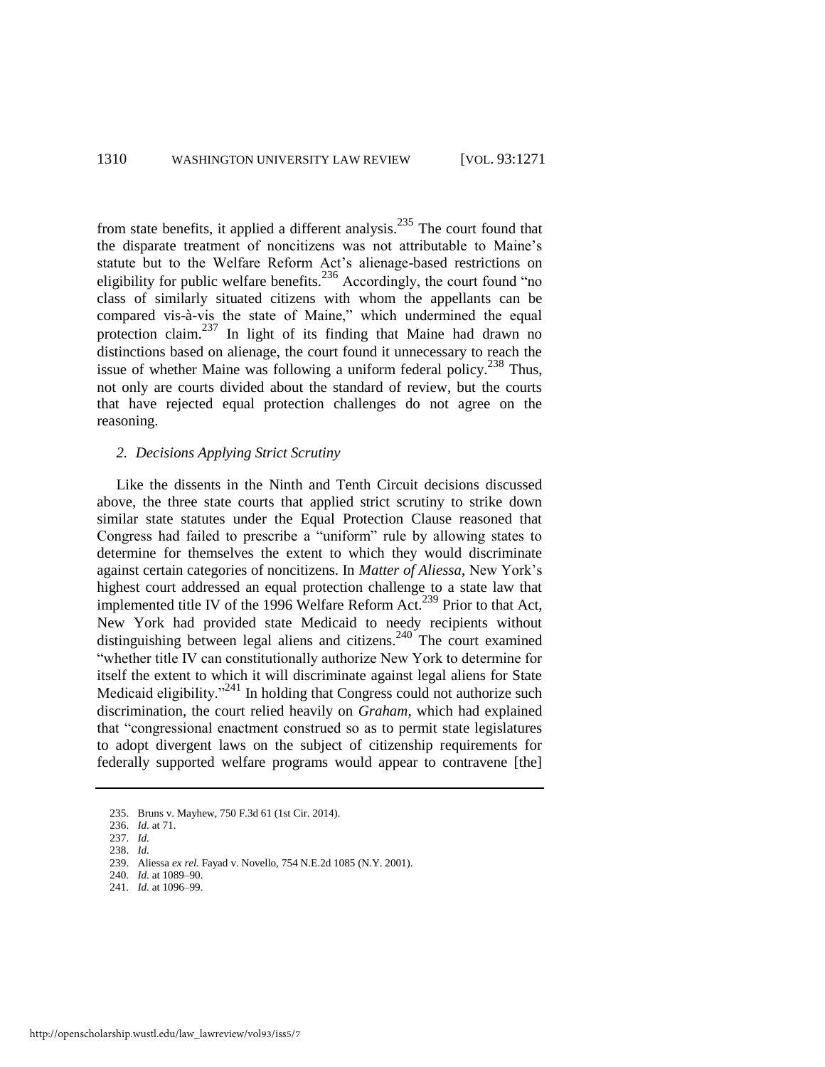from state benefits, it applied a different analysis.[235] The court found that the disparate treatment of noncitizens was not attributable to Maine's statute but to the Welfare Reform Act's alienage-based restrictions on eligibility for public welfare benefits.[236] Accordingly, the court found "no class of similarly situated citizens with whom the appellants can be compared vis-à-vis the state of Maine," which undermined the equal protection claim.[237] In light of its finding that Maine had drawn no distinctions based on alienage, the court found it unnecessary to reach the issue of whether Maine was following a uniform federal policy.[238] Thus, not only are courts divided about the standard of review, but the courts that have rejected equal protection challenges do not agree on the reasoning.

### *2. Decisions Applying Strict Scrutiny*

Like the dissents in the Ninth and Tenth Circuit decisions discussed above, the three state courts that applied strict scrutiny to strike down similar state statutes under the Equal Protection Clause reasoned that Congress had failed to prescribe a "uniform" rule by allowing states to determine for themselves the extent to which they would discriminate against certain categories of noncitizens. In *Matter of Aliessa*, New York's highest court addressed an equal protection challenge to a state law that implemented title IV of the 1996 Welfare Reform Act.[239] Prior to that Act, New York had provided state Medicaid to needy recipients without distinguishing between legal aliens and citizens.[240] The court examined "whether title IV can constitutionally authorize New York to determine for itself the extent to which it will discriminate against legal aliens for State Medicaid eligibility."[241] In holding that Congress could not authorize such discrimination, the court relied heavily on *Graham*, which had explained that "congressional enactment construed so as to permit state legislatures to adopt divergent laws on the subject of citizenship requirements for federally supported welfare programs would appear to contravene [the]

---

235. Bruns v. Mayhew, 750 F.3d 61 (1st Cir. 2014).

236. *Id.* at 71.

237. *Id.*

238. *Id.*

239. Aliessa *ex rel.* Fayad v. Novello, 754 N.E.2d 1085 (N.Y. 2001).

240. *Id.* at 1089–90.

241. *Id.* at 1096–99.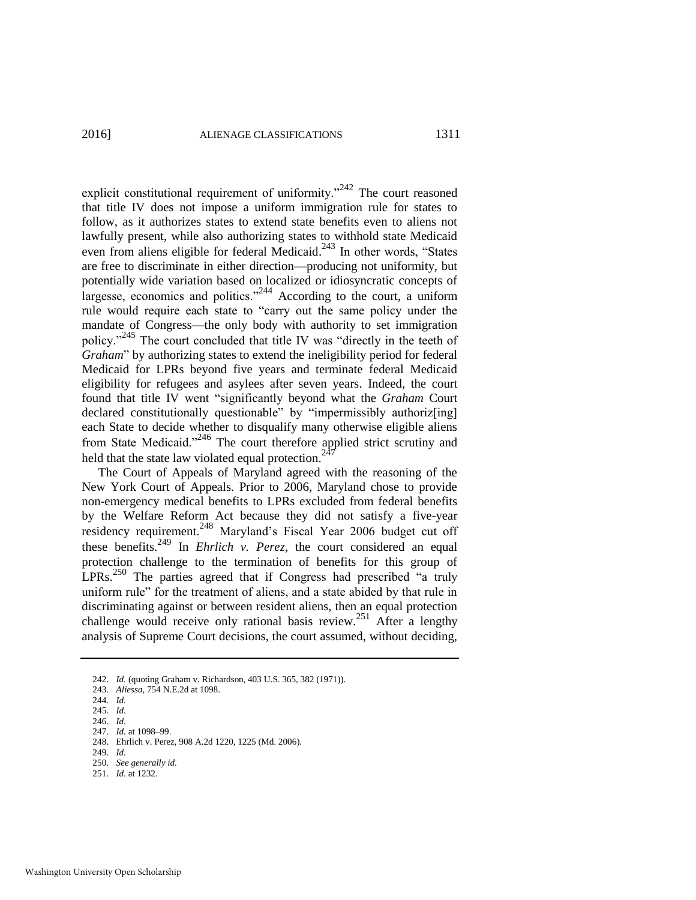explicit constitutional requirement of uniformity."[242] The court reasoned that title IV does not impose a uniform immigration rule for states to follow, as it authorizes states to extend state benefits even to aliens not lawfully present, while also authorizing states to withhold state Medicaid even from aliens eligible for federal Medicaid.[243] In other words, "States are free to discriminate in either direction—producing not uniformity, but potentially wide variation based on localized or idiosyncratic concepts of largesse, economics and politics."[244] According to the court, a uniform rule would require each state to "carry out the same policy under the mandate of Congress—the only body with authority to set immigration policy."[245] The court concluded that title IV was "directly in the teeth of *Graham*" by authorizing states to extend the ineligibility period for federal Medicaid for LPRs beyond five years and terminate federal Medicaid eligibility for refugees and asylees after seven years. Indeed, the court found that title IV went "significantly beyond what the *Graham* Court declared constitutionally questionable" by "impermissibly authoriz[ing] each State to decide whether to disqualify many otherwise eligible aliens from State Medicaid."[246] The court therefore applied strict scrutiny and held that the state law violated equal protection.[247]

The Court of Appeals of Maryland agreed with the reasoning of the New York Court of Appeals. Prior to 2006, Maryland chose to provide non-emergency medical benefits to LPRs excluded from federal benefits by the Welfare Reform Act because they did not satisfy a five-year residency requirement.[248] Maryland's Fiscal Year 2006 budget cut off these benefits.[249] In *Ehrlich v. Perez*, the court considered an equal protection challenge to the termination of benefits for this group of LPRs.[250] The parties agreed that if Congress had prescribed "a truly uniform rule" for the treatment of aliens, and a state abided by that rule in discriminating against or between resident aliens, then an equal protection challenge would receive only rational basis review.[251] After a lengthy analysis of Supreme Court decisions, the court assumed, without deciding,

---

242. *Id.* (quoting Graham v. Richardson, 403 U.S. 365, 382 (1971)).

243. *Aliessa*, 754 N.E.2d at 1098.

244. *Id.*

245. *Id.*

246. *Id.*

247. *Id.* at 1098–99.

248. Ehrlich v. Perez, 908 A.2d 1220, 1225 (Md. 2006).

249. *Id.*

250. *See generally id.*

251. *Id.* at 1232.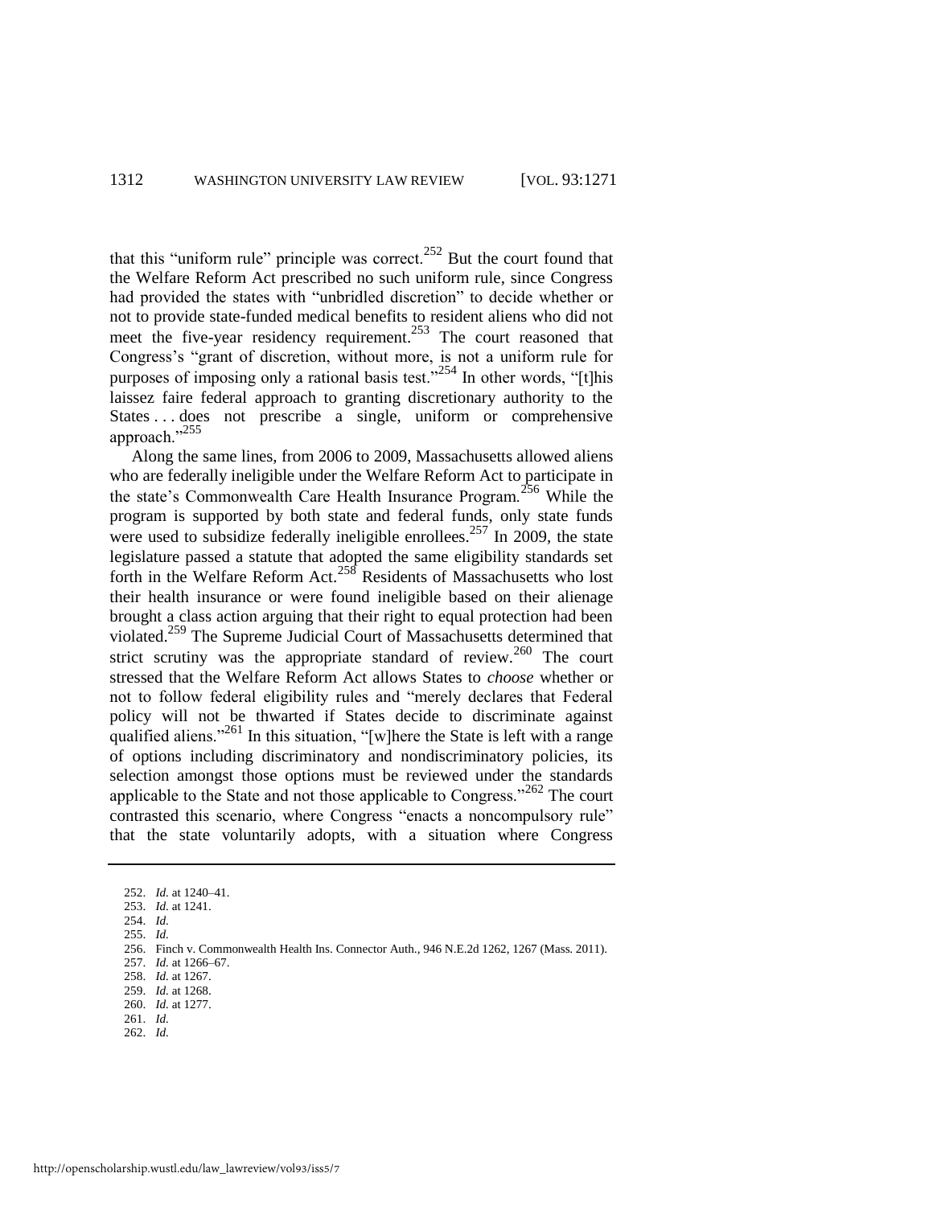that this "uniform rule" principle was correct.[252] But the court found that the Welfare Reform Act prescribed no such uniform rule, since Congress had provided the states with "unbridled discretion" to decide whether or not to provide state-funded medical benefits to resident aliens who did not meet the five-year residency requirement.[253] The court reasoned that Congress's "grant of discretion, without more, is not a uniform rule for purposes of imposing only a rational basis test."[254] In other words, "[t]his laissez faire federal approach to granting discretionary authority to the States . . . does not prescribe a single, uniform or comprehensive approach."[255]

Along the same lines, from 2006 to 2009, Massachusetts allowed aliens who are federally ineligible under the Welfare Reform Act to participate in the state's Commonwealth Care Health Insurance Program.[256] While the program is supported by both state and federal funds, only state funds were used to subsidize federally ineligible enrollees.[257] In 2009, the state legislature passed a statute that adopted the same eligibility standards set forth in the Welfare Reform Act.[258] Residents of Massachusetts who lost their health insurance or were found ineligible based on their alienage brought a class action arguing that their right to equal protection had been violated.[259] The Supreme Judicial Court of Massachusetts determined that strict scrutiny was the appropriate standard of review.[260] The court stressed that the Welfare Reform Act allows States to *choose* whether or not to follow federal eligibility rules and "merely declares that Federal policy will not be thwarted if States decide to discriminate against qualified aliens."[261] In this situation, "[w]here the State is left with a range of options including discriminatory and nondiscriminatory policies, its selection amongst those options must be reviewed under the standards applicable to the State and not those applicable to Congress."[262] The court contrasted this scenario, where Congress "enacts a noncompulsory rule" that the state voluntarily adopts, with a situation where Congress

---

252. *Id.* at 1240–41.
253. *Id.* at 1241.
254. *Id.*
255. *Id.*
256. Finch v. Commonwealth Health Ins. Connector Auth., 946 N.E.2d 1262, 1267 (Mass. 2011).
257. *Id.* at 1266–67.
258. *Id.* at 1267.
259. *Id.* at 1268.
260. *Id.* at 1277.
261. *Id.*
262. *Id.*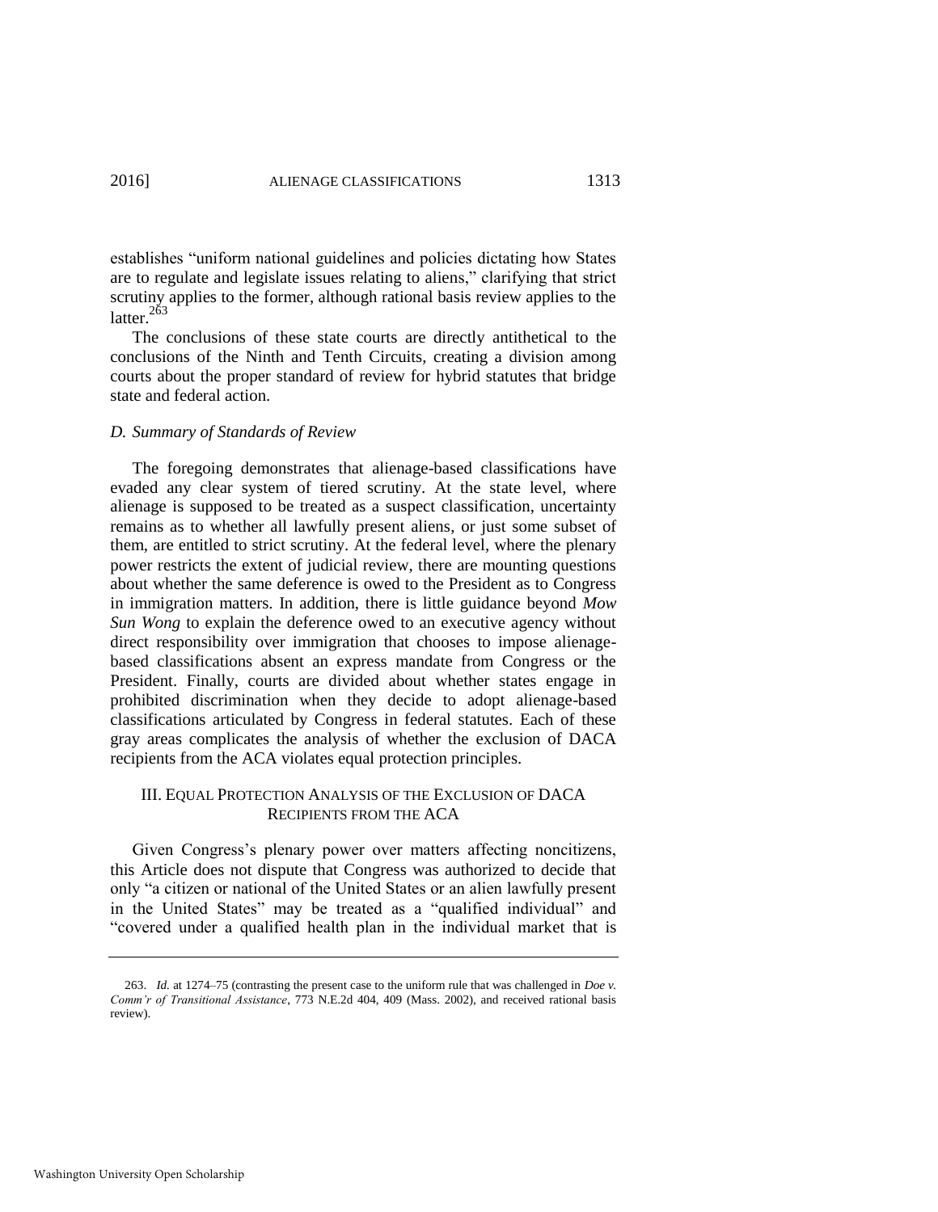establishes "uniform national guidelines and policies dictating how States are to regulate and legislate issues relating to aliens," clarifying that strict scrutiny applies to the former, although rational basis review applies to the latter.[263]

The conclusions of these state courts are directly antithetical to the conclusions of the Ninth and Tenth Circuits, creating a division among courts about the proper standard of review for hybrid statutes that bridge state and federal action.

### *D. Summary of Standards of Review*

The foregoing demonstrates that alienage-based classifications have evaded any clear system of tiered scrutiny. At the state level, where alienage is supposed to be treated as a suspect classification, uncertainty remains as to whether all lawfully present aliens, or just some subset of them, are entitled to strict scrutiny. At the federal level, where the plenary power restricts the extent of judicial review, there are mounting questions about whether the same deference is owed to the President as to Congress in immigration matters. In addition, there is little guidance beyond *Mow Sun Wong* to explain the deference owed to an executive agency without direct responsibility over immigration that chooses to impose alienage-based classifications absent an express mandate from Congress or the President. Finally, courts are divided about whether states engage in prohibited discrimination when they decide to adopt alienage-based classifications articulated by Congress in federal statutes. Each of these gray areas complicates the analysis of whether the exclusion of DACA recipients from the ACA violates equal protection principles.

## III. EQUAL PROTECTION ANALYSIS OF THE EXCLUSION OF DACA RECIPIENTS FROM THE ACA

Given Congress's plenary power over matters affecting noncitizens, this Article does not dispute that Congress was authorized to decide that only "a citizen or national of the United States or an alien lawfully present in the United States" may be treated as a "qualified individual" and "covered under a qualified health plan in the individual market that is

---

263. *Id.* at 1274–75 (contrasting the present case to the uniform rule that was challenged in *Doe v. Comm'r of Transitional Assistance*, 773 N.E.2d 404, 409 (Mass. 2002), and received rational basis review).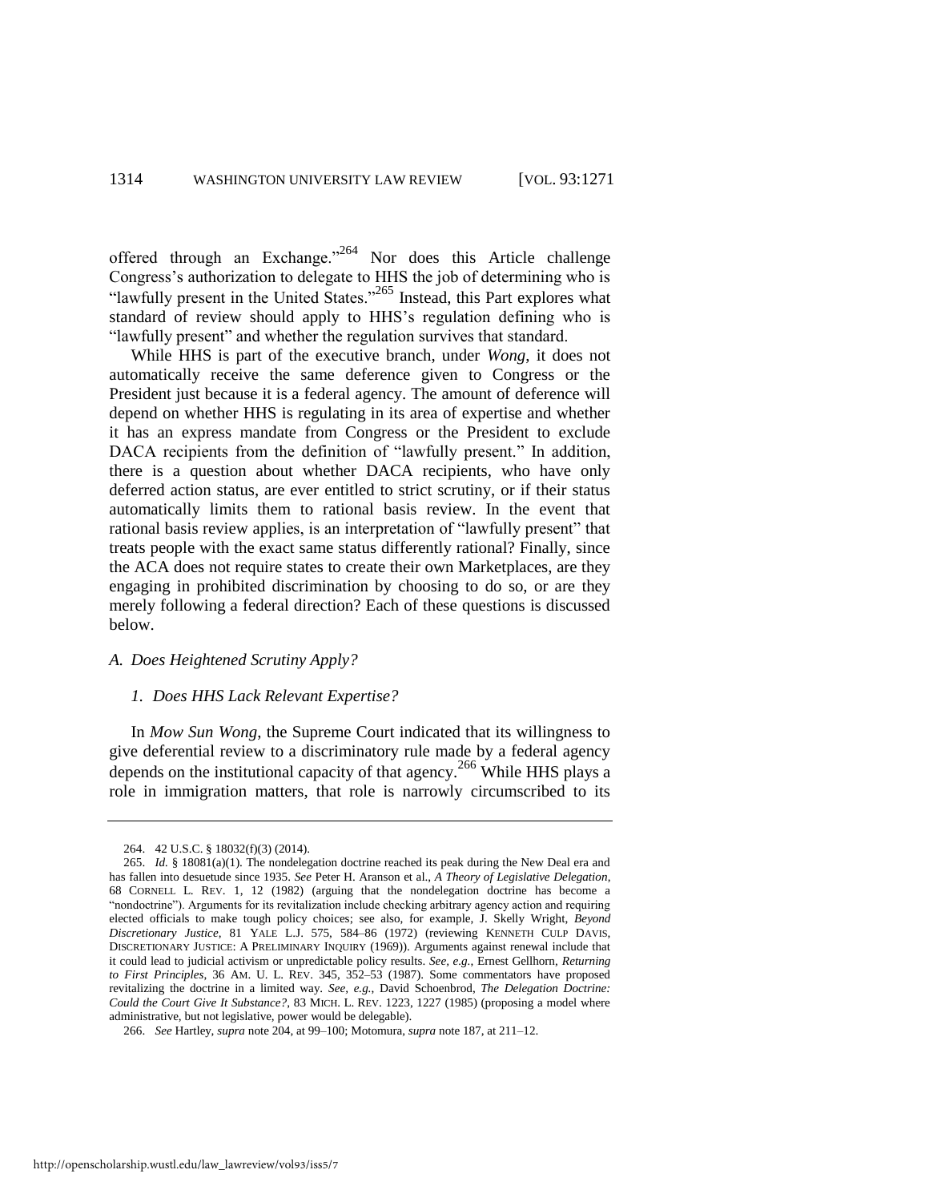offered through an Exchange."[264] Nor does this Article challenge Congress's authorization to delegate to HHS the job of determining who is "lawfully present in the United States."[265] Instead, this Part explores what standard of review should apply to HHS's regulation defining who is "lawfully present" and whether the regulation survives that standard.

While HHS is part of the executive branch, under *Wong*, it does not automatically receive the same deference given to Congress or the President just because it is a federal agency. The amount of deference will depend on whether HHS is regulating in its area of expertise and whether it has an express mandate from Congress or the President to exclude DACA recipients from the definition of "lawfully present." In addition, there is a question about whether DACA recipients, who have only deferred action status, are ever entitled to strict scrutiny, or if their status automatically limits them to rational basis review. In the event that rational basis review applies, is an interpretation of "lawfully present" that treats people with the exact same status differently rational? Finally, since the ACA does not require states to create their own Marketplaces, are they engaging in prohibited discrimination by choosing to do so, or are they merely following a federal direction? Each of these questions is discussed below.

### *A. Does Heightened Scrutiny Apply?*

#### *1. Does HHS Lack Relevant Expertise?*

In *Mow Sun Wong*, the Supreme Court indicated that its willingness to give deferential review to a discriminatory rule made by a federal agency depends on the institutional capacity of that agency.[266] While HHS plays a role in immigration matters, that role is narrowly circumscribed to its

---

264. 42 U.S.C. § 18032(f)(3) (2014).

265. *Id.* § 18081(a)(1). The nondelegation doctrine reached its peak during the New Deal era and has fallen into desuetude since 1935. *See* Peter H. Aranson et al., *A Theory of Legislative Delegation*, 68 CORNELL L. REV. 1, 12 (1982) (arguing that the nondelegation doctrine has become a "nondoctrine"). Arguments for its revitalization include checking arbitrary agency action and requiring elected officials to make tough policy choices; see also, for example, J. Skelly Wright, *Beyond Discretionary Justice*, 81 YALE L.J. 575, 584–86 (1972) (reviewing KENNETH CULP DAVIS, DISCRETIONARY JUSTICE: A PRELIMINARY INQUIRY (1969)). Arguments against renewal include that it could lead to judicial activism or unpredictable policy results. *See, e.g.*, Ernest Gellhorn, *Returning to First Principles*, 36 AM. U. L. REV. 345, 352–53 (1987). Some commentators have proposed revitalizing the doctrine in a limited way. *See, e.g.*, David Schoenbrod, *The Delegation Doctrine: Could the Court Give It Substance?*, 83 MICH. L. REV. 1223, 1227 (1985) (proposing a model where administrative, but not legislative, power would be delegable).

266. *See* Hartley, *supra* note 204, at 99–100; Motomura, *supra* note 187, at 211–12.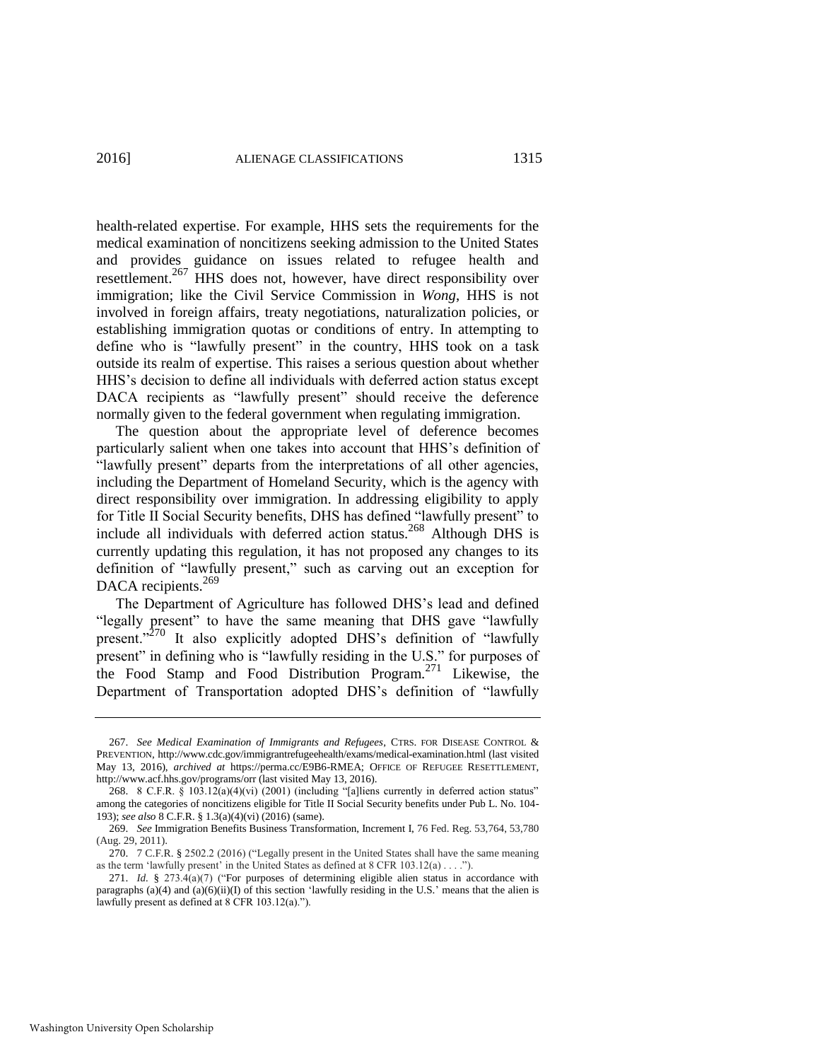health-related expertise. For example, HHS sets the requirements for the medical examination of noncitizens seeking admission to the United States and provides guidance on issues related to refugee health and resettlement.[267] HHS does not, however, have direct responsibility over immigration; like the Civil Service Commission in *Wong*, HHS is not involved in foreign affairs, treaty negotiations, naturalization policies, or establishing immigration quotas or conditions of entry. In attempting to define who is "lawfully present" in the country, HHS took on a task outside its realm of expertise. This raises a serious question about whether HHS's decision to define all individuals with deferred action status except DACA recipients as "lawfully present" should receive the deference normally given to the federal government when regulating immigration.

The question about the appropriate level of deference becomes particularly salient when one takes into account that HHS's definition of "lawfully present" departs from the interpretations of all other agencies, including the Department of Homeland Security, which is the agency with direct responsibility over immigration. In addressing eligibility to apply for Title II Social Security benefits, DHS has defined "lawfully present" to include all individuals with deferred action status.[268] Although DHS is currently updating this regulation, it has not proposed any changes to its definition of "lawfully present," such as carving out an exception for DACA recipients.[269]

The Department of Agriculture has followed DHS's lead and defined "legally present" to have the same meaning that DHS gave "lawfully present."[270] It also explicitly adopted DHS's definition of "lawfully present" in defining who is "lawfully residing in the U.S." for purposes of the Food Stamp and Food Distribution Program.[271] Likewise, the Department of Transportation adopted DHS's definition of "lawfully

---

267. *See Medical Examination of Immigrants and Refugees*, CTRS. FOR DISEASE CONTROL & PREVENTION, http://www.cdc.gov/immigrantrefugeehealth/exams/medical-examination.html (last visited May 13, 2016), *archived at* https://perma.cc/E9B6-RMEA; OFFICE OF REFUGEE RESETTLEMENT, http://www.acf.hhs.gov/programs/orr (last visited May 13, 2016).

268. 8 C.F.R. § 103.12(a)(4)(vi) (2001) (including "[a]liens currently in deferred action status" among the categories of noncitizens eligible for Title II Social Security benefits under Pub L. No. 104-193); *see also* 8 C.F.R. § 1.3(a)(4)(vi) (2016) (same).

269. *See* Immigration Benefits Business Transformation, Increment I, 76 Fed. Reg. 53,764, 53,780 (Aug. 29, 2011).

270. 7 C.F.R. § 2502.2 (2016) ("Legally present in the United States shall have the same meaning as the term 'lawfully present' in the United States as defined at 8 CFR 103.12(a) . . . .").

271. *Id.* § 273.4(a)(7) ("For purposes of determining eligible alien status in accordance with paragraphs (a)(4) and (a)(6)(ii)(I) of this section 'lawfully residing in the U.S.' means that the alien is lawfully present as defined at 8 CFR 103.12(a).").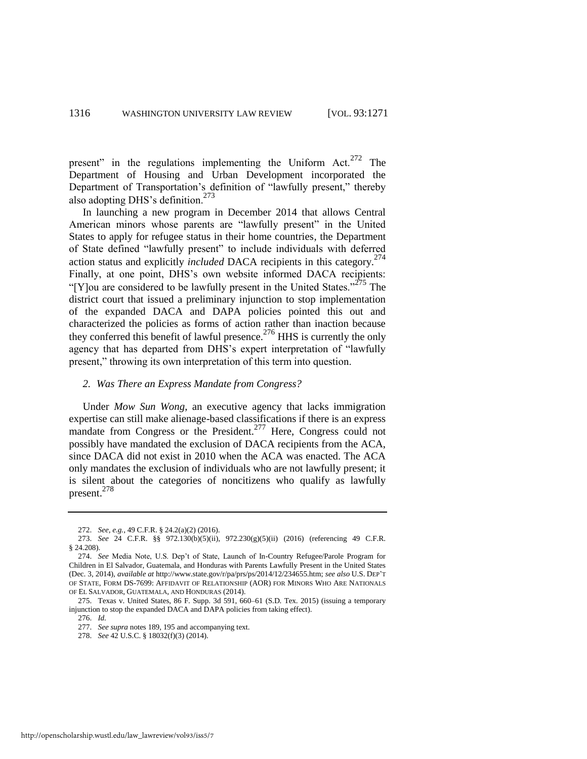present" in the regulations implementing the Uniform Act.[272] The Department of Housing and Urban Development incorporated the Department of Transportation's definition of "lawfully present," thereby also adopting DHS's definition.[273]

In launching a new program in December 2014 that allows Central American minors whose parents are "lawfully present" in the United States to apply for refugee status in their home countries, the Department of State defined "lawfully present" to include individuals with deferred action status and explicitly *included* DACA recipients in this category.[274] Finally, at one point, DHS's own website informed DACA recipients: "[Y]ou are considered to be lawfully present in the United States."[275] The district court that issued a preliminary injunction to stop implementation of the expanded DACA and DAPA policies pointed this out and characterized the policies as forms of action rather than inaction because they conferred this benefit of lawful presence.[276] HHS is currently the only agency that has departed from DHS's expert interpretation of "lawfully present," throwing its own interpretation of this term into question.

### *2. Was There an Express Mandate from Congress?*

Under *Mow Sun Wong*, an executive agency that lacks immigration expertise can still make alienage-based classifications if there is an express mandate from Congress or the President.[277] Here, Congress could not possibly have mandated the exclusion of DACA recipients from the ACA, since DACA did not exist in 2010 when the ACA was enacted. The ACA only mandates the exclusion of individuals who are not lawfully present; it is silent about the categories of noncitizens who qualify as lawfully present.[278]

---

272. *See, e.g.*, 49 C.F.R. § 24.2(a)(2) (2016).

273. *See* 24 C.F.R. §§ 972.130(b)(5)(ii), 972.230(g)(5)(ii) (2016) (referencing 49 C.F.R. § 24.208).

274. *See* Media Note, U.S. Dep't of State, Launch of In-Country Refugee/Parole Program for Children in El Salvador, Guatemala, and Honduras with Parents Lawfully Present in the United States (Dec. 3, 2014), *available at* http://www.state.gov/r/pa/prs/ps/2014/12/234655.htm; *see also* U.S. DEP'T OF STATE, FORM DS-7699: AFFIDAVIT OF RELATIONSHIP (AOR) FOR MINORS WHO ARE NATIONALS OF EL SALVADOR, GUATEMALA, AND HONDURAS (2014).

275. Texas v. United States, 86 F. Supp. 3d 591, 660–61 (S.D. Tex. 2015) (issuing a temporary injunction to stop the expanded DACA and DAPA policies from taking effect).

276. *Id.*

277. *See supra* notes 189, 195 and accompanying text.

278. *See* 42 U.S.C. § 18032(f)(3) (2014).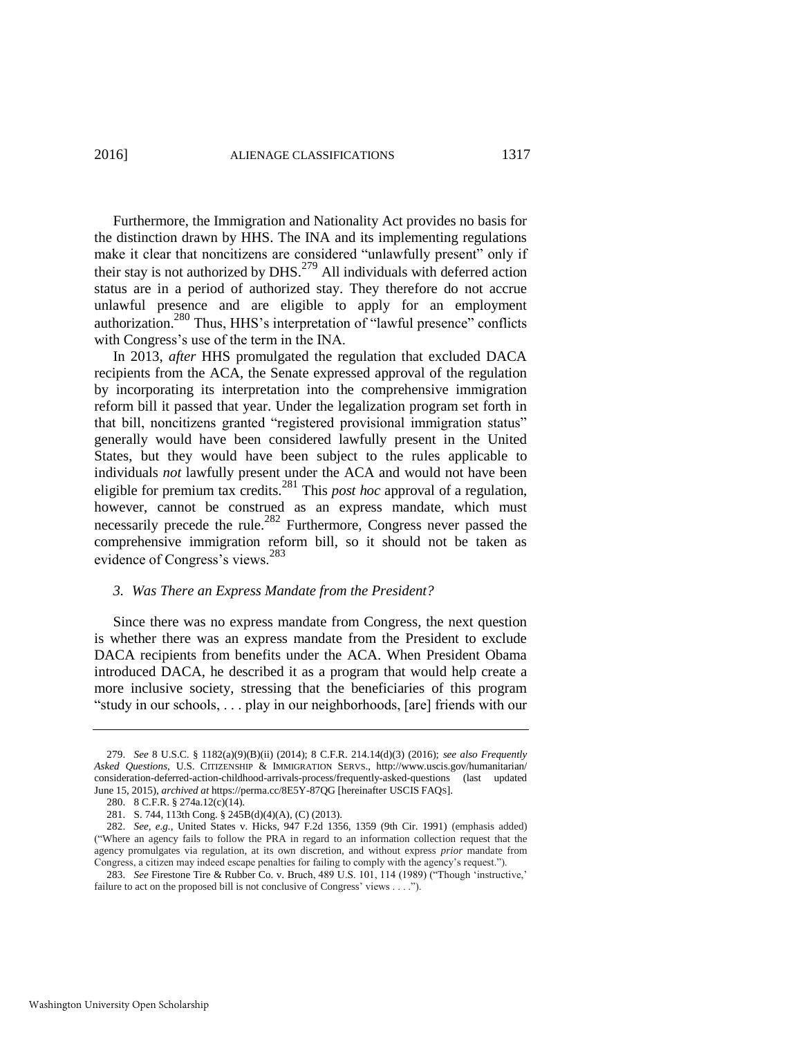Furthermore, the Immigration and Nationality Act provides no basis for the distinction drawn by HHS. The INA and its implementing regulations make it clear that noncitizens are considered "unlawfully present" only if their stay is not authorized by DHS.[279] All individuals with deferred action status are in a period of authorized stay. They therefore do not accrue unlawful presence and are eligible to apply for an employment authorization.[280] Thus, HHS's interpretation of "lawful presence" conflicts with Congress's use of the term in the INA.

In 2013, *after* HHS promulgated the regulation that excluded DACA recipients from the ACA, the Senate expressed approval of the regulation by incorporating its interpretation into the comprehensive immigration reform bill it passed that year. Under the legalization program set forth in that bill, noncitizens granted "registered provisional immigration status" generally would have been considered lawfully present in the United States, but they would have been subject to the rules applicable to individuals *not* lawfully present under the ACA and would not have been eligible for premium tax credits.[281] This *post hoc* approval of a regulation, however, cannot be construed as an express mandate, which must necessarily precede the rule.[282] Furthermore, Congress never passed the comprehensive immigration reform bill, so it should not be taken as evidence of Congress's views.[283]

### 3. *Was There an Express Mandate from the President?*

Since there was no express mandate from Congress, the next question is whether there was an express mandate from the President to exclude DACA recipients from benefits under the ACA. When President Obama introduced DACA, he described it as a program that would help create a more inclusive society, stressing that the beneficiaries of this program "study in our schools, . . . play in our neighborhoods, [are] friends with our

---

279. *See* 8 U.S.C. § 1182(a)(9)(B)(ii) (2014); 8 C.F.R. 214.14(d)(3) (2016); *see also Frequently Asked Questions*, U.S. CITIZENSHIP & IMMIGRATION SERVS., http://www.uscis.gov/humanitarian/consideration-deferred-action-childhood-arrivals-process/frequently-asked-questions (last updated June 15, 2015), *archived at* https://perma.cc/8E5Y-87QG [hereinafter USCIS FAQs].

280. 8 C.F.R. § 274a.12(c)(14).

281. S. 744, 113th Cong. § 245B(d)(4)(A), (C) (2013).

282. *See, e.g.*, United States v. Hicks, 947 F.2d 1356, 1359 (9th Cir. 1991) (emphasis added) ("Where an agency fails to follow the PRA in regard to an information collection request that the agency promulgates via regulation, at its own discretion, and without express *prior* mandate from Congress, a citizen may indeed escape penalties for failing to comply with the agency's request.").

283. *See* Firestone Tire & Rubber Co. v. Bruch, 489 U.S. 101, 114 (1989) ("Though 'instructive,' failure to act on the proposed bill is not conclusive of Congress' views . . . .").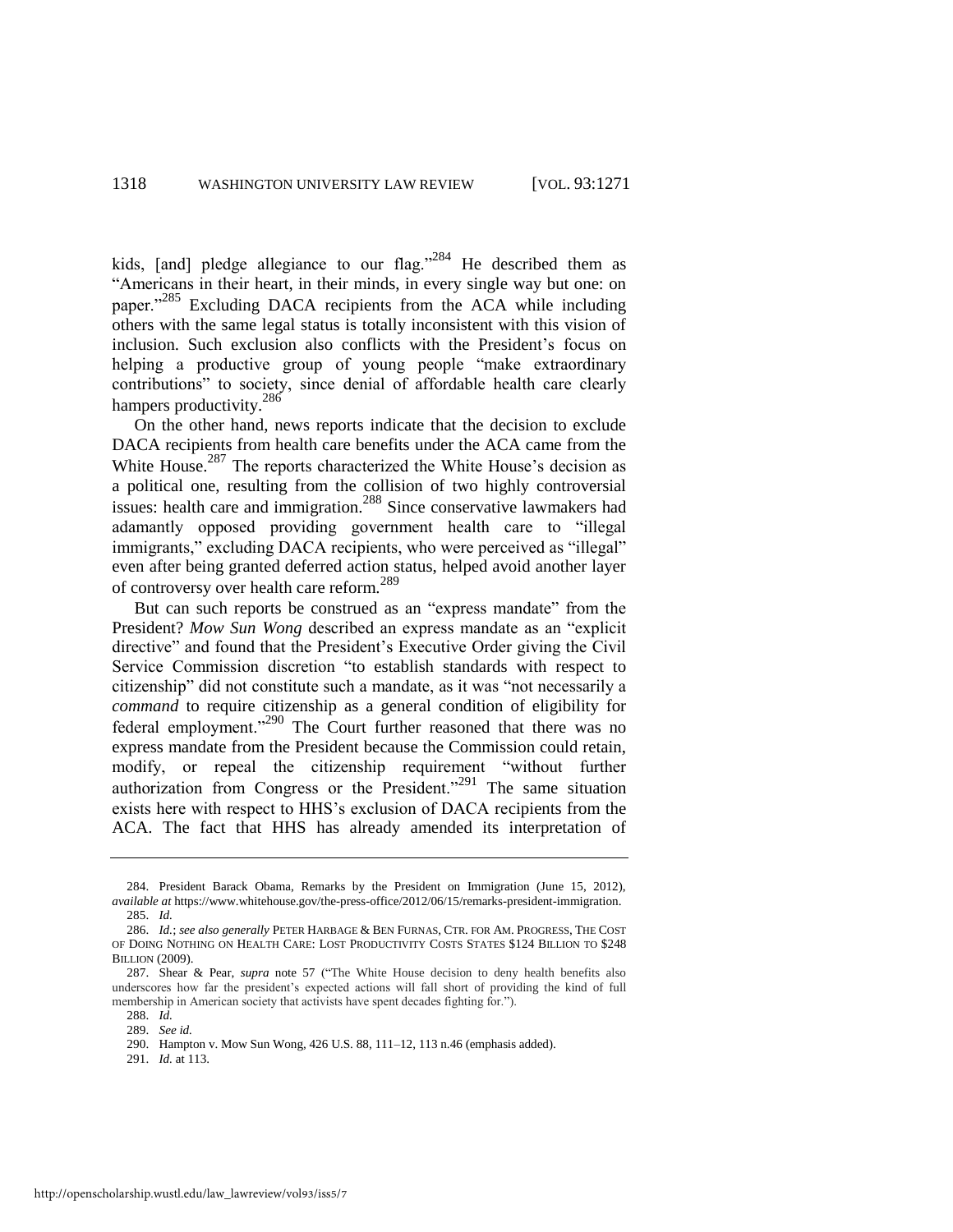kids, [and] pledge allegiance to our flag."[284] He described them as "Americans in their heart, in their minds, in every single way but one: on paper."[285] Excluding DACA recipients from the ACA while including others with the same legal status is totally inconsistent with this vision of inclusion. Such exclusion also conflicts with the President's focus on helping a productive group of young people "make extraordinary contributions" to society, since denial of affordable health care clearly hampers productivity.[286]

On the other hand, news reports indicate that the decision to exclude DACA recipients from health care benefits under the ACA came from the White House.[287] The reports characterized the White House's decision as a political one, resulting from the collision of two highly controversial issues: health care and immigration.[288] Since conservative lawmakers had adamantly opposed providing government health care to "illegal immigrants," excluding DACA recipients, who were perceived as "illegal" even after being granted deferred action status, helped avoid another layer of controversy over health care reform.[289]

But can such reports be construed as an "express mandate" from the President? *Mow Sun Wong* described an express mandate as an "explicit directive" and found that the President's Executive Order giving the Civil Service Commission discretion "to establish standards with respect to citizenship" did not constitute such a mandate, as it was "not necessarily a *command* to require citizenship as a general condition of eligibility for federal employment."[290] The Court further reasoned that there was no express mandate from the President because the Commission could retain, modify, or repeal the citizenship requirement "without further authorization from Congress or the President."[291] The same situation exists here with respect to HHS's exclusion of DACA recipients from the ACA. The fact that HHS has already amended its interpretation of

---

284. President Barack Obama, Remarks by the President on Immigration (June 15, 2012), *available at* https://www.whitehouse.gov/the-press-office/2012/06/15/remarks-president-immigration.

285. *Id.*

286. *Id.*; *see also generally* PETER HARBAGE & BEN FURNAS, CTR. FOR AM. PROGRESS, THE COST OF DOING NOTHING ON HEALTH CARE: LOST PRODUCTIVITY COSTS STATES $124 BILLION TO $248 BILLION (2009).

287. Shear & Pear, *supra* note 57 ("The White House decision to deny health benefits also underscores how far the president's expected actions will fall short of providing the kind of full membership in American society that activists have spent decades fighting for.").

288. *Id.*

289. *See id.*

290. Hampton v. Mow Sun Wong, 426 U.S. 88, 111–12, 113 n.46 (emphasis added).

291. *Id.* at 113.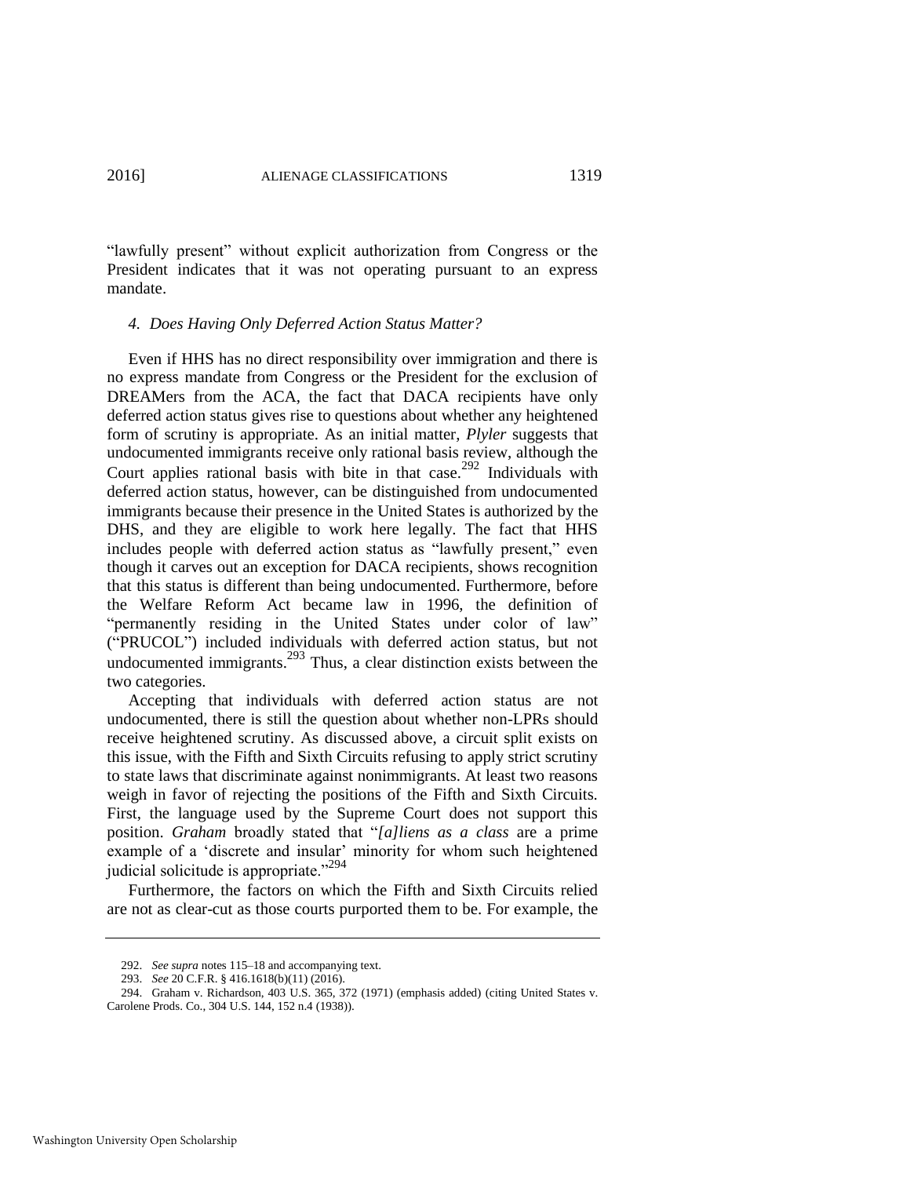"lawfully present" without explicit authorization from Congress or the President indicates that it was not operating pursuant to an express mandate.

#### *4. Does Having Only Deferred Action Status Matter?*

Even if HHS has no direct responsibility over immigration and there is no express mandate from Congress or the President for the exclusion of DREAMers from the ACA, the fact that DACA recipients have only deferred action status gives rise to questions about whether any heightened form of scrutiny is appropriate. As an initial matter, *Plyler* suggests that undocumented immigrants receive only rational basis review, although the Court applies rational basis with bite in that case.[292] Individuals with deferred action status, however, can be distinguished from undocumented immigrants because their presence in the United States is authorized by the DHS, and they are eligible to work here legally. The fact that HHS includes people with deferred action status as "lawfully present," even though it carves out an exception for DACA recipients, shows recognition that this status is different than being undocumented. Furthermore, before the Welfare Reform Act became law in 1996, the definition of "permanently residing in the United States under color of law" ("PRUCOL") included individuals with deferred action status, but not undocumented immigrants.[293] Thus, a clear distinction exists between the two categories.

Accepting that individuals with deferred action status are not undocumented, there is still the question about whether non-LPRs should receive heightened scrutiny. As discussed above, a circuit split exists on this issue, with the Fifth and Sixth Circuits refusing to apply strict scrutiny to state laws that discriminate against nonimmigrants. At least two reasons weigh in favor of rejecting the positions of the Fifth and Sixth Circuits. First, the language used by the Supreme Court does not support this position. *Graham* broadly stated that "*[a]liens as a class* are a prime example of a 'discrete and insular' minority for whom such heightened judicial solicitude is appropriate."[294]

Furthermore, the factors on which the Fifth and Sixth Circuits relied are not as clear-cut as those courts purported them to be. For example, the

---

292. *See supra* notes 115–18 and accompanying text.

293. *See* 20 C.F.R. § 416.1618(b)(11) (2016).

294. Graham v. Richardson, 403 U.S. 365, 372 (1971) (emphasis added) (citing United States v. Carolene Prods. Co., 304 U.S. 144, 152 n.4 (1938)).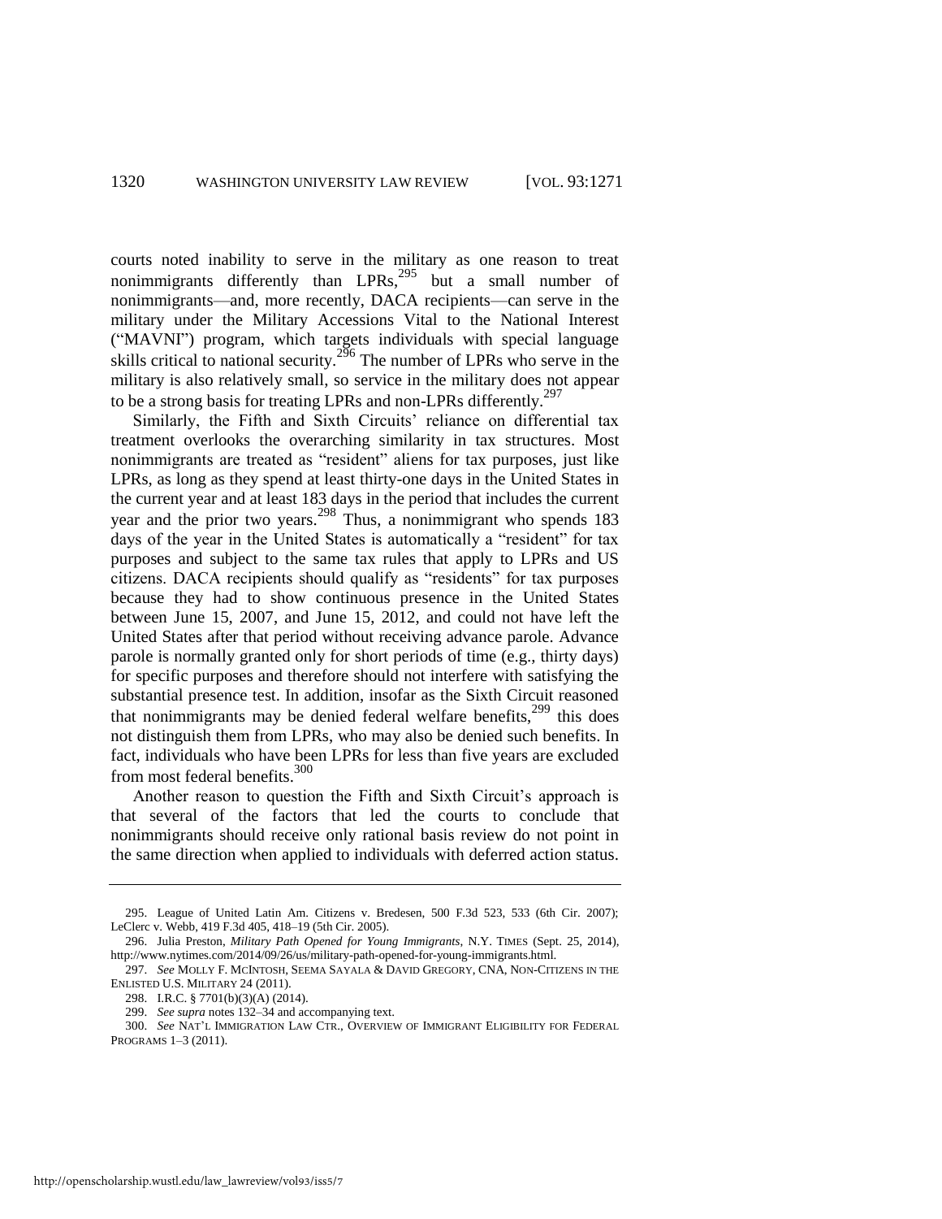courts noted inability to serve in the military as one reason to treat nonimmigrants differently than LPRs,[295] but a small number of nonimmigrants—and, more recently, DACA recipients—can serve in the military under the Military Accessions Vital to the National Interest ("MAVNI") program, which targets individuals with special language skills critical to national security.[296] The number of LPRs who serve in the military is also relatively small, so service in the military does not appear to be a strong basis for treating LPRs and non-LPRs differently.[297]

Similarly, the Fifth and Sixth Circuits' reliance on differential tax treatment overlooks the overarching similarity in tax structures. Most nonimmigrants are treated as "resident" aliens for tax purposes, just like LPRs, as long as they spend at least thirty-one days in the United States in the current year and at least 183 days in the period that includes the current year and the prior two years.[298] Thus, a nonimmigrant who spends 183 days of the year in the United States is automatically a "resident" for tax purposes and subject to the same tax rules that apply to LPRs and US citizens. DACA recipients should qualify as "residents" for tax purposes because they had to show continuous presence in the United States between June 15, 2007, and June 15, 2012, and could not have left the United States after that period without receiving advance parole. Advance parole is normally granted only for short periods of time (e.g., thirty days) for specific purposes and therefore should not interfere with satisfying the substantial presence test. In addition, insofar as the Sixth Circuit reasoned that nonimmigrants may be denied federal welfare benefits,[299] this does not distinguish them from LPRs, who may also be denied such benefits. In fact, individuals who have been LPRs for less than five years are excluded from most federal benefits.[300]

Another reason to question the Fifth and Sixth Circuit's approach is that several of the factors that led the courts to conclude that nonimmigrants should receive only rational basis review do not point in the same direction when applied to individuals with deferred action status.

---

295. League of United Latin Am. Citizens v. Bredesen, 500 F.3d 523, 533 (6th Cir. 2007); LeClerc v. Webb, 419 F.3d 405, 418–19 (5th Cir. 2005).

296. Julia Preston, *Military Path Opened for Young Immigrants*, N.Y. TIMES (Sept. 25, 2014), http://www.nytimes.com/2014/09/26/us/military-path-opened-for-young-immigrants.html.

297. *See* MOLLY F. MCINTOSH, SEEMA SAYALA & DAVID GREGORY, CNA, NON-CITIZENS IN THE ENLISTED U.S. MILITARY 24 (2011).

298. I.R.C. § 7701(b)(3)(A) (2014).

299. *See supra* notes 132–34 and accompanying text.

300. *See* NAT'L IMMIGRATION LAW CTR., OVERVIEW OF IMMIGRANT ELIGIBILITY FOR FEDERAL PROGRAMS 1–3 (2011).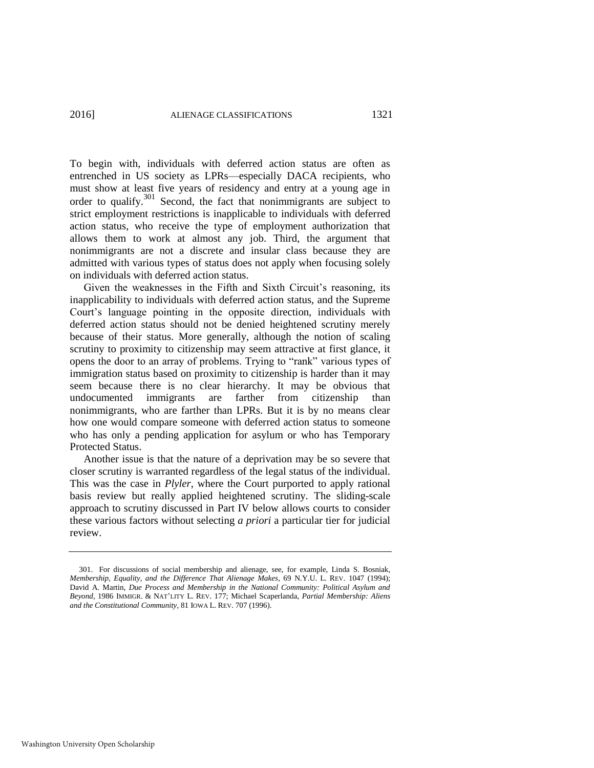To begin with, individuals with deferred action status are often as entrenched in US society as LPRs—especially DACA recipients, who must show at least five years of residency and entry at a young age in order to qualify.[301] Second, the fact that nonimmigrants are subject to strict employment restrictions is inapplicable to individuals with deferred action status, who receive the type of employment authorization that allows them to work at almost any job. Third, the argument that nonimmigrants are not a discrete and insular class because they are admitted with various types of status does not apply when focusing solely on individuals with deferred action status.

Given the weaknesses in the Fifth and Sixth Circuit's reasoning, its inapplicability to individuals with deferred action status, and the Supreme Court's language pointing in the opposite direction, individuals with deferred action status should not be denied heightened scrutiny merely because of their status. More generally, although the notion of scaling scrutiny to proximity to citizenship may seem attractive at first glance, it opens the door to an array of problems. Trying to "rank" various types of immigration status based on proximity to citizenship is harder than it may seem because there is no clear hierarchy. It may be obvious that undocumented immigrants are farther from citizenship than nonimmigrants, who are farther than LPRs. But it is by no means clear how one would compare someone with deferred action status to someone who has only a pending application for asylum or who has Temporary Protected Status.

Another issue is that the nature of a deprivation may be so severe that closer scrutiny is warranted regardless of the legal status of the individual. This was the case in *Plyler*, where the Court purported to apply rational basis review but really applied heightened scrutiny. The sliding-scale approach to scrutiny discussed in Part IV below allows courts to consider these various factors without selecting *a priori* a particular tier for judicial review.

---

301. For discussions of social membership and alienage, see, for example, Linda S. Bosniak, *Membership, Equality, and the Difference That Alienage Makes*, 69 N.Y.U. L. REV. 1047 (1994); David A. Martin, *Due Process and Membership in the National Community: Political Asylum and Beyond*, 1986 IMMIGR. & NAT'LITY L. REV. 177; Michael Scaperlanda, *Partial Membership: Aliens and the Constitutional Community*, 81 IOWA L. REV. 707 (1996).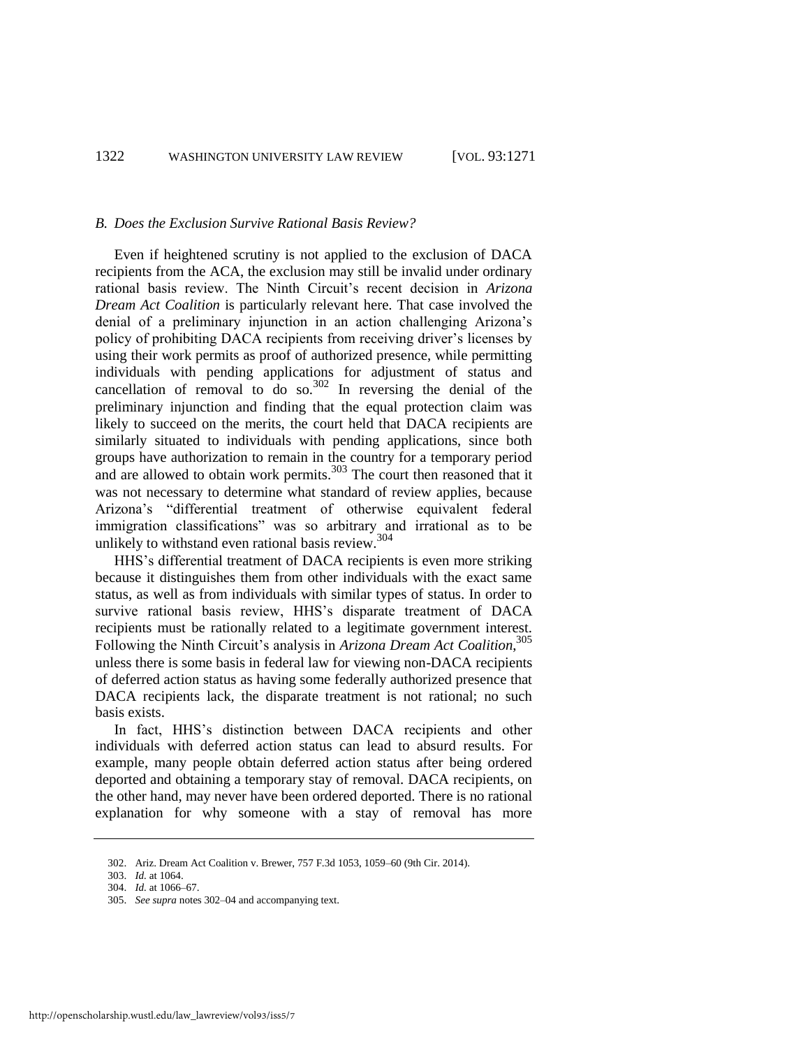### *B. Does the Exclusion Survive Rational Basis Review?*

Even if heightened scrutiny is not applied to the exclusion of DACA recipients from the ACA, the exclusion may still be invalid under ordinary rational basis review. The Ninth Circuit's recent decision in *Arizona Dream Act Coalition* is particularly relevant here. That case involved the denial of a preliminary injunction in an action challenging Arizona's policy of prohibiting DACA recipients from receiving driver's licenses by using their work permits as proof of authorized presence, while permitting individuals with pending applications for adjustment of status and cancellation of removal to do so.[302] In reversing the denial of the preliminary injunction and finding that the equal protection claim was likely to succeed on the merits, the court held that DACA recipients are similarly situated to individuals with pending applications, since both groups have authorization to remain in the country for a temporary period and are allowed to obtain work permits.[303] The court then reasoned that it was not necessary to determine what standard of review applies, because Arizona's "differential treatment of otherwise equivalent federal immigration classifications" was so arbitrary and irrational as to be unlikely to withstand even rational basis review.[304]

HHS's differential treatment of DACA recipients is even more striking because it distinguishes them from other individuals with the exact same status, as well as from individuals with similar types of status. In order to survive rational basis review, HHS's disparate treatment of DACA recipients must be rationally related to a legitimate government interest. Following the Ninth Circuit's analysis in *Arizona Dream Act Coalition*,[305] unless there is some basis in federal law for viewing non-DACA recipients of deferred action status as having some federally authorized presence that DACA recipients lack, the disparate treatment is not rational; no such basis exists.

In fact, HHS's distinction between DACA recipients and other individuals with deferred action status can lead to absurd results. For example, many people obtain deferred action status after being ordered deported and obtaining a temporary stay of removal. DACA recipients, on the other hand, may never have been ordered deported. There is no rational explanation for why someone with a stay of removal has more

---

302. Ariz. Dream Act Coalition v. Brewer, 757 F.3d 1053, 1059–60 (9th Cir. 2014).

303. *Id.* at 1064.

304. *Id.* at 1066–67.

305. *See supra* notes 302–04 and accompanying text.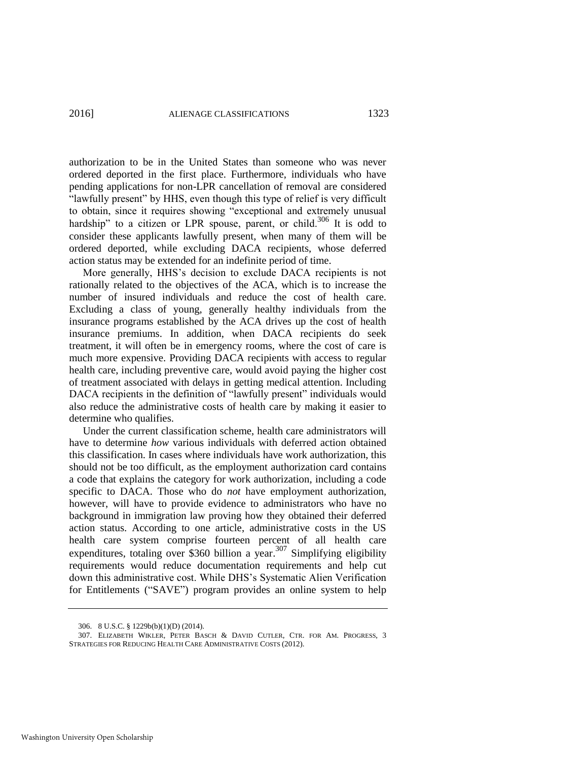authorization to be in the United States than someone who was never ordered deported in the first place. Furthermore, individuals who have pending applications for non-LPR cancellation of removal are considered "lawfully present" by HHS, even though this type of relief is very difficult to obtain, since it requires showing "exceptional and extremely unusual hardship" to a citizen or LPR spouse, parent, or child.[306] It is odd to consider these applicants lawfully present, when many of them will be ordered deported, while excluding DACA recipients, whose deferred action status may be extended for an indefinite period of time.

More generally, HHS's decision to exclude DACA recipients is not rationally related to the objectives of the ACA, which is to increase the number of insured individuals and reduce the cost of health care. Excluding a class of young, generally healthy individuals from the insurance programs established by the ACA drives up the cost of health insurance premiums. In addition, when DACA recipients do seek treatment, it will often be in emergency rooms, where the cost of care is much more expensive. Providing DACA recipients with access to regular health care, including preventive care, would avoid paying the higher cost of treatment associated with delays in getting medical attention. Including DACA recipients in the definition of "lawfully present" individuals would also reduce the administrative costs of health care by making it easier to determine who qualifies.

Under the current classification scheme, health care administrators will have to determine *how* various individuals with deferred action obtained this classification. In cases where individuals have work authorization, this should not be too difficult, as the employment authorization card contains a code that explains the category for work authorization, including a code specific to DACA. Those who do *not* have employment authorization, however, will have to provide evidence to administrators who have no background in immigration law proving how they obtained their deferred action status. According to one article, administrative costs in the US health care system comprise fourteen percent of all health care expenditures, totaling over $360 billion a year.[307] Simplifying eligibility requirements would reduce documentation requirements and help cut down this administrative cost. While DHS's Systematic Alien Verification for Entitlements ("SAVE") program provides an online system to help

306. 8 U.S.C. § 1229b(b)(1)(D) (2014).

307. ELIZABETH WIKLER, PETER BASCH & DAVID CUTLER, CTR. FOR AM. PROGRESS, 3 STRATEGIES FOR REDUCING HEALTH CARE ADMINISTRATIVE COSTS (2012).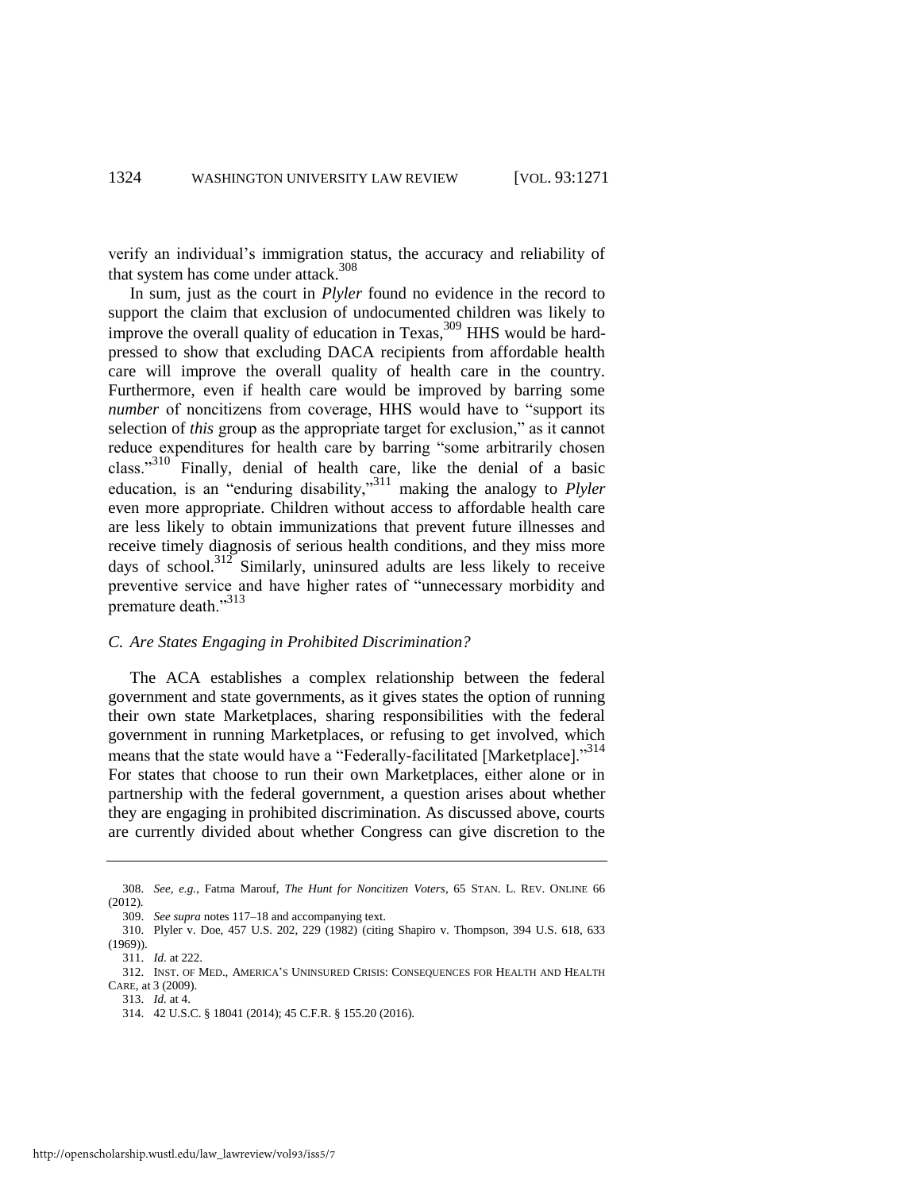verify an individual's immigration status, the accuracy and reliability of that system has come under attack.[308]

In sum, just as the court in *Plyler* found no evidence in the record to support the claim that exclusion of undocumented children was likely to improve the overall quality of education in Texas,[309] HHS would be hard-pressed to show that excluding DACA recipients from affordable health care will improve the overall quality of health care in the country. Furthermore, even if health care would be improved by barring some *number* of noncitizens from coverage, HHS would have to "support its selection of *this* group as the appropriate target for exclusion," as it cannot reduce expenditures for health care by barring "some arbitrarily chosen class."[310] Finally, denial of health care, like the denial of a basic education, is an "enduring disability,"[311] making the analogy to *Plyler* even more appropriate. Children without access to affordable health care are less likely to obtain immunizations that prevent future illnesses and receive timely diagnosis of serious health conditions, and they miss more days of school.[312] Similarly, uninsured adults are less likely to receive preventive service and have higher rates of "unnecessary morbidity and premature death."[313]

### *C. Are States Engaging in Prohibited Discrimination?*

The ACA establishes a complex relationship between the federal government and state governments, as it gives states the option of running their own state Marketplaces, sharing responsibilities with the federal government in running Marketplaces, or refusing to get involved, which means that the state would have a "Federally-facilitated [Marketplace]."[314] For states that choose to run their own Marketplaces, either alone or in partnership with the federal government, a question arises about whether they are engaging in prohibited discrimination. As discussed above, courts are currently divided about whether Congress can give discretion to the

---

308. *See, e.g.*, Fatma Marouf, *The Hunt for Noncitizen Voters*, 65 STAN. L. REV. ONLINE 66 (2012).

309. *See supra* notes 117–18 and accompanying text.

310. Plyler v. Doe, 457 U.S. 202, 229 (1982) (citing Shapiro v. Thompson, 394 U.S. 618, 633 (1969)).

311. *Id.* at 222.

312. INST. OF MED., AMERICA'S UNINSURED CRISIS: CONSEQUENCES FOR HEALTH AND HEALTH CARE, at 3 (2009).

313. *Id.* at 4.

314. 42 U.S.C. § 18041 (2014); 45 C.F.R. § 155.20 (2016).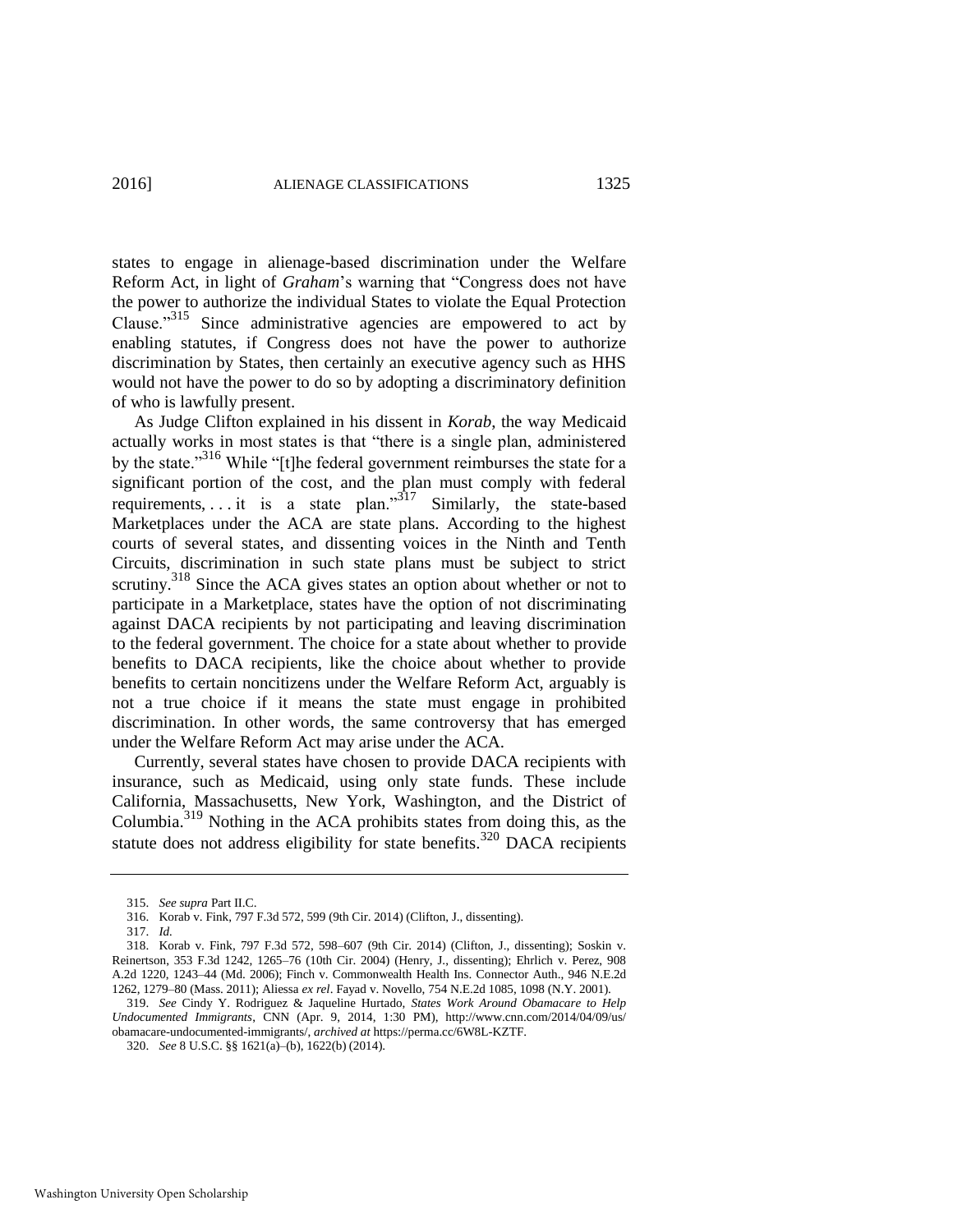states to engage in alienage-based discrimination under the Welfare Reform Act, in light of *Graham*'s warning that "Congress does not have the power to authorize the individual States to violate the Equal Protection Clause."[315] Since administrative agencies are empowered to act by enabling statutes, if Congress does not have the power to authorize discrimination by States, then certainly an executive agency such as HHS would not have the power to do so by adopting a discriminatory definition of who is lawfully present.

As Judge Clifton explained in his dissent in *Korab*, the way Medicaid actually works in most states is that "there is a single plan, administered by the state."[316] While "[t]he federal government reimburses the state for a significant portion of the cost, and the plan must comply with federal requirements, . . . it is a state plan."[317] Similarly, the state-based Marketplaces under the ACA are state plans. According to the highest courts of several states, and dissenting voices in the Ninth and Tenth Circuits, discrimination in such state plans must be subject to strict scrutiny.[318] Since the ACA gives states an option about whether or not to participate in a Marketplace, states have the option of not discriminating against DACA recipients by not participating and leaving discrimination to the federal government. The choice for a state about whether to provide benefits to DACA recipients, like the choice about whether to provide benefits to certain noncitizens under the Welfare Reform Act, arguably is not a true choice if it means the state must engage in prohibited discrimination. In other words, the same controversy that has emerged under the Welfare Reform Act may arise under the ACA.

Currently, several states have chosen to provide DACA recipients with insurance, such as Medicaid, using only state funds. These include California, Massachusetts, New York, Washington, and the District of Columbia.[319] Nothing in the ACA prohibits states from doing this, as the statute does not address eligibility for state benefits.[320] DACA recipients

---

315. *See supra* Part II.C.

316. Korab v. Fink, 797 F.3d 572, 599 (9th Cir. 2014) (Clifton, J., dissenting).

317. *Id.*

318. Korab v. Fink, 797 F.3d 572, 598–607 (9th Cir. 2014) (Clifton, J., dissenting); Soskin v. Reinertson, 353 F.3d 1242, 1265–76 (10th Cir. 2004) (Henry, J., dissenting); Ehrlich v. Perez, 908 A.2d 1220, 1243–44 (Md. 2006); Finch v. Commonwealth Health Ins. Connector Auth., 946 N.E.2d 1262, 1279–80 (Mass. 2011); Aliessa *ex rel*. Fayad v. Novello, 754 N.E.2d 1085, 1098 (N.Y. 2001).

319. *See* Cindy Y. Rodriguez & Jaqueline Hurtado, *States Work Around Obamacare to Help Undocumented Immigrants*, CNN (Apr. 9, 2014, 1:30 PM), http://www.cnn.com/2014/04/09/us/obamacare-undocumented-immigrants/, *archived at* https://perma.cc/6W8L-KZTF.

320. *See* 8 U.S.C. §§ 1621(a)–(b), 1622(b) (2014).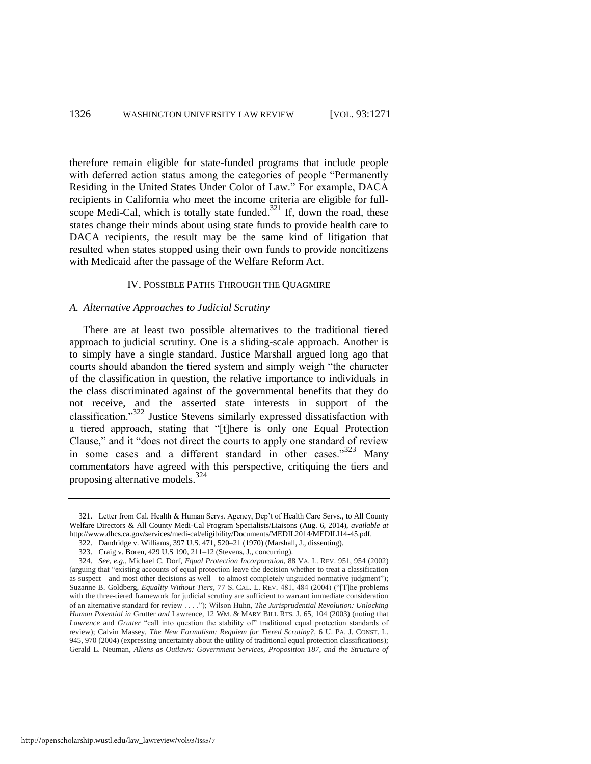therefore remain eligible for state-funded programs that include people with deferred action status among the categories of people "Permanently Residing in the United States Under Color of Law." For example, DACA recipients in California who meet the income criteria are eligible for full-scope Medi-Cal, which is totally state funded.[321] If, down the road, these states change their minds about using state funds to provide health care to DACA recipients, the result may be the same kind of litigation that resulted when states stopped using their own funds to provide noncitizens with Medicaid after the passage of the Welfare Reform Act.

## IV. POSSIBLE PATHS THROUGH THE QUAGMIRE

### *A. Alternative Approaches to Judicial Scrutiny*

There are at least two possible alternatives to the traditional tiered approach to judicial scrutiny. One is a sliding-scale approach. Another is to simply have a single standard. Justice Marshall argued long ago that courts should abandon the tiered system and simply weigh "the character of the classification in question, the relative importance to individuals in the class discriminated against of the governmental benefits that they do not receive, and the asserted state interests in support of the classification."[322] Justice Stevens similarly expressed dissatisfaction with a tiered approach, stating that "[t]here is only one Equal Protection Clause," and it "does not direct the courts to apply one standard of review in some cases and a different standard in other cases."[323] Many commentators have agreed with this perspective, critiquing the tiers and proposing alternative models.[324]

---

321. Letter from Cal. Health & Human Servs. Agency, Dep't of Health Care Servs., to All County Welfare Directors & All County Medi-Cal Program Specialists/Liaisons (Aug. 6, 2014), *available at* http://www.dhcs.ca.gov/services/medi-cal/eligibility/Documents/MEDIL2014/MEDILI14-45.pdf.

322. Dandridge v. Williams, 397 U.S. 471, 520–21 (1970) (Marshall, J., dissenting).

323. Craig v. Boren, 429 U.S 190, 211–12 (Stevens, J., concurring).

324. *See, e.g.*, Michael C. Dorf, *Equal Protection Incorporation*, 88 VA. L. REV. 951, 954 (2002) (arguing that "existing accounts of equal protection leave the decision whether to treat a classification as suspect—and most other decisions as well—to almost completely unguided normative judgment"); Suzanne B. Goldberg, *Equality Without Tiers*, 77 S. CAL. L. REV. 481, 484 (2004) ("[T]he problems with the three-tiered framework for judicial scrutiny are sufficient to warrant immediate consideration of an alternative standard for review . . . ."); Wilson Huhn, *The Jurisprudential Revolution: Unlocking Human Potential in* Grutter *and* Lawrence, 12 WM. & MARY BILL RTS. J. 65, 104 (2003) (noting that *Lawrence* and *Grutter* "call into question the stability of" traditional equal protection standards of review); Calvin Massey, *The New Formalism: Requiem for Tiered Scrutiny?*, 6 U. PA. J. CONST. L. 945, 970 (2004) (expressing uncertainty about the utility of traditional equal protection classifications); Gerald L. Neuman, *Aliens as Outlaws: Government Services, Proposition 187, and the Structure of*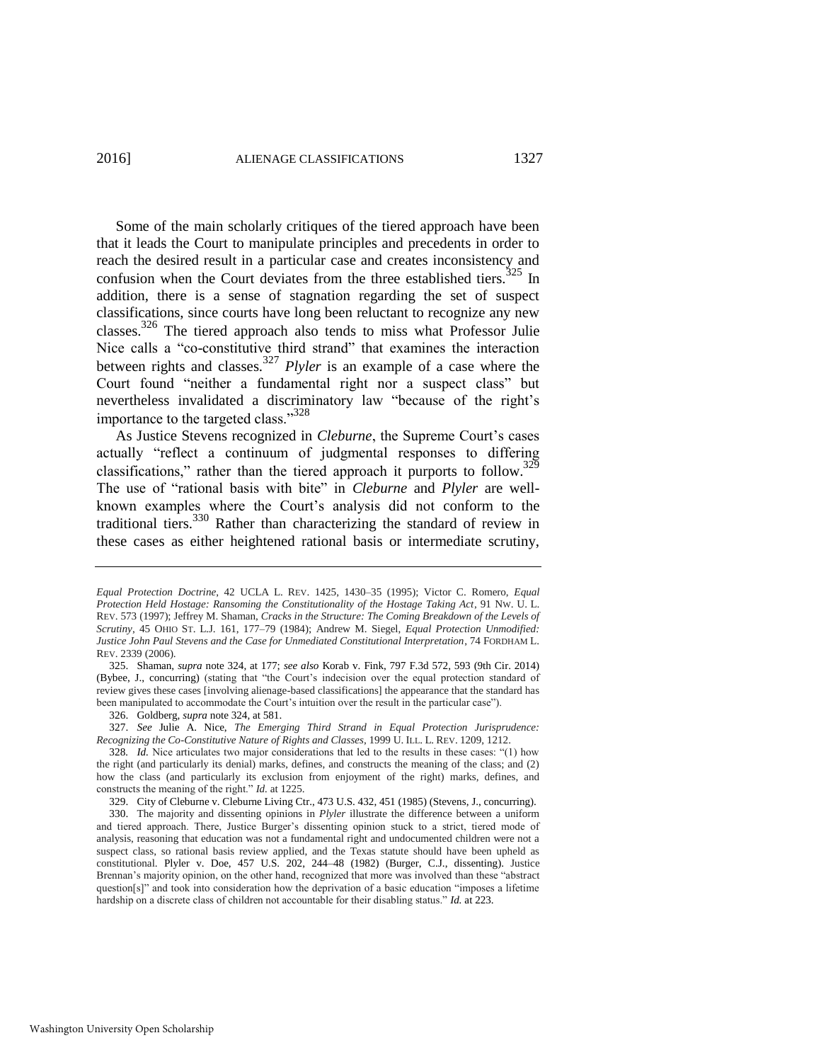Some of the main scholarly critiques of the tiered approach have been that it leads the Court to manipulate principles and precedents in order to reach the desired result in a particular case and creates inconsistency and confusion when the Court deviates from the three established tiers.[325] In addition, there is a sense of stagnation regarding the set of suspect classifications, since courts have long been reluctant to recognize any new classes.[326] The tiered approach also tends to miss what Professor Julie Nice calls a "co-constitutive third strand" that examines the interaction between rights and classes.[327] *Plyler* is an example of a case where the Court found "neither a fundamental right nor a suspect class" but nevertheless invalidated a discriminatory law "because of the right's importance to the targeted class."[328]

As Justice Stevens recognized in *Cleburne*, the Supreme Court's cases actually "reflect a continuum of judgmental responses to differing classifications," rather than the tiered approach it purports to follow.[329] The use of "rational basis with bite" in *Cleburne* and *Plyler* are well-known examples where the Court's analysis did not conform to the traditional tiers.[330] Rather than characterizing the standard of review in these cases as either heightened rational basis or intermediate scrutiny,

---

*Equal Protection Doctrine*, 42 UCLA L. REV. 1425, 1430–35 (1995); Victor C. Romero, *Equal Protection Held Hostage: Ransoming the Constitutionality of the Hostage Taking Act*, 91 NW. U. L. REV. 573 (1997); Jeffrey M. Shaman, *Cracks in the Structure: The Coming Breakdown of the Levels of Scrutiny*, 45 OHIO ST. L.J. 161, 177–79 (1984); Andrew M. Siegel, *Equal Protection Unmodified: Justice John Paul Stevens and the Case for Unmediated Constitutional Interpretation*, 74 FORDHAM L. REV. 2339 (2006).

325. Shaman, *supra* note 324, at 177; *see also* Korab v. Fink, 797 F.3d 572, 593 (9th Cir. 2014) (Bybee, J., concurring) (stating that "the Court's indecision over the equal protection standard of review gives these cases [involving alienage-based classifications] the appearance that the standard has been manipulated to accommodate the Court's intuition over the result in the particular case").

326. Goldberg, *supra* note 324, at 581.

327. *See* Julie A. Nice, *The Emerging Third Strand in Equal Protection Jurisprudence: Recognizing the Co-Constitutive Nature of Rights and Classes*, 1999 U. ILL. L. REV. 1209, 1212.

328. *Id.* Nice articulates two major considerations that led to the results in these cases: "(1) how the right (and particularly its denial) marks, defines, and constructs the meaning of the class; and (2) how the class (and particularly its exclusion from enjoyment of the right) marks, defines, and constructs the meaning of the right." *Id.* at 1225.

329. City of Cleburne v. Cleburne Living Ctr., 473 U.S. 432, 451 (1985) (Stevens, J., concurring).

330. The majority and dissenting opinions in *Plyler* illustrate the difference between a uniform and tiered approach. There, Justice Burger's dissenting opinion stuck to a strict, tiered mode of analysis, reasoning that education was not a fundamental right and undocumented children were not a suspect class, so rational basis review applied, and the Texas statute should have been upheld as constitutional. Plyler v. Doe, 457 U.S. 202, 244–48 (1982) (Burger, C.J., dissenting). Justice Brennan's majority opinion, on the other hand, recognized that more was involved than these "abstract question[s]" and took into consideration how the deprivation of a basic education "imposes a lifetime hardship on a discrete class of children not accountable for their disabling status." *Id.* at 223.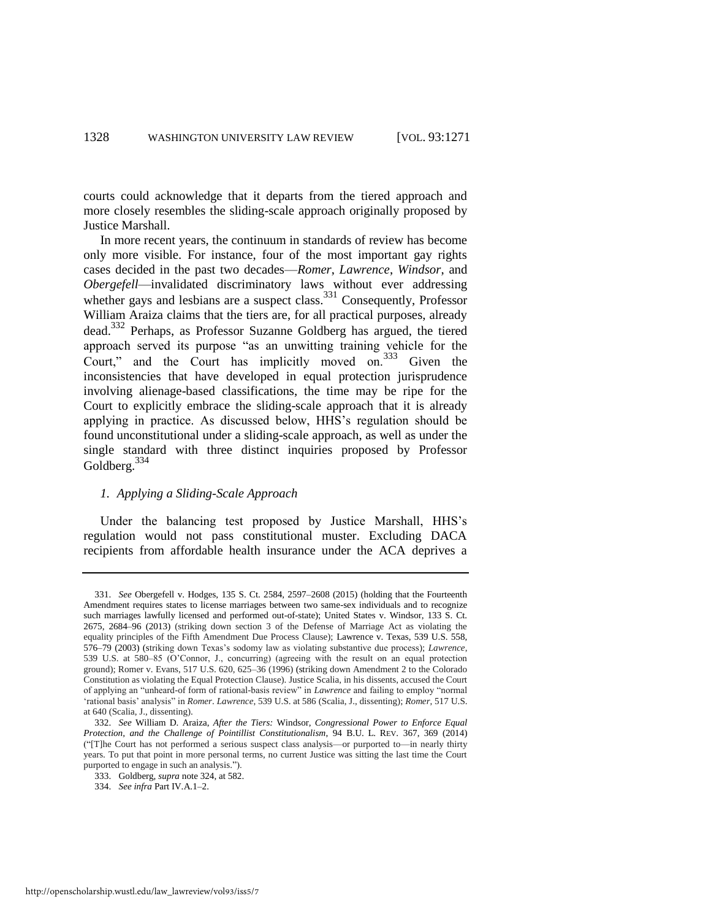courts could acknowledge that it departs from the tiered approach and more closely resembles the sliding-scale approach originally proposed by Justice Marshall.

In more recent years, the continuum in standards of review has become only more visible. For instance, four of the most important gay rights cases decided in the past two decades—*Romer*, *Lawrence*, *Windsor*, and *Obergefell*—invalidated discriminatory laws without ever addressing whether gays and lesbians are a suspect class.[331] Consequently, Professor William Araiza claims that the tiers are, for all practical purposes, already dead.[332] Perhaps, as Professor Suzanne Goldberg has argued, the tiered approach served its purpose "as an unwitting training vehicle for the Court," and the Court has implicitly moved on.[333] Given the inconsistencies that have developed in equal protection jurisprudence involving alienage-based classifications, the time may be ripe for the Court to explicitly embrace the sliding-scale approach that it is already applying in practice. As discussed below, HHS's regulation should be found unconstitutional under a sliding-scale approach, as well as under the single standard with three distinct inquiries proposed by Professor Goldberg.[334]

### *1. Applying a Sliding-Scale Approach*

Under the balancing test proposed by Justice Marshall, HHS's regulation would not pass constitutional muster. Excluding DACA recipients from affordable health insurance under the ACA deprives a

---

331. *See* Obergefell v. Hodges, 135 S. Ct. 2584, 2597–2608 (2015) (holding that the Fourteenth Amendment requires states to license marriages between two same-sex individuals and to recognize such marriages lawfully licensed and performed out-of-state); United States v. Windsor, 133 S. Ct. 2675, 2684–96 (2013) (striking down section 3 of the Defense of Marriage Act as violating the equality principles of the Fifth Amendment Due Process Clause); Lawrence v. Texas, 539 U.S. 558, 576–79 (2003) (striking down Texas's sodomy law as violating substantive due process); *Lawrence*, 539 U.S. at 580–85 (O'Connor, J., concurring) (agreeing with the result on an equal protection ground); Romer v. Evans, 517 U.S. 620, 625–36 (1996) (striking down Amendment 2 to the Colorado Constitution as violating the Equal Protection Clause). Justice Scalia, in his dissents, accused the Court of applying an "unheard-of form of rational-basis review" in *Lawrence* and failing to employ "normal 'rational basis' analysis" in *Romer*. *Lawrence*, 539 U.S. at 586 (Scalia, J., dissenting); *Romer*, 517 U.S. at 640 (Scalia, J., dissenting).

332. *See* William D. Araiza, *After the Tiers:* Windsor, *Congressional Power to Enforce Equal Protection, and the Challenge of Pointillist Constitutionalism*, 94 B.U. L. REV. 367, 369 (2014) ("[T]he Court has not performed a serious suspect class analysis—or purported to—in nearly thirty years. To put that point in more personal terms, no current Justice was sitting the last time the Court purported to engage in such an analysis.").

333. Goldberg, *supra* note 324, at 582.

334. *See infra* Part IV.A.1–2.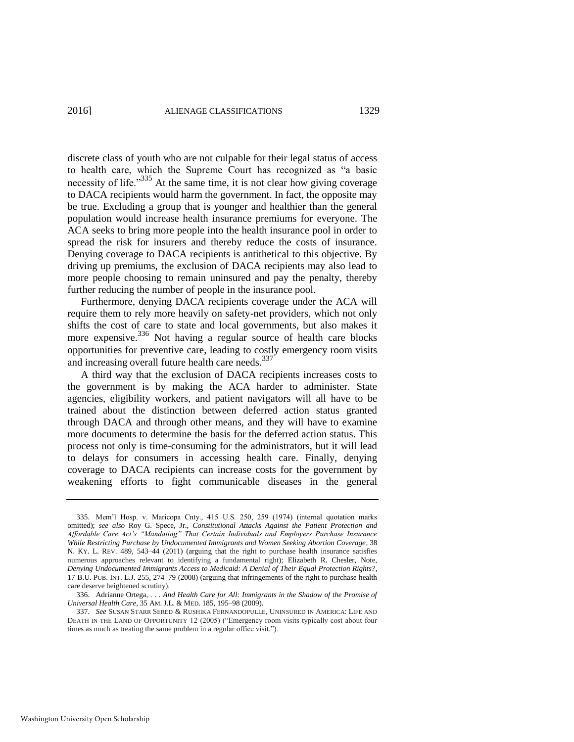discrete class of youth who are not culpable for their legal status of access to health care, which the Supreme Court has recognized as "a basic necessity of life."[335] At the same time, it is not clear how giving coverage to DACA recipients would harm the government. In fact, the opposite may be true. Excluding a group that is younger and healthier than the general population would increase health insurance premiums for everyone. The ACA seeks to bring more people into the health insurance pool in order to spread the risk for insurers and thereby reduce the costs of insurance. Denying coverage to DACA recipients is antithetical to this objective. By driving up premiums, the exclusion of DACA recipients may also lead to more people choosing to remain uninsured and pay the penalty, thereby further reducing the number of people in the insurance pool.

Furthermore, denying DACA recipients coverage under the ACA will require them to rely more heavily on safety-net providers, which not only shifts the cost of care to state and local governments, but also makes it more expensive.[336] Not having a regular source of health care blocks opportunities for preventive care, leading to costly emergency room visits and increasing overall future health care needs.[337]

A third way that the exclusion of DACA recipients increases costs to the government is by making the ACA harder to administer. State agencies, eligibility workers, and patient navigators will all have to be trained about the distinction between deferred action status granted through DACA and through other means, and they will have to examine more documents to determine the basis for the deferred action status. This process not only is time-consuming for the administrators, but it will lead to delays for consumers in accessing health care. Finally, denying coverage to DACA recipients can increase costs for the government by weakening efforts to fight communicable diseases in the general

---

335. Mem'l Hosp. v. Maricopa Cnty., 415 U.S. 250, 259 (1974) (internal quotation marks omitted); *see also* Roy G. Spece, Jr., *Constitutional Attacks Against the Patient Protection and Affordable Care Act's "Mandating" That Certain Individuals and Employers Purchase Insurance While Restricting Purchase by Undocumented Immigrants and Women Seeking Abortion Coverage*, 38 N. KY. L. REV. 489, 543–44 (2011) (arguing that the right to purchase health insurance satisfies numerous approaches relevant to identifying a fundamental right); Elizabeth R. Chesler, Note, *Denying Undocumented Immigrants Access to Medicaid: A Denial of Their Equal Protection Rights?*, 17 B.U. PUB. INT. L.J. 255, 274–79 (2008) (arguing that infringements of the right to purchase health care deserve heightened scrutiny).

336. Adrianne Ortega, *. . . And Health Care for All: Immigrants in the Shadow of the Promise of Universal Health Care*, 35 AM. J.L. & MED. 185, 195–98 (2009).

337. *See* SUSAN STARR SERED & RUSHIKA FERNANDOPULLE, UNINSURED IN AMERICA: LIFE AND DEATH IN THE LAND OF OPPORTUNITY 12 (2005) ("Emergency room visits typically cost about four times as much as treating the same problem in a regular office visit.").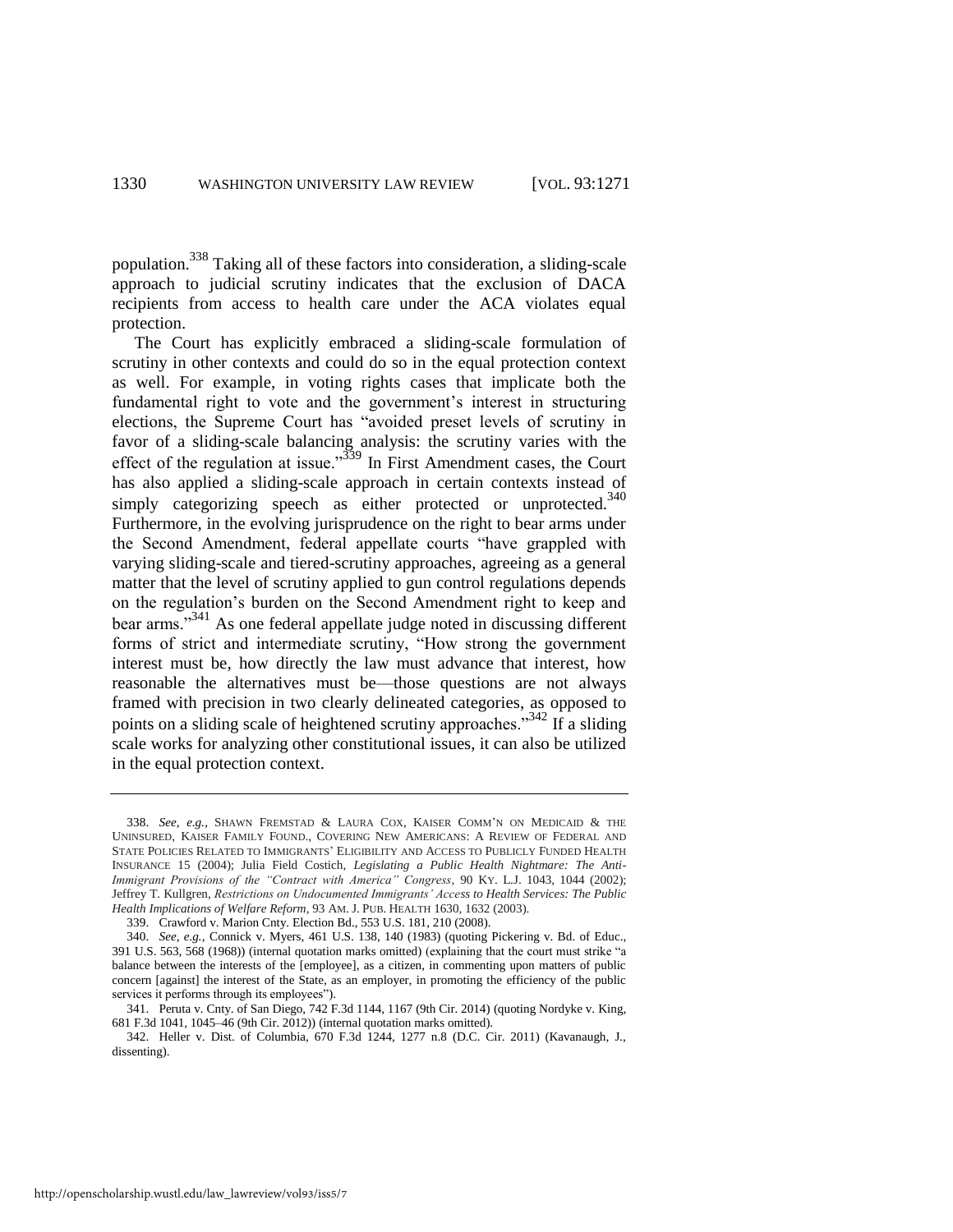population.[338] Taking all of these factors into consideration, a sliding-scale approach to judicial scrutiny indicates that the exclusion of DACA recipients from access to health care under the ACA violates equal protection.

The Court has explicitly embraced a sliding-scale formulation of scrutiny in other contexts and could do so in the equal protection context as well. For example, in voting rights cases that implicate both the fundamental right to vote and the government's interest in structuring elections, the Supreme Court has "avoided preset levels of scrutiny in favor of a sliding-scale balancing analysis: the scrutiny varies with the effect of the regulation at issue."[339] In First Amendment cases, the Court has also applied a sliding-scale approach in certain contexts instead of simply categorizing speech as either protected or unprotected.[340] Furthermore, in the evolving jurisprudence on the right to bear arms under the Second Amendment, federal appellate courts "have grappled with varying sliding-scale and tiered-scrutiny approaches, agreeing as a general matter that the level of scrutiny applied to gun control regulations depends on the regulation's burden on the Second Amendment right to keep and bear arms."[341] As one federal appellate judge noted in discussing different forms of strict and intermediate scrutiny, "How strong the government interest must be, how directly the law must advance that interest, how reasonable the alternatives must be—those questions are not always framed with precision in two clearly delineated categories, as opposed to points on a sliding scale of heightened scrutiny approaches."[342] If a sliding scale works for analyzing other constitutional issues, it can also be utilized in the equal protection context.

---

338. *See, e.g.*, SHAWN FREMSTAD & LAURA COX, KAISER COMM'N ON MEDICAID & THE UNINSURED, KAISER FAMILY FOUND., COVERING NEW AMERICANS: A REVIEW OF FEDERAL AND STATE POLICIES RELATED TO IMMIGRANTS' ELIGIBILITY AND ACCESS TO PUBLICLY FUNDED HEALTH INSURANCE 15 (2004); Julia Field Costich, *Legislating a Public Health Nightmare: The Anti-Immigrant Provisions of the "Contract with America" Congress*, 90 KY. L.J. 1043, 1044 (2002); Jeffrey T. Kullgren, *Restrictions on Undocumented Immigrants' Access to Health Services: The Public Health Implications of Welfare Reform*, 93 AM. J. PUB. HEALTH 1630, 1632 (2003).

339. Crawford v. Marion Cnty. Election Bd., 553 U.S. 181, 210 (2008).

340. *See, e.g.*, Connick v. Myers, 461 U.S. 138, 140 (1983) (quoting Pickering v. Bd. of Educ., 391 U.S. 563, 568 (1968)) (internal quotation marks omitted) (explaining that the court must strike "a balance between the interests of the [employee], as a citizen, in commenting upon matters of public concern [against] the interest of the State, as an employer, in promoting the efficiency of the public services it performs through its employees").

341. Peruta v. Cnty. of San Diego, 742 F.3d 1144, 1167 (9th Cir. 2014) (quoting Nordyke v. King, 681 F.3d 1041, 1045–46 (9th Cir. 2012)) (internal quotation marks omitted).

342. Heller v. Dist. of Columbia, 670 F.3d 1244, 1277 n.8 (D.C. Cir. 2011) (Kavanaugh, J., dissenting).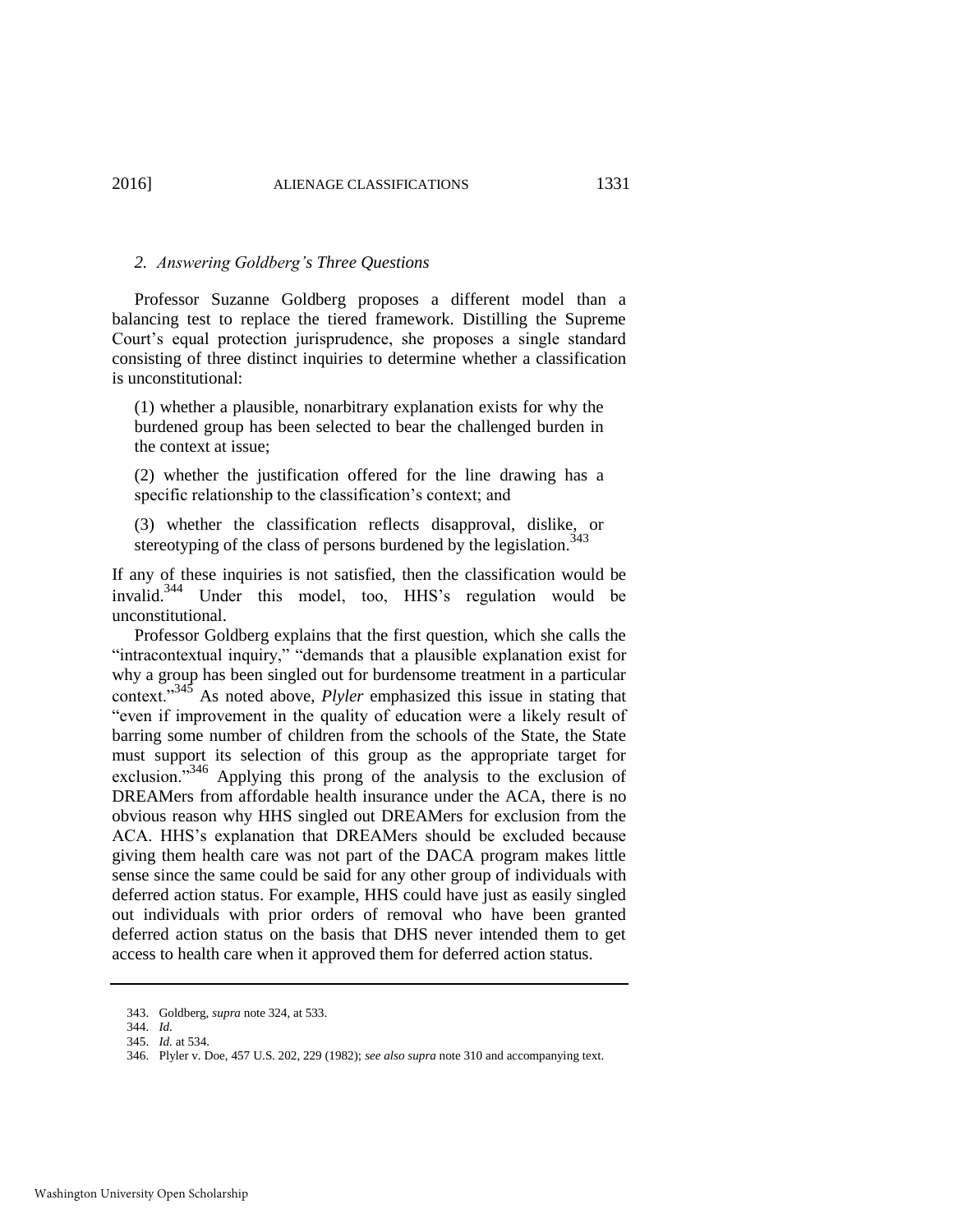### 2. *Answering Goldberg's Three Questions*

Professor Suzanne Goldberg proposes a different model than a balancing test to replace the tiered framework. Distilling the Supreme Court's equal protection jurisprudence, she proposes a single standard consisting of three distinct inquiries to determine whether a classification is unconstitutional:

> (1) whether a plausible, nonarbitrary explanation exists for why the burdened group has been selected to bear the challenged burden in the context at issue;
>
> (2) whether the justification offered for the line drawing has a specific relationship to the classification's context; and
>
> (3) whether the classification reflects disapproval, dislike, or stereotyping of the class of persons burdened by the legislation.[343]

If any of these inquiries is not satisfied, then the classification would be invalid.[344] Under this model, too, HHS's regulation would be unconstitutional.

Professor Goldberg explains that the first question, which she calls the "intracontextual inquiry," "demands that a plausible explanation exist for why a group has been singled out for burdensome treatment in a particular context."[345] As noted above, *Plyler* emphasized this issue in stating that "even if improvement in the quality of education were a likely result of barring some number of children from the schools of the State, the State must support its selection of this group as the appropriate target for exclusion."[346] Applying this prong of the analysis to the exclusion of DREAMers from affordable health insurance under the ACA, there is no obvious reason why HHS singled out DREAMers for exclusion from the ACA. HHS's explanation that DREAMers should be excluded because giving them health care was not part of the DACA program makes little sense since the same could be said for any other group of individuals with deferred action status. For example, HHS could have just as easily singled out individuals with prior orders of removal who have been granted deferred action status on the basis that DHS never intended them to get access to health care when it approved them for deferred action status.

---

343. Goldberg, *supra* note 324, at 533.

344. *Id.*

345. *Id.* at 534.

346. Plyler v. Doe, 457 U.S. 202, 229 (1982); *see also supra* note 310 and accompanying text.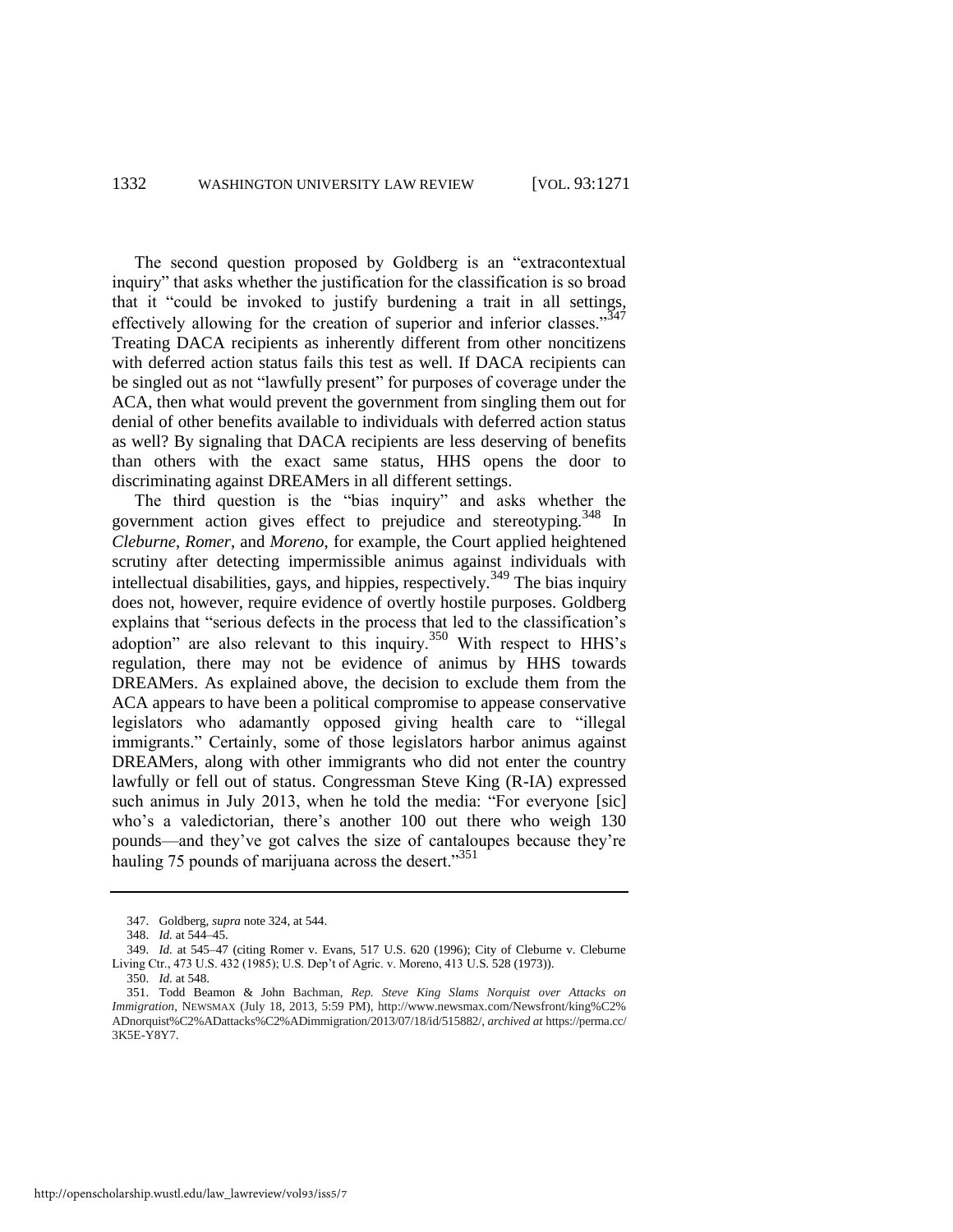The second question proposed by Goldberg is an "extracontextual inquiry" that asks whether the justification for the classification is so broad that it "could be invoked to justify burdening a trait in all settings, effectively allowing for the creation of superior and inferior classes."[347] Treating DACA recipients as inherently different from other noncitizens with deferred action status fails this test as well. If DACA recipients can be singled out as not "lawfully present" for purposes of coverage under the ACA, then what would prevent the government from singling them out for denial of other benefits available to individuals with deferred action status as well? By signaling that DACA recipients are less deserving of benefits than others with the exact same status, HHS opens the door to discriminating against DREAMers in all different settings.

The third question is the "bias inquiry" and asks whether the government action gives effect to prejudice and stereotyping.[348] In *Cleburne*, *Romer*, and *Moreno*, for example, the Court applied heightened scrutiny after detecting impermissible animus against individuals with intellectual disabilities, gays, and hippies, respectively.[349] The bias inquiry does not, however, require evidence of overtly hostile purposes. Goldberg explains that "serious defects in the process that led to the classification's adoption" are also relevant to this inquiry.[350] With respect to HHS's regulation, there may not be evidence of animus by HHS towards DREAMers. As explained above, the decision to exclude them from the ACA appears to have been a political compromise to appease conservative legislators who adamantly opposed giving health care to "illegal immigrants." Certainly, some of those legislators harbor animus against DREAMers, along with other immigrants who did not enter the country lawfully or fell out of status. Congressman Steve King (R-IA) expressed such animus in July 2013, when he told the media: "For everyone [sic] who's a valedictorian, there's another 100 out there who weigh 130 pounds—and they've got calves the size of cantaloupes because they're hauling 75 pounds of marijuana across the desert."[351]

---

347. Goldberg, *supra* note 324, at 544.

348. *Id.* at 544–45.

349. *Id.* at 545–47 (citing Romer v. Evans, 517 U.S. 620 (1996); City of Cleburne v. Cleburne Living Ctr., 473 U.S. 432 (1985); U.S. Dep't of Agric. v. Moreno, 413 U.S. 528 (1973)).

350. *Id.* at 548.

351. Todd Beamon & John Bachman, *Rep. Steve King Slams Norquist over Attacks on Immigration*, NEWSMAX (July 18, 2013, 5:59 PM), http://www.newsmax.com/Newsfront/king%C2%ADnorquist%C2%ADattacks%C2%ADimmigration/2013/07/18/id/515882/, *archived at* https://perma.cc/3K5E-Y8Y7.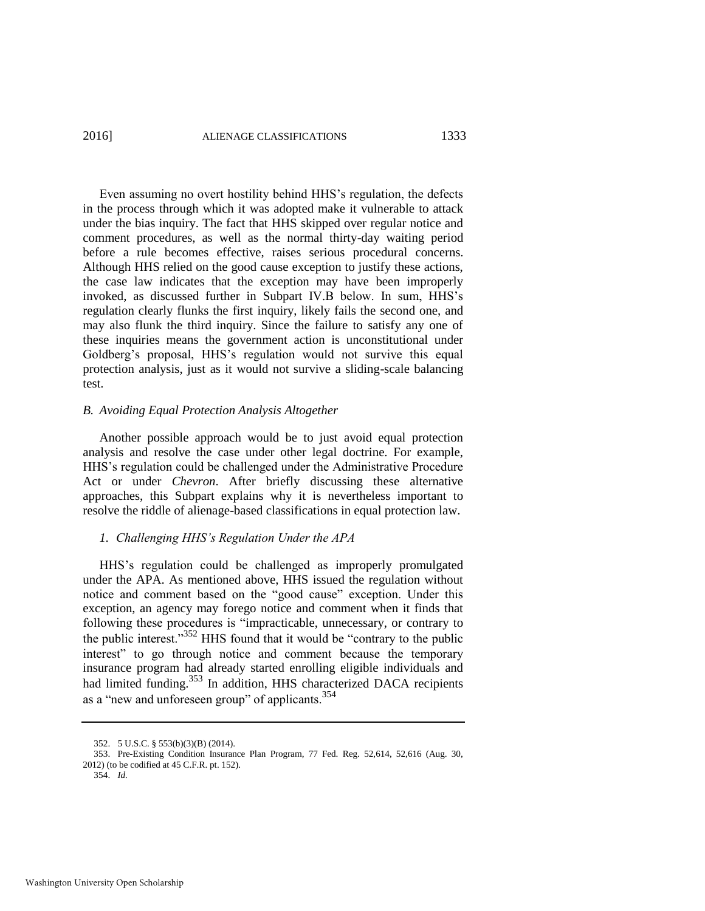Even assuming no overt hostility behind HHS's regulation, the defects in the process through which it was adopted make it vulnerable to attack under the bias inquiry. The fact that HHS skipped over regular notice and comment procedures, as well as the normal thirty-day waiting period before a rule becomes effective, raises serious procedural concerns. Although HHS relied on the good cause exception to justify these actions, the case law indicates that the exception may have been improperly invoked, as discussed further in Subpart IV.B below. In sum, HHS's regulation clearly flunks the first inquiry, likely fails the second one, and may also flunk the third inquiry. Since the failure to satisfy any one of these inquiries means the government action is unconstitutional under Goldberg's proposal, HHS's regulation would not survive this equal protection analysis, just as it would not survive a sliding-scale balancing test.

### *B. Avoiding Equal Protection Analysis Altogether*

Another possible approach would be to just avoid equal protection analysis and resolve the case under other legal doctrine. For example, HHS's regulation could be challenged under the Administrative Procedure Act or under *Chevron*. After briefly discussing these alternative approaches, this Subpart explains why it is nevertheless important to resolve the riddle of alienage-based classifications in equal protection law.

#### *1. Challenging HHS's Regulation Under the APA*

HHS's regulation could be challenged as improperly promulgated under the APA. As mentioned above, HHS issued the regulation without notice and comment based on the "good cause" exception. Under this exception, an agency may forego notice and comment when it finds that following these procedures is "impracticable, unnecessary, or contrary to the public interest."[352] HHS found that it would be "contrary to the public interest" to go through notice and comment because the temporary insurance program had already started enrolling eligible individuals and had limited funding.[353] In addition, HHS characterized DACA recipients as a "new and unforeseen group" of applicants.[354]

---

352. 5 U.S.C. § 553(b)(3)(B) (2014).

353. Pre-Existing Condition Insurance Plan Program, 77 Fed. Reg. 52,614, 52,616 (Aug. 30, 2012) (to be codified at 45 C.F.R. pt. 152).

354. *Id.*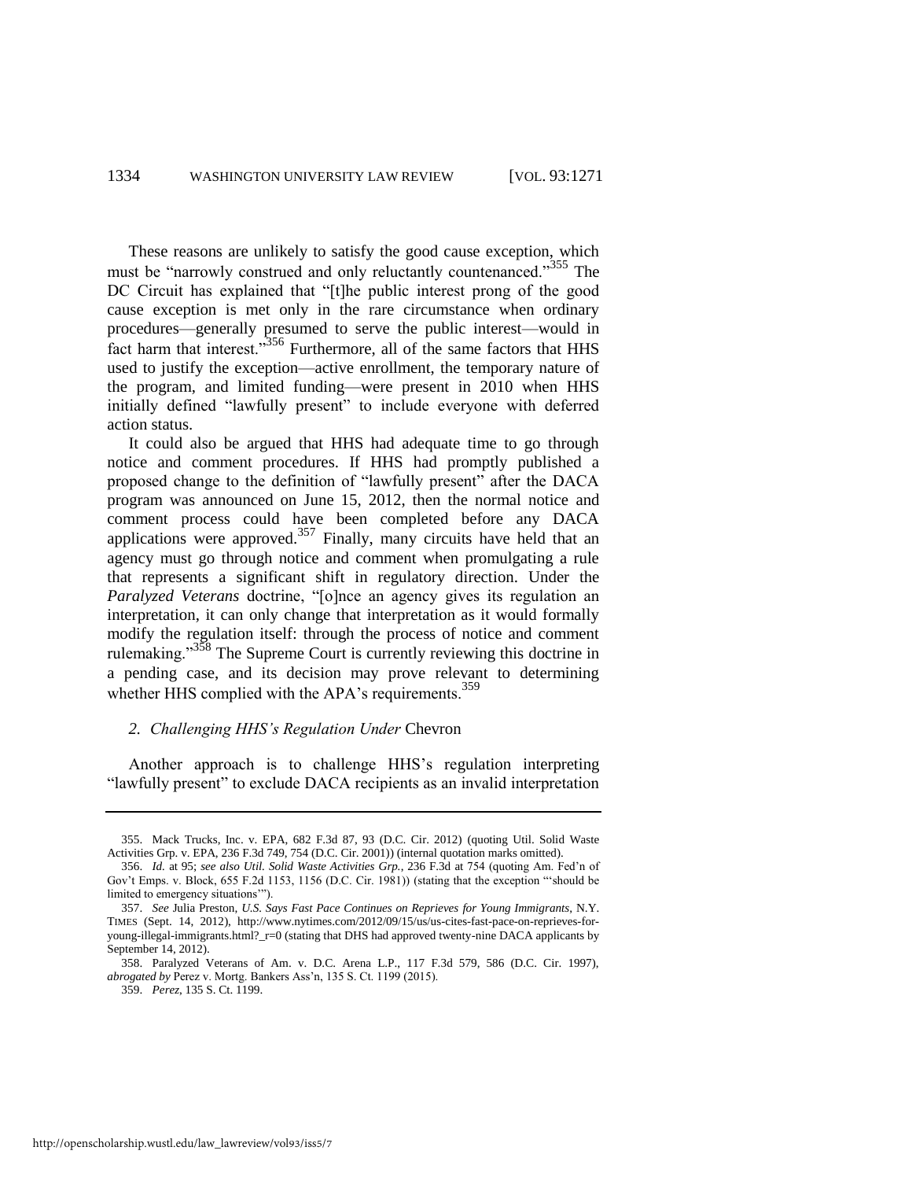These reasons are unlikely to satisfy the good cause exception, which must be "narrowly construed and only reluctantly countenanced."[355] The DC Circuit has explained that "[t]he public interest prong of the good cause exception is met only in the rare circumstance when ordinary procedures—generally presumed to serve the public interest—would in fact harm that interest."[356] Furthermore, all of the same factors that HHS used to justify the exception—active enrollment, the temporary nature of the program, and limited funding—were present in 2010 when HHS initially defined "lawfully present" to include everyone with deferred action status.

It could also be argued that HHS had adequate time to go through notice and comment procedures. If HHS had promptly published a proposed change to the definition of "lawfully present" after the DACA program was announced on June 15, 2012, then the normal notice and comment process could have been completed before any DACA applications were approved.[357] Finally, many circuits have held that an agency must go through notice and comment when promulgating a rule that represents a significant shift in regulatory direction. Under the *Paralyzed Veterans* doctrine, "[o]nce an agency gives its regulation an interpretation, it can only change that interpretation as it would formally modify the regulation itself: through the process of notice and comment rulemaking."[358] The Supreme Court is currently reviewing this doctrine in a pending case, and its decision may prove relevant to determining whether HHS complied with the APA's requirements.[359]

### *2. Challenging HHS's Regulation Under* Chevron

Another approach is to challenge HHS's regulation interpreting "lawfully present" to exclude DACA recipients as an invalid interpretation

---

355. Mack Trucks, Inc. v. EPA, 682 F.3d 87, 93 (D.C. Cir. 2012) (quoting Util. Solid Waste Activities Grp. v. EPA, 236 F.3d 749, 754 (D.C. Cir. 2001)) (internal quotation marks omitted).

356. *Id.* at 95; *see also Util. Solid Waste Activities Grp.*, 236 F.3d at 754 (quoting Am. Fed'n of Gov't Emps. v. Block, 655 F.2d 1153, 1156 (D.C. Cir. 1981)) (stating that the exception "'should be limited to emergency situations'").

357. *See* Julia Preston, *U.S. Says Fast Pace Continues on Reprieves for Young Immigrants*, N.Y. TIMES (Sept. 14, 2012), http://www.nytimes.com/2012/09/15/us/us-cites-fast-pace-on-reprieves-for-young-illegal-immigrants.html?_r=0 (stating that DHS had approved twenty-nine DACA applicants by September 14, 2012).

358. Paralyzed Veterans of Am. v. D.C. Arena L.P., 117 F.3d 579, 586 (D.C. Cir. 1997), *abrogated by* Perez v. Mortg. Bankers Ass'n, 135 S. Ct. 1199 (2015).

359. *Perez*, 135 S. Ct. 1199.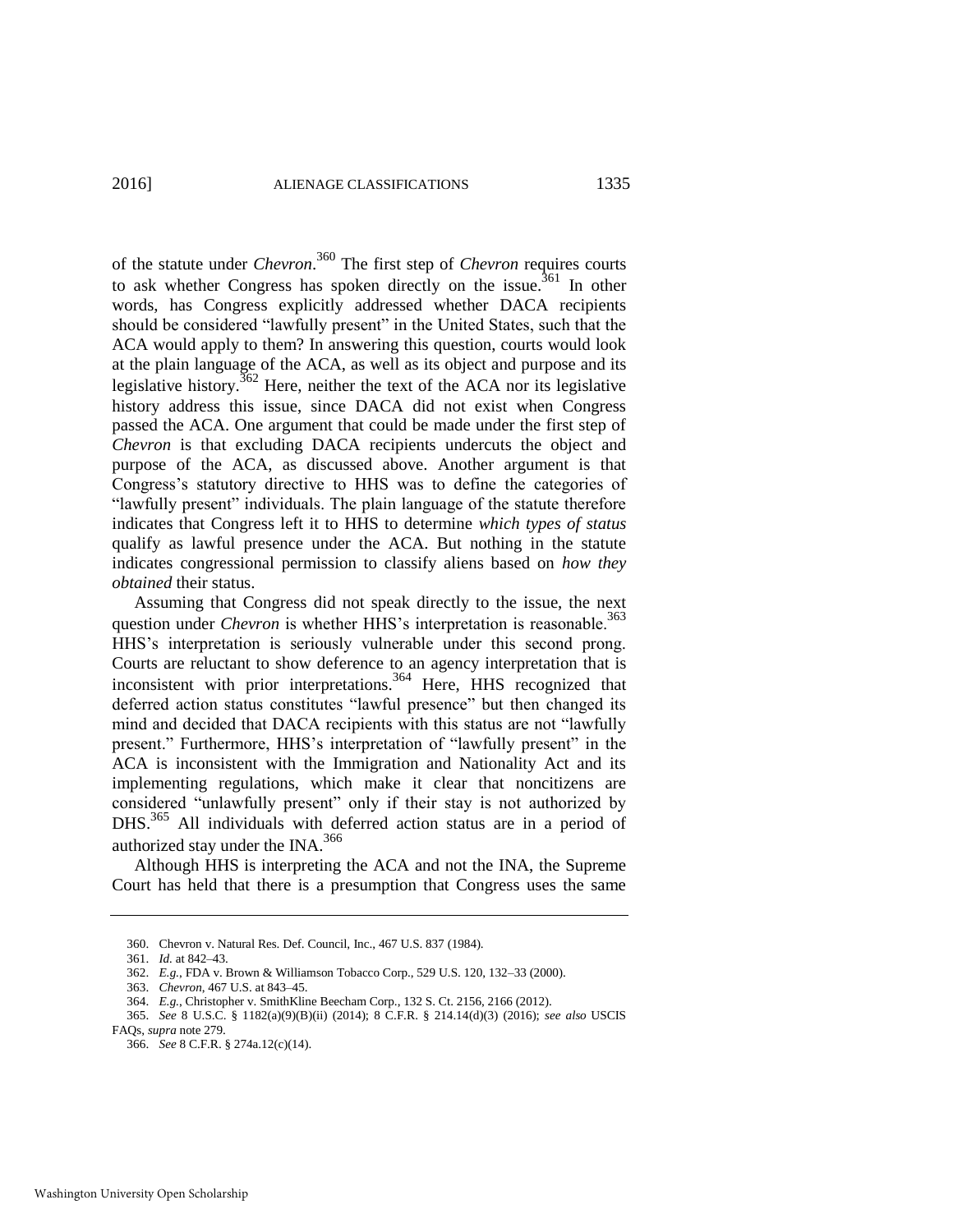of the statute under *Chevron*.[360] The first step of *Chevron* requires courts to ask whether Congress has spoken directly on the issue.[361] In other words, has Congress explicitly addressed whether DACA recipients should be considered "lawfully present" in the United States, such that the ACA would apply to them? In answering this question, courts would look at the plain language of the ACA, as well as its object and purpose and its legislative history.[362] Here, neither the text of the ACA nor its legislative history address this issue, since DACA did not exist when Congress passed the ACA. One argument that could be made under the first step of *Chevron* is that excluding DACA recipients undercuts the object and purpose of the ACA, as discussed above. Another argument is that Congress's statutory directive to HHS was to define the categories of "lawfully present" individuals. The plain language of the statute therefore indicates that Congress left it to HHS to determine *which types of status* qualify as lawful presence under the ACA. But nothing in the statute indicates congressional permission to classify aliens based on *how they obtained* their status.

Assuming that Congress did not speak directly to the issue, the next question under *Chevron* is whether HHS's interpretation is reasonable.[363] HHS's interpretation is seriously vulnerable under this second prong. Courts are reluctant to show deference to an agency interpretation that is inconsistent with prior interpretations.[364] Here, HHS recognized that deferred action status constitutes "lawful presence" but then changed its mind and decided that DACA recipients with this status are not "lawfully present." Furthermore, HHS's interpretation of "lawfully present" in the ACA is inconsistent with the Immigration and Nationality Act and its implementing regulations, which make it clear that noncitizens are considered "unlawfully present" only if their stay is not authorized by DHS.[365] All individuals with deferred action status are in a period of authorized stay under the INA.[366]

Although HHS is interpreting the ACA and not the INA, the Supreme Court has held that there is a presumption that Congress uses the same

---

360. Chevron v. Natural Res. Def. Council, Inc., 467 U.S. 837 (1984).

361. *Id.* at 842–43.

362. *E.g.*, FDA v. Brown & Williamson Tobacco Corp., 529 U.S. 120, 132–33 (2000).

363. *Chevron*, 467 U.S. at 843–45.

364. *E.g.*, Christopher v. SmithKline Beecham Corp., 132 S. Ct. 2156, 2166 (2012).

365. *See* 8 U.S.C. § 1182(a)(9)(B)(ii) (2014); 8 C.F.R. § 214.14(d)(3) (2016); *see also* USCIS FAQs, *supra* note 279.

366. *See* 8 C.F.R. § 274a.12(c)(14).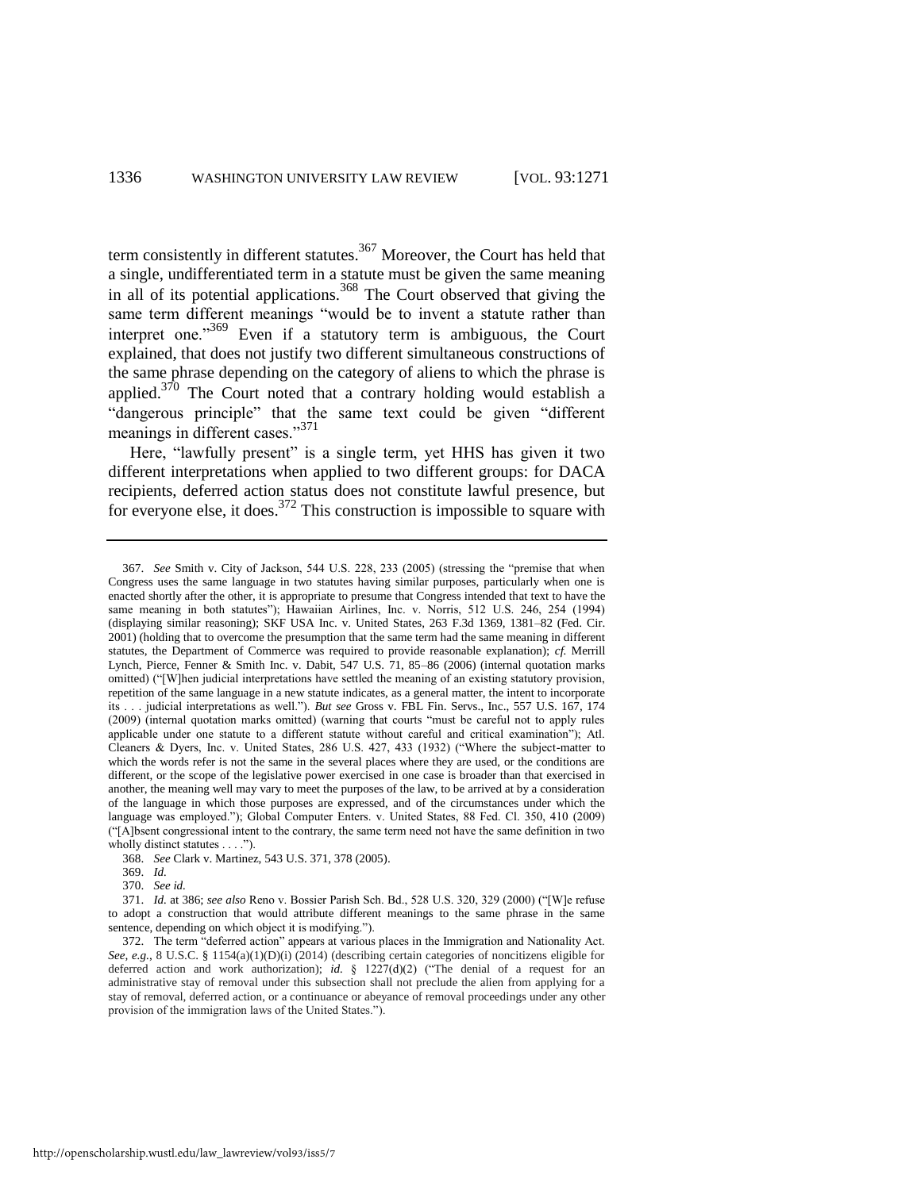term consistently in different statutes.[367] Moreover, the Court has held that a single, undifferentiated term in a statute must be given the same meaning in all of its potential applications.[368] The Court observed that giving the same term different meanings "would be to invent a statute rather than interpret one."[369] Even if a statutory term is ambiguous, the Court explained, that does not justify two different simultaneous constructions of the same phrase depending on the category of aliens to which the phrase is applied.[370] The Court noted that a contrary holding would establish a "dangerous principle" that the same text could be given "different meanings in different cases."[371]

Here, "lawfully present" is a single term, yet HHS has given it two different interpretations when applied to two different groups: for DACA recipients, deferred action status does not constitute lawful presence, but for everyone else, it does.[372] This construction is impossible to square with

---

367. *See* Smith v. City of Jackson, 544 U.S. 228, 233 (2005) (stressing the "premise that when Congress uses the same language in two statutes having similar purposes, particularly when one is enacted shortly after the other, it is appropriate to presume that Congress intended that text to have the same meaning in both statutes"); Hawaiian Airlines, Inc. v. Norris, 512 U.S. 246, 254 (1994) (displaying similar reasoning); SKF USA Inc. v. United States, 263 F.3d 1369, 1381–82 (Fed. Cir. 2001) (holding that to overcome the presumption that the same term had the same meaning in different statutes, the Department of Commerce was required to provide reasonable explanation); *cf.* Merrill Lynch, Pierce, Fenner & Smith Inc. v. Dabit, 547 U.S. 71, 85–86 (2006) (internal quotation marks omitted) ("[W]hen judicial interpretations have settled the meaning of an existing statutory provision, repetition of the same language in a new statute indicates, as a general matter, the intent to incorporate its . . . judicial interpretations as well."). *But see* Gross v. FBL Fin. Servs., Inc., 557 U.S. 167, 174 (2009) (internal quotation marks omitted) (warning that courts "must be careful not to apply rules applicable under one statute to a different statute without careful and critical examination"); Atl. Cleaners & Dyers, Inc. v. United States, 286 U.S. 427, 433 (1932) ("Where the subject-matter to which the words refer is not the same in the several places where they are used, or the conditions are different, or the scope of the legislative power exercised in one case is broader than that exercised in another, the meaning well may vary to meet the purposes of the law, to be arrived at by a consideration of the language in which those purposes are expressed, and of the circumstances under which the language was employed."); Global Computer Enters. v. United States, 88 Fed. Cl. 350, 410 (2009) ("[A]bsent congressional intent to the contrary, the same term need not have the same definition in two wholly distinct statutes . . . .").

368. *See* Clark v. Martinez, 543 U.S. 371, 378 (2005).

369. *Id.*

370. *See id.*

371. *Id.* at 386; *see also* Reno v. Bossier Parish Sch. Bd., 528 U.S. 320, 329 (2000) ("[W]e refuse to adopt a construction that would attribute different meanings to the same phrase in the same sentence, depending on which object it is modifying.").

372. The term "deferred action" appears at various places in the Immigration and Nationality Act. *See, e.g.*, 8 U.S.C. § 1154(a)(1)(D)(i) (2014) (describing certain categories of noncitizens eligible for deferred action and work authorization); *id.* § 1227(d)(2) ("The denial of a request for an administrative stay of removal under this subsection shall not preclude the alien from applying for a stay of removal, deferred action, or a continuance or abeyance of removal proceedings under any other provision of the immigration laws of the United States.").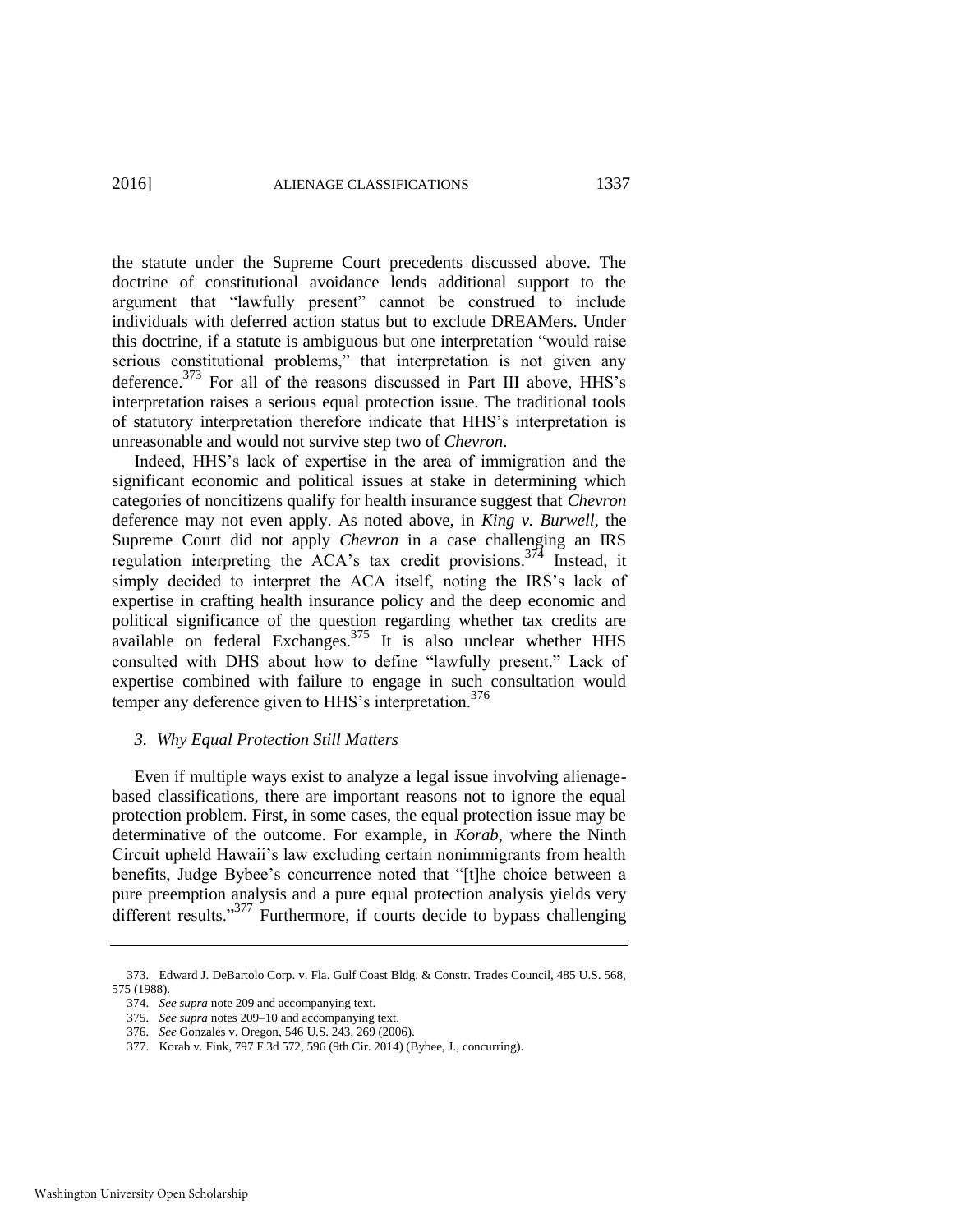the statute under the Supreme Court precedents discussed above. The doctrine of constitutional avoidance lends additional support to the argument that "lawfully present" cannot be construed to include individuals with deferred action status but to exclude DREAMers. Under this doctrine, if a statute is ambiguous but one interpretation "would raise serious constitutional problems," that interpretation is not given any deference.[373] For all of the reasons discussed in Part III above, HHS's interpretation raises a serious equal protection issue. The traditional tools of statutory interpretation therefore indicate that HHS's interpretation is unreasonable and would not survive step two of *Chevron*.

Indeed, HHS's lack of expertise in the area of immigration and the significant economic and political issues at stake in determining which categories of noncitizens qualify for health insurance suggest that *Chevron* deference may not even apply. As noted above, in *King v. Burwell*, the Supreme Court did not apply *Chevron* in a case challenging an IRS regulation interpreting the ACA's tax credit provisions.[374] Instead, it simply decided to interpret the ACA itself, noting the IRS's lack of expertise in crafting health insurance policy and the deep economic and political significance of the question regarding whether tax credits are available on federal Exchanges.[375] It is also unclear whether HHS consulted with DHS about how to define "lawfully present." Lack of expertise combined with failure to engage in such consultation would temper any deference given to HHS's interpretation.[376]

### *3. Why Equal Protection Still Matters*

Even if multiple ways exist to analyze a legal issue involving alienage-based classifications, there are important reasons not to ignore the equal protection problem. First, in some cases, the equal protection issue may be determinative of the outcome. For example, in *Korab*, where the Ninth Circuit upheld Hawaii's law excluding certain nonimmigrants from health benefits, Judge Bybee's concurrence noted that "[t]he choice between a pure preemption analysis and a pure equal protection analysis yields very different results."[377] Furthermore, if courts decide to bypass challenging

---

373. Edward J. DeBartolo Corp. v. Fla. Gulf Coast Bldg. & Constr. Trades Council, 485 U.S. 568, 575 (1988).

374. *See supra* note 209 and accompanying text.

375. *See supra* notes 209–10 and accompanying text.

376. *See* Gonzales v. Oregon, 546 U.S. 243, 269 (2006).

377. Korab v. Fink, 797 F.3d 572, 596 (9th Cir. 2014) (Bybee, J., concurring).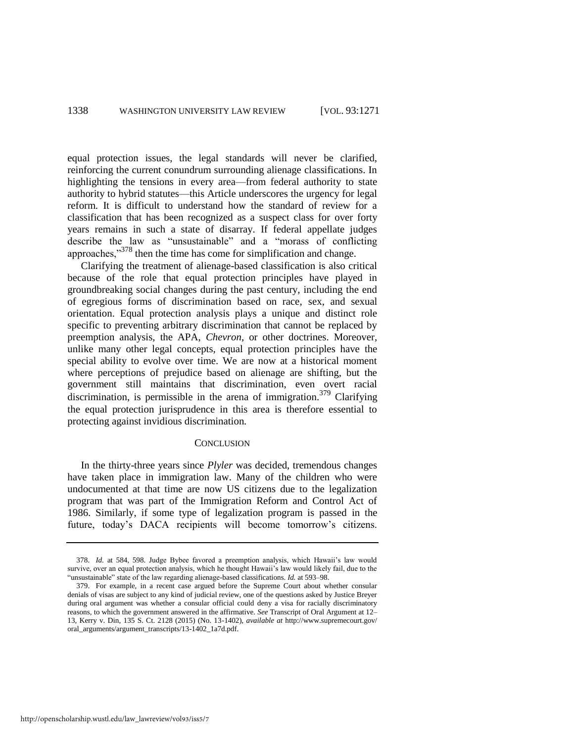equal protection issues, the legal standards will never be clarified, reinforcing the current conundrum surrounding alienage classifications. In highlighting the tensions in every area—from federal authority to state authority to hybrid statutes—this Article underscores the urgency for legal reform. It is difficult to understand how the standard of review for a classification that has been recognized as a suspect class for over forty years remains in such a state of disarray. If federal appellate judges describe the law as "unsustainable" and a "morass of conflicting approaches,"[378] then the time has come for simplification and change.

Clarifying the treatment of alienage-based classification is also critical because of the role that equal protection principles have played in groundbreaking social changes during the past century, including the end of egregious forms of discrimination based on race, sex, and sexual orientation. Equal protection analysis plays a unique and distinct role specific to preventing arbitrary discrimination that cannot be replaced by preemption analysis, the APA, *Chevron*, or other doctrines. Moreover, unlike many other legal concepts, equal protection principles have the special ability to evolve over time. We are now at a historical moment where perceptions of prejudice based on alienage are shifting, but the government still maintains that discrimination, even overt racial discrimination, is permissible in the arena of immigration.[379] Clarifying the equal protection jurisprudence in this area is therefore essential to protecting against invidious discrimination.

## CONCLUSION

In the thirty-three years since *Plyler* was decided, tremendous changes have taken place in immigration law. Many of the children who were undocumented at that time are now US citizens due to the legalization program that was part of the Immigration Reform and Control Act of 1986. Similarly, if some type of legalization program is passed in the future, today's DACA recipients will become tomorrow's citizens.

---

378. *Id.* at 584, 598. Judge Bybee favored a preemption analysis, which Hawaii's law would survive, over an equal protection analysis, which he thought Hawaii's law would likely fail, due to the "unsustainable" state of the law regarding alienage-based classifications. *Id.* at 593–98.

379. For example, in a recent case argued before the Supreme Court about whether consular denials of visas are subject to any kind of judicial review, one of the questions asked by Justice Breyer during oral argument was whether a consular official could deny a visa for racially discriminatory reasons, to which the government answered in the affirmative. *See* Transcript of Oral Argument at 12–13, Kerry v. Din, 135 S. Ct. 2128 (2015) (No. 13-1402), *available at* http://www.supremecourt.gov/oral_arguments/argument_transcripts/13-1402_1a7d.pdf.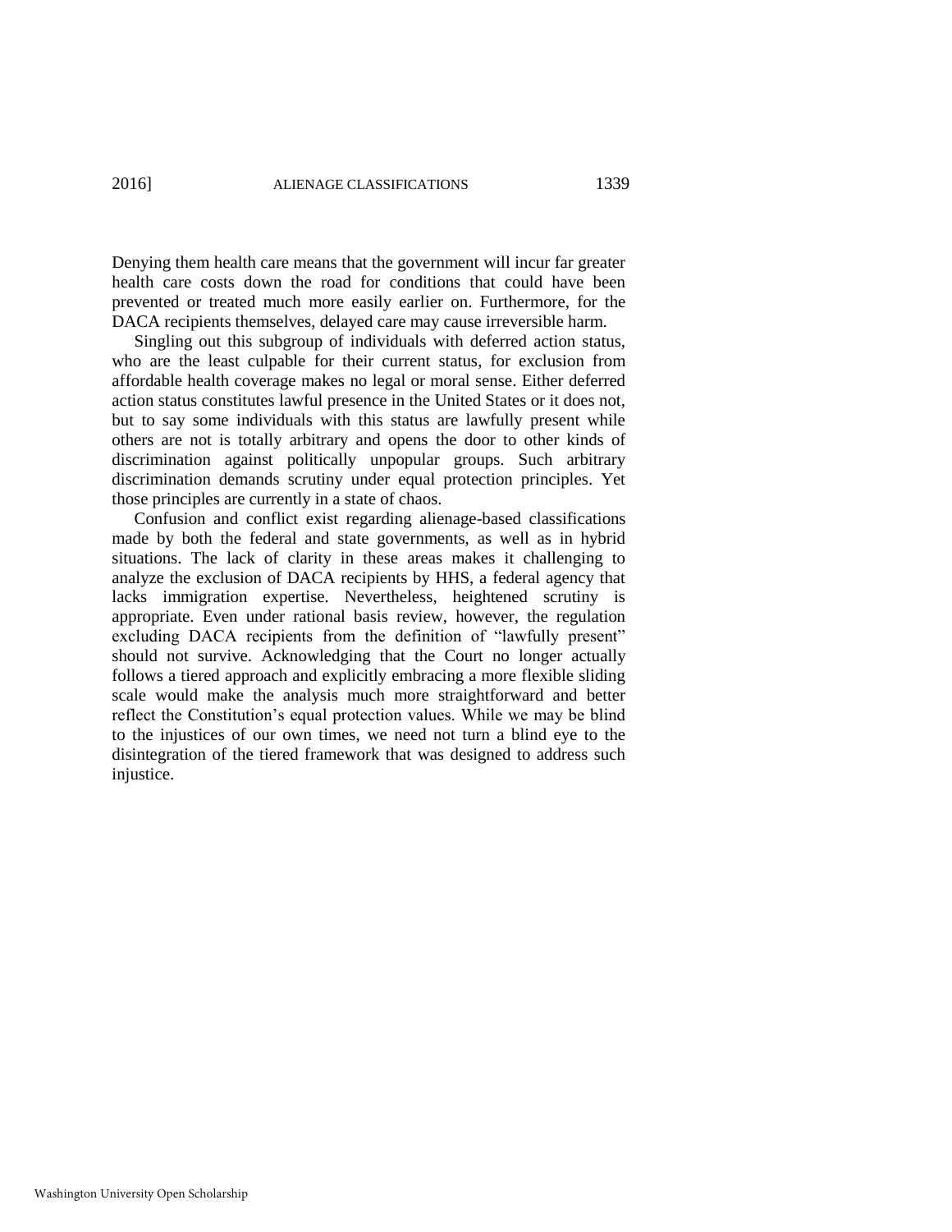Denying them health care means that the government will incur far greater health care costs down the road for conditions that could have been prevented or treated much more easily earlier on. Furthermore, for the DACA recipients themselves, delayed care may cause irreversible harm.

Singling out this subgroup of individuals with deferred action status, who are the least culpable for their current status, for exclusion from affordable health coverage makes no legal or moral sense. Either deferred action status constitutes lawful presence in the United States or it does not, but to say some individuals with this status are lawfully present while others are not is totally arbitrary and opens the door to other kinds of discrimination against politically unpopular groups. Such arbitrary discrimination demands scrutiny under equal protection principles. Yet those principles are currently in a state of chaos.

Confusion and conflict exist regarding alienage-based classifications made by both the federal and state governments, as well as in hybrid situations. The lack of clarity in these areas makes it challenging to analyze the exclusion of DACA recipients by HHS, a federal agency that lacks immigration expertise. Nevertheless, heightened scrutiny is appropriate. Even under rational basis review, however, the regulation excluding DACA recipients from the definition of "lawfully present" should not survive. Acknowledging that the Court no longer actually follows a tiered approach and explicitly embracing a more flexible sliding scale would make the analysis much more straightforward and better reflect the Constitution's equal protection values. While we may be blind to the injustices of our own times, we need not turn a blind eye to the disintegration of the tiered framework that was designed to address such injustice.